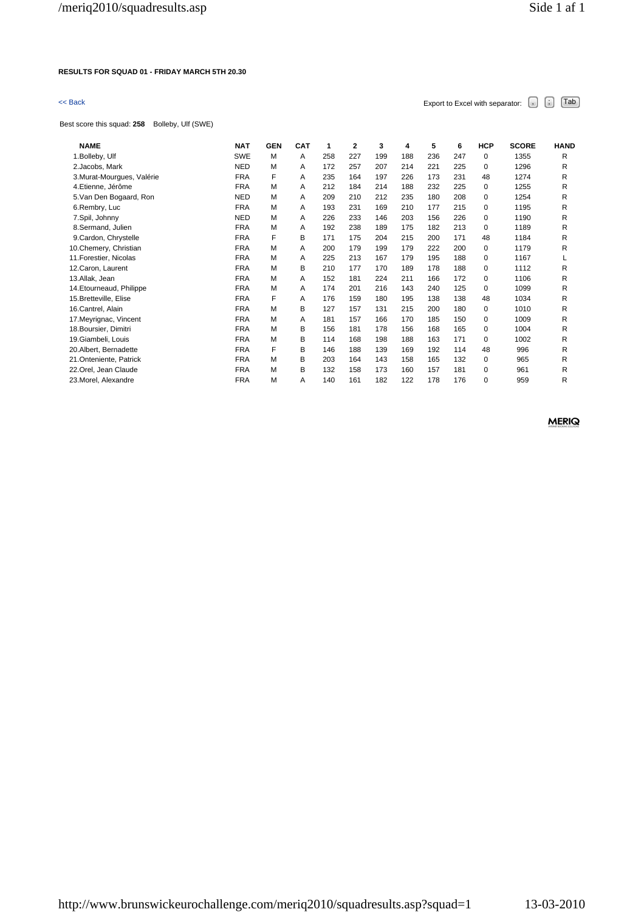**RESULTS FOR SQUAD 01 - FRIDAY MARCH 5TH 20.30**

<< Back

Export to Excel with separator: , ; Tab

Best score this squad: **258** Bolleby, Ulf (SWE)

| NAME | NAT | GEN | CAT | 1 | 2 | 3 | 4 | 5 | 6 | HCP | SCORE | HAND |
|---|---|---|---|---|---|---|---|---|---|---|---|---|
| 1.Bolleby, Ulf | SWE | M | A | 258 | 227 | 199 | 188 | 236 | 247 | 0 | 1355 | R |
| 2.Jacobs, Mark | NED | M | A | 172 | 257 | 207 | 214 | 221 | 225 | 0 | 1296 | R |
| 3.Murat-Mourgues, Valérie | FRA | F | A | 235 | 164 | 197 | 226 | 173 | 231 | 48 | 1274 | R |
| 4.Etienne, Jérôme | FRA | M | A | 212 | 184 | 214 | 188 | 232 | 225 | 0 | 1255 | R |
| 5.Van Den Bogaard, Ron | NED | M | A | 209 | 210 | 212 | 235 | 180 | 208 | 0 | 1254 | R |
| 6.Rembry, Luc | FRA | M | A | 193 | 231 | 169 | 210 | 177 | 215 | 0 | 1195 | R |
| 7.Spil, Johnny | NED | M | A | 226 | 233 | 146 | 203 | 156 | 226 | 0 | 1190 | R |
| 8.Sermand, Julien | FRA | M | A | 192 | 238 | 189 | 175 | 182 | 213 | 0 | 1189 | R |
| 9.Cardon, Chrystelle | FRA | F | B | 171 | 175 | 204 | 215 | 200 | 171 | 48 | 1184 | R |
| 10.Chemery, Christian | FRA | M | A | 200 | 179 | 199 | 179 | 222 | 200 | 0 | 1179 | R |
| 11.Forestier, Nicolas | FRA | M | A | 225 | 213 | 167 | 179 | 195 | 188 | 0 | 1167 | L |
| 12.Caron, Laurent | FRA | M | B | 210 | 177 | 170 | 189 | 178 | 188 | 0 | 1112 | R |
| 13.Allak, Jean | FRA | M | A | 152 | 181 | 224 | 211 | 166 | 172 | 0 | 1106 | R |
| 14.Etourneaud, Philippe | FRA | M | A | 174 | 201 | 216 | 143 | 240 | 125 | 0 | 1099 | R |
| 15.Bretteville, Elise | FRA | F | A | 176 | 159 | 180 | 195 | 138 | 138 | 48 | 1034 | R |
| 16.Cantrel, Alain | FRA | M | B | 127 | 157 | 131 | 215 | 200 | 180 | 0 | 1010 | R |
| 17.Meyrignac, Vincent | FRA | M | A | 181 | 157 | 166 | 170 | 185 | 150 | 0 | 1009 | R |
| 18.Boursier, Dimitri | FRA | M | B | 156 | 181 | 178 | 156 | 168 | 165 | 0 | 1004 | R |
| 19.Giambeli, Louis | FRA | M | B | 114 | 168 | 198 | 188 | 163 | 171 | 0 | 1002 | R |
| 20.Albert, Bernadette | FRA | F | B | 146 | 188 | 139 | 169 | 192 | 114 | 48 | 996 | R |
| 21.Onteniente, Patrick | FRA | M | B | 203 | 164 | 143 | 158 | 165 | 132 | 0 | 965 | R |
| 22.Orel, Jean Claude | FRA | M | B | 132 | 158 | 173 | 160 | 157 | 181 | 0 | 961 | R |
| 23.Morel, Alexandre | FRA | M | A | 140 | 161 | 182 | 122 | 178 | 176 | 0 | 959 | R |

MERIQ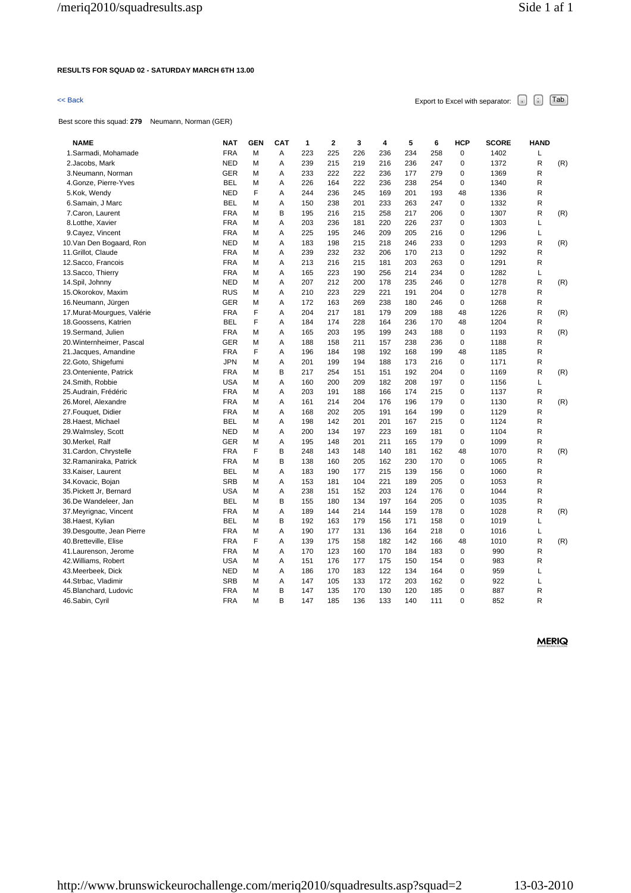**RESULTS FOR SQUAD 02 - SATURDAY MARCH 6TH 13.00**

<< Back

Export to Excel with separator: , ; Tab

Best score this squad: **279** Neumann, Norman (GER)

| NAME | NAT | GEN | CAT | 1 | 2 | 3 | 4 | 5 | 6 | HCP | SCORE | HAND | |
|---|---|---|---|---|---|---|---|---|---|---|---|---|---|
| 1.Sarmadi, Mohamade | FRA | M | A | 223 | 225 | 226 | 236 | 234 | 258 | 0 | 1402 | L | |
| 2.Jacobs, Mark | NED | M | A | 239 | 215 | 219 | 216 | 236 | 247 | 0 | 1372 | R | (R) |
| 3.Neumann, Norman | GER | M | A | 233 | 222 | 222 | 236 | 177 | 279 | 0 | 1369 | R | |
| 4.Gonze, Pierre-Yves | BEL | M | A | 226 | 164 | 222 | 236 | 238 | 254 | 0 | 1340 | R | |
| 5.Kok, Wendy | NED | F | A | 244 | 236 | 245 | 169 | 201 | 193 | 48 | 1336 | R | |
| 6.Samain, J Marc | BEL | M | A | 150 | 238 | 201 | 233 | 263 | 247 | 0 | 1332 | R | |
| 7.Caron, Laurent | FRA | M | B | 195 | 216 | 215 | 258 | 217 | 206 | 0 | 1307 | R | (R) |
| 8.Lotthe, Xavier | FRA | M | A | 203 | 236 | 181 | 220 | 226 | 237 | 0 | 1303 | L | |
| 9.Cayez, Vincent | FRA | M | A | 225 | 195 | 246 | 209 | 205 | 216 | 0 | 1296 | L | |
| 10.Van Den Bogaard, Ron | NED | M | A | 183 | 198 | 215 | 218 | 246 | 233 | 0 | 1293 | R | (R) |
| 11.Grillot, Claude | FRA | M | A | 239 | 232 | 232 | 206 | 170 | 213 | 0 | 1292 | R | |
| 12.Sacco, Francois | FRA | M | A | 213 | 216 | 215 | 181 | 203 | 263 | 0 | 1291 | R | |
| 13.Sacco, Thierry | FRA | M | A | 165 | 223 | 190 | 256 | 214 | 234 | 0 | 1282 | L | |
| 14.Spil, Johnny | NED | M | A | 207 | 212 | 200 | 178 | 235 | 246 | 0 | 1278 | R | (R) |
| 15.Okorokov, Maxim | RUS | M | A | 210 | 223 | 229 | 221 | 191 | 204 | 0 | 1278 | R | |
| 16.Neumann, Jürgen | GER | M | A | 172 | 163 | 269 | 238 | 180 | 246 | 0 | 1268 | R | |
| 17.Murat-Mourgues, Valérie | FRA | F | A | 204 | 217 | 181 | 179 | 209 | 188 | 48 | 1226 | R | (R) |
| 18.Goossens, Katrien | BEL | F | A | 184 | 174 | 228 | 164 | 236 | 170 | 48 | 1204 | R | |
| 19.Sermand, Julien | FRA | M | A | 165 | 203 | 195 | 199 | 243 | 188 | 0 | 1193 | R | (R) |
| 20.Winternheimer, Pascal | GER | M | A | 188 | 158 | 211 | 157 | 238 | 236 | 0 | 1188 | R | |
| 21.Jacques, Amandine | FRA | F | A | 196 | 184 | 198 | 192 | 168 | 199 | 48 | 1185 | R | |
| 22.Goto, Shigefumi | JPN | M | A | 201 | 199 | 194 | 188 | 173 | 216 | 0 | 1171 | R | |
| 23.Onteniente, Patrick | FRA | M | B | 217 | 254 | 151 | 151 | 192 | 204 | 0 | 1169 | R | (R) |
| 24.Smith, Robbie | USA | M | A | 160 | 200 | 209 | 182 | 208 | 197 | 0 | 1156 | L | |
| 25.Audrain, Frédéric | FRA | M | A | 203 | 191 | 188 | 166 | 174 | 215 | 0 | 1137 | R | |
| 26.Morel, Alexandre | FRA | M | A | 161 | 214 | 204 | 176 | 196 | 179 | 0 | 1130 | R | (R) |
| 27.Fouquet, Didier | FRA | M | A | 168 | 202 | 205 | 191 | 164 | 199 | 0 | 1129 | R | |
| 28.Haest, Michael | BEL | M | A | 198 | 142 | 201 | 201 | 167 | 215 | 0 | 1124 | R | |
| 29.Walmsley, Scott | NED | M | A | 200 | 134 | 197 | 223 | 169 | 181 | 0 | 1104 | R | |
| 30.Merkel, Ralf | GER | M | A | 195 | 148 | 201 | 211 | 165 | 179 | 0 | 1099 | R | |
| 31.Cardon, Chrystelle | FRA | F | B | 248 | 143 | 148 | 140 | 181 | 162 | 48 | 1070 | R | (R) |
| 32.Ramaniraka, Patrick | FRA | M | B | 138 | 160 | 205 | 162 | 230 | 170 | 0 | 1065 | R | |
| 33.Kaiser, Laurent | BEL | M | A | 183 | 190 | 177 | 215 | 139 | 156 | 0 | 1060 | R | |
| 34.Kovacic, Bojan | SRB | M | A | 153 | 181 | 104 | 221 | 189 | 205 | 0 | 1053 | R | |
| 35.Pickett Jr, Bernard | USA | M | A | 238 | 151 | 152 | 203 | 124 | 176 | 0 | 1044 | R | |
| 36.De Wandeleer, Jan | BEL | M | B | 155 | 180 | 134 | 197 | 164 | 205 | 0 | 1035 | R | |
| 37.Meyrignac, Vincent | FRA | M | A | 189 | 144 | 214 | 144 | 159 | 178 | 0 | 1028 | R | (R) |
| 38.Haest, Kylian | BEL | M | B | 192 | 163 | 179 | 156 | 171 | 158 | 0 | 1019 | L | |
| 39.Desgoutte, Jean Pierre | FRA | M | A | 190 | 177 | 131 | 136 | 164 | 218 | 0 | 1016 | L | |
| 40.Bretteville, Elise | FRA | F | A | 139 | 175 | 158 | 182 | 142 | 166 | 48 | 1010 | R | (R) |
| 41.Laurenson, Jerome | FRA | M | A | 170 | 123 | 160 | 170 | 184 | 183 | 0 | 990 | R | |
| 42.Williams, Robert | USA | M | A | 151 | 176 | 177 | 175 | 150 | 154 | 0 | 983 | R | |
| 43.Meerbeek, Dick | NED | M | A | 186 | 170 | 183 | 122 | 134 | 164 | 0 | 959 | L | |
| 44.Strbac, Vladimir | SRB | M | A | 147 | 105 | 133 | 172 | 203 | 162 | 0 | 922 | L | |
| 45.Blanchard, Ludovic | FRA | M | B | 147 | 135 | 170 | 130 | 120 | 185 | 0 | 887 | R | |
| 46.Sabin, Cyril | FRA | M | B | 147 | 185 | 136 | 133 | 140 | 111 | 0 | 852 | R | |

MERIQ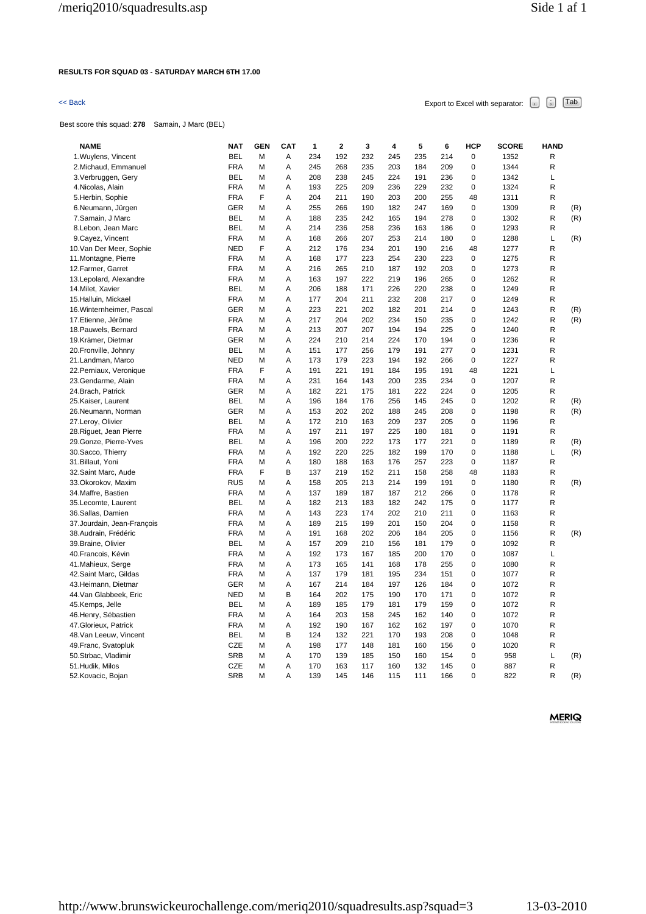**RESULTS FOR SQUAD 03 - SATURDAY MARCH 6TH 17.00**

<< Back

Export to Excel with separator: , ; Tab

Best score this squad: **278** Samain, J Marc (BEL)

| NAME | NAT | GEN | CAT | 1 | 2 | 3 | 4 | 5 | 6 | HCP | SCORE | HAND | |
|---|---|---|---|---|---|---|---|---|---|---|---|---|---|
| 1.Wuylens, Vincent | BEL | M | A | 234 | 192 | 232 | 245 | 235 | 214 | 0 | 1352 | R | |
| 2.Michaud, Emmanuel | FRA | M | A | 245 | 268 | 235 | 203 | 184 | 209 | 0 | 1344 | R | |
| 3.Verbruggen, Gery | BEL | M | A | 208 | 238 | 245 | 224 | 191 | 236 | 0 | 1342 | L | |
| 4.Nicolas, Alain | FRA | M | A | 193 | 225 | 209 | 236 | 229 | 232 | 0 | 1324 | R | |
| 5.Herbin, Sophie | FRA | F | A | 204 | 211 | 190 | 203 | 200 | 255 | 48 | 1311 | R | |
| 6.Neumann, Jürgen | GER | M | A | 255 | 266 | 190 | 182 | 247 | 169 | 0 | 1309 | R | (R) |
| 7.Samain, J Marc | BEL | M | A | 188 | 235 | 242 | 165 | 194 | 278 | 0 | 1302 | R | (R) |
| 8.Lebon, Jean Marc | BEL | M | A | 214 | 236 | 258 | 236 | 163 | 186 | 0 | 1293 | R | |
| 9.Cayez, Vincent | FRA | M | A | 168 | 266 | 207 | 253 | 214 | 180 | 0 | 1288 | L | (R) |
| 10.Van Der Meer, Sophie | NED | F | A | 212 | 176 | 234 | 201 | 190 | 216 | 48 | 1277 | R | |
| 11.Montagne, Pierre | FRA | M | A | 168 | 177 | 223 | 254 | 230 | 223 | 0 | 1275 | R | |
| 12.Farmer, Garret | FRA | M | A | 216 | 265 | 210 | 187 | 192 | 203 | 0 | 1273 | R | |
| 13.Lepolard, Alexandre | FRA | M | A | 163 | 197 | 222 | 219 | 196 | 265 | 0 | 1262 | R | |
| 14.Milet, Xavier | BEL | M | A | 206 | 188 | 171 | 226 | 220 | 238 | 0 | 1249 | R | |
| 15.Halluin, Mickael | FRA | M | A | 177 | 204 | 211 | 232 | 208 | 217 | 0 | 1249 | R | |
| 16.Winternheimer, Pascal | GER | M | A | 223 | 221 | 202 | 182 | 201 | 214 | 0 | 1243 | R | (R) |
| 17.Etienne, Jérôme | FRA | M | A | 217 | 204 | 202 | 234 | 150 | 235 | 0 | 1242 | R | (R) |
| 18.Pauwels, Bernard | FRA | M | A | 213 | 207 | 207 | 194 | 194 | 225 | 0 | 1240 | R | |
| 19.Krämer, Dietmar | GER | M | A | 224 | 210 | 214 | 224 | 170 | 194 | 0 | 1236 | R | |
| 20.Fronville, Johnny | BEL | M | A | 151 | 177 | 256 | 179 | 191 | 277 | 0 | 1231 | R | |
| 21.Landman, Marco | NED | M | A | 173 | 179 | 223 | 194 | 192 | 266 | 0 | 1227 | R | |
| 22.Perniaux, Veronique | FRA | F | A | 191 | 221 | 191 | 184 | 195 | 191 | 48 | 1221 | L | |
| 23.Gendarme, Alain | FRA | M | A | 231 | 164 | 143 | 200 | 235 | 234 | 0 | 1207 | R | |
| 24.Brach, Patrick | GER | M | A | 182 | 221 | 175 | 181 | 222 | 224 | 0 | 1205 | R | |
| 25.Kaiser, Laurent | BEL | M | A | 196 | 184 | 176 | 256 | 145 | 245 | 0 | 1202 | R | (R) |
| 26.Neumann, Norman | GER | M | A | 153 | 202 | 202 | 188 | 245 | 208 | 0 | 1198 | R | (R) |
| 27.Leroy, Olivier | BEL | M | A | 172 | 210 | 163 | 209 | 237 | 205 | 0 | 1196 | R | |
| 28.Riguet, Jean Pierre | FRA | M | A | 197 | 211 | 197 | 225 | 180 | 181 | 0 | 1191 | R | |
| 29.Gonze, Pierre-Yves | BEL | M | A | 196 | 200 | 222 | 173 | 177 | 221 | 0 | 1189 | R | (R) |
| 30.Sacco, Thierry | FRA | M | A | 192 | 220 | 225 | 182 | 199 | 170 | 0 | 1188 | L | (R) |
| 31.Billaut, Yoni | FRA | M | A | 180 | 188 | 163 | 176 | 257 | 223 | 0 | 1187 | R | |
| 32.Saint Marc, Aude | FRA | F | B | 137 | 219 | 152 | 211 | 158 | 258 | 48 | 1183 | R | |
| 33.Okorokov, Maxim | RUS | M | A | 158 | 205 | 213 | 214 | 199 | 191 | 0 | 1180 | R | (R) |
| 34.Maffre, Bastien | FRA | M | A | 137 | 189 | 187 | 187 | 212 | 266 | 0 | 1178 | R | |
| 35.Lecomte, Laurent | BEL | M | A | 182 | 213 | 183 | 182 | 242 | 175 | 0 | 1177 | R | |
| 36.Sallas, Damien | FRA | M | A | 143 | 223 | 174 | 202 | 210 | 211 | 0 | 1163 | R | |
| 37.Jourdain, Jean-François | FRA | M | A | 189 | 215 | 199 | 201 | 150 | 204 | 0 | 1158 | R | |
| 38.Audrain, Frédéric | FRA | M | A | 191 | 168 | 202 | 206 | 184 | 205 | 0 | 1156 | R | (R) |
| 39.Braine, Olivier | BEL | M | A | 157 | 209 | 210 | 156 | 181 | 179 | 0 | 1092 | R | |
| 40.Francois, Kévin | FRA | M | A | 192 | 173 | 167 | 185 | 200 | 170 | 0 | 1087 | L | |
| 41.Mahieux, Serge | FRA | M | A | 173 | 165 | 141 | 168 | 178 | 255 | 0 | 1080 | R | |
| 42.Saint Marc, Gildas | FRA | M | A | 137 | 179 | 181 | 195 | 234 | 151 | 0 | 1077 | R | |
| 43.Heimann, Dietmar | GER | M | A | 167 | 214 | 184 | 197 | 126 | 184 | 0 | 1072 | R | |
| 44.Van Glabbeek, Eric | NED | M | B | 164 | 202 | 175 | 190 | 170 | 171 | 0 | 1072 | R | |
| 45.Kemps, Jelle | BEL | M | A | 189 | 185 | 179 | 181 | 179 | 159 | 0 | 1072 | R | |
| 46.Henry, Sébastien | FRA | M | A | 164 | 203 | 158 | 245 | 162 | 140 | 0 | 1072 | R | |
| 47.Glorieux, Patrick | FRA | M | A | 192 | 190 | 167 | 162 | 162 | 197 | 0 | 1070 | R | |
| 48.Van Leeuw, Vincent | BEL | M | B | 124 | 132 | 221 | 170 | 193 | 208 | 0 | 1048 | R | |
| 49.Franc, Svatopluk | CZE | M | A | 198 | 177 | 148 | 181 | 160 | 156 | 0 | 1020 | R | |
| 50.Strbac, Vladimir | SRB | M | A | 170 | 139 | 185 | 150 | 160 | 154 | 0 | 958 | L | (R) |
| 51.Hudik, Milos | CZE | M | A | 170 | 163 | 117 | 160 | 132 | 145 | 0 | 887 | R | |
| 52.Kovacic, Bojan | SRB | M | A | 139 | 145 | 146 | 115 | 111 | 166 | 0 | 822 | R | (R) |

MERIQ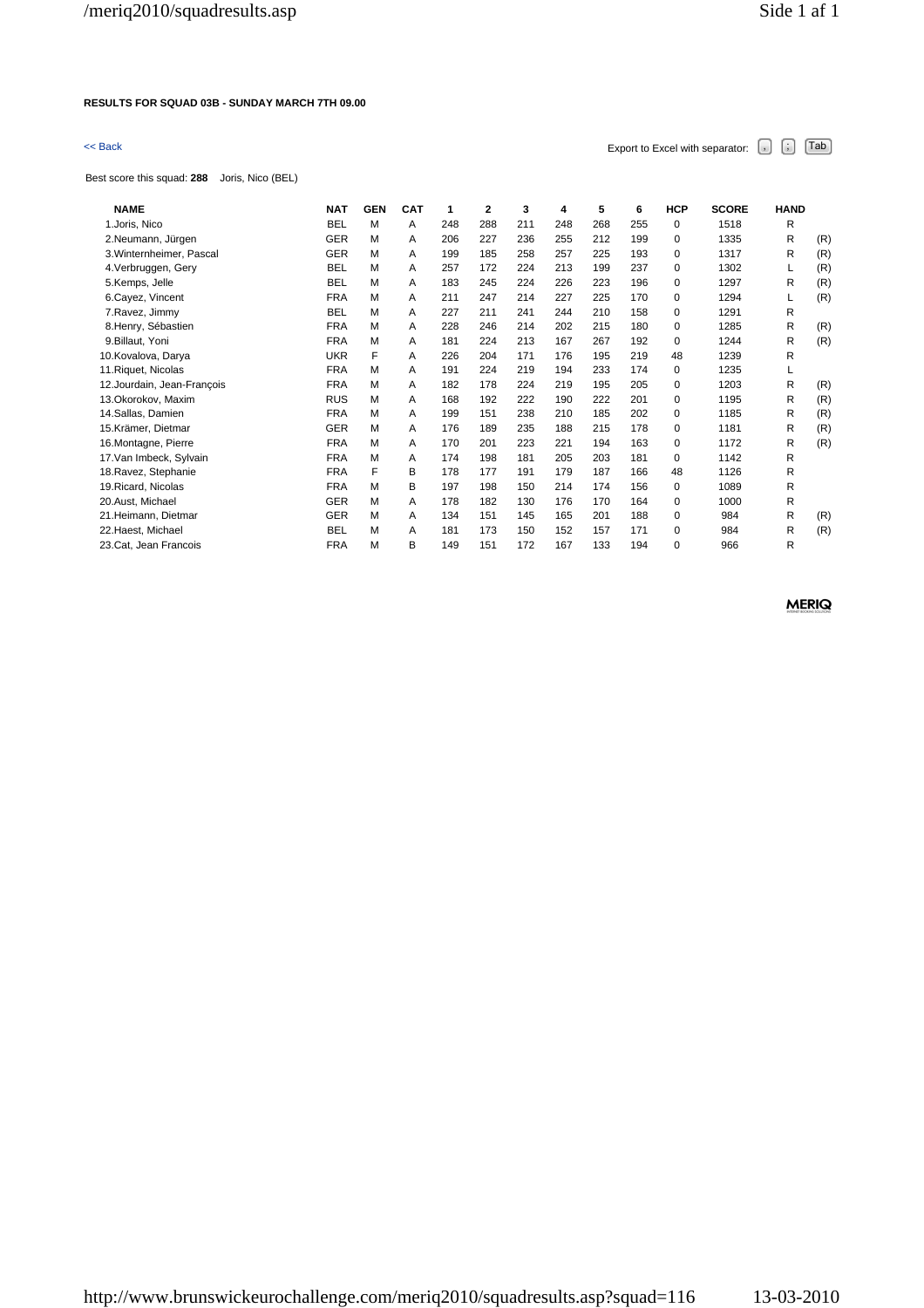**RESULTS FOR SQUAD 03B - SUNDAY MARCH 7TH 09.00**

<< Back

Export to Excel with separator: , ; Tab

Best score this squad: **288** Joris, Nico (BEL)

| NAME | NAT | GEN | CAT | 1 | 2 | 3 | 4 | 5 | 6 | HCP | SCORE | HAND | |
|---|---|---|---|---|---|---|---|---|---|---|---|---|---|
| 1.Joris, Nico | BEL | M | A | 248 | 288 | 211 | 248 | 268 | 255 | 0 | 1518 | R | |
| 2.Neumann, Jürgen | GER | M | A | 206 | 227 | 236 | 255 | 212 | 199 | 0 | 1335 | R | (R) |
| 3.Winternheimer, Pascal | GER | M | A | 199 | 185 | 258 | 257 | 225 | 193 | 0 | 1317 | R | (R) |
| 4.Verbruggen, Gery | BEL | M | A | 257 | 172 | 224 | 213 | 199 | 237 | 0 | 1302 | L | (R) |
| 5.Kemps, Jelle | BEL | M | A | 183 | 245 | 224 | 226 | 223 | 196 | 0 | 1297 | R | (R) |
| 6.Cayez, Vincent | FRA | M | A | 211 | 247 | 214 | 227 | 225 | 170 | 0 | 1294 | L | (R) |
| 7.Ravez, Jimmy | BEL | M | A | 227 | 211 | 241 | 244 | 210 | 158 | 0 | 1291 | R | |
| 8.Henry, Sébastien | FRA | M | A | 228 | 246 | 214 | 202 | 215 | 180 | 0 | 1285 | R | (R) |
| 9.Billaut, Yoni | FRA | M | A | 181 | 224 | 213 | 167 | 267 | 192 | 0 | 1244 | R | (R) |
| 10.Kovalova, Darya | UKR | F | A | 226 | 204 | 171 | 176 | 195 | 219 | 48 | 1239 | R | |
| 11.Riquet, Nicolas | FRA | M | A | 191 | 224 | 219 | 194 | 233 | 174 | 0 | 1235 | L | |
| 12.Jourdain, Jean-François | FRA | M | A | 182 | 178 | 224 | 219 | 195 | 205 | 0 | 1203 | R | (R) |
| 13.Okorokov, Maxim | RUS | M | A | 168 | 192 | 222 | 190 | 222 | 201 | 0 | 1195 | R | (R) |
| 14.Sallas, Damien | FRA | M | A | 199 | 151 | 238 | 210 | 185 | 202 | 0 | 1185 | R | (R) |
| 15.Krämer, Dietmar | GER | M | A | 176 | 189 | 235 | 188 | 215 | 178 | 0 | 1181 | R | (R) |
| 16.Montagne, Pierre | FRA | M | A | 170 | 201 | 223 | 221 | 194 | 163 | 0 | 1172 | R | (R) |
| 17.Van Imbeck, Sylvain | FRA | M | A | 174 | 198 | 181 | 205 | 203 | 181 | 0 | 1142 | R | |
| 18.Ravez, Stephanie | FRA | F | B | 178 | 177 | 191 | 179 | 187 | 166 | 48 | 1126 | R | |
| 19.Ricard, Nicolas | FRA | M | B | 197 | 198 | 150 | 214 | 174 | 156 | 0 | 1089 | R | |
| 20.Aust, Michael | GER | M | A | 178 | 182 | 130 | 176 | 170 | 164 | 0 | 1000 | R | |
| 21.Heimann, Dietmar | GER | M | A | 134 | 151 | 145 | 165 | 201 | 188 | 0 | 984 | R | (R) |
| 22.Haest, Michael | BEL | M | A | 181 | 173 | 150 | 152 | 157 | 171 | 0 | 984 | R | (R) |
| 23.Cat, Jean Francois | FRA | M | B | 149 | 151 | 172 | 167 | 133 | 194 | 0 | 966 | R | |

MERIQ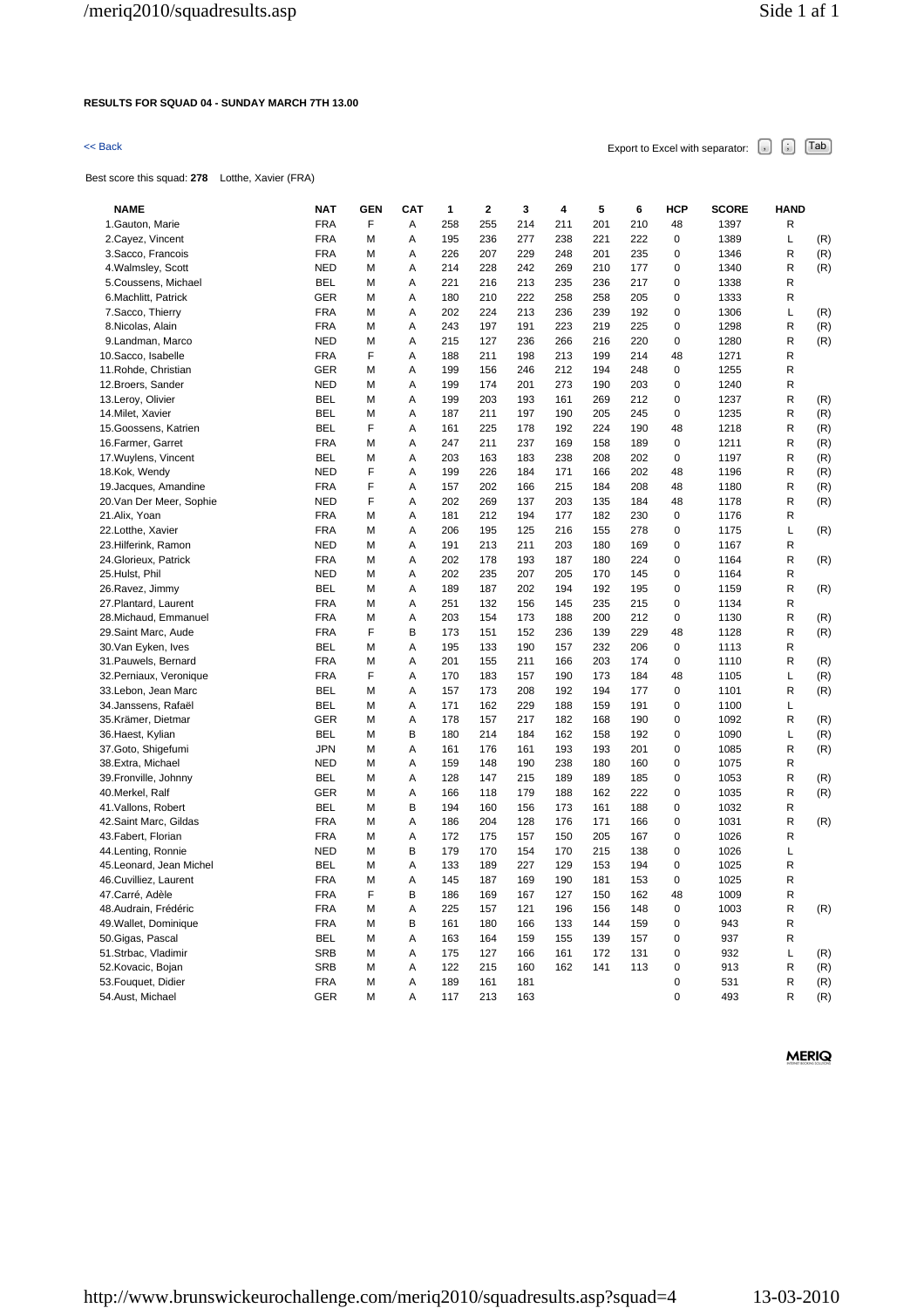**RESULTS FOR SQUAD 04 - SUNDAY MARCH 7TH 13.00**

<< Back

Export to Excel with separator: , ; Tab

Best score this squad: **278** Lotthe, Xavier (FRA)

| NAME | NAT | GEN | CAT | 1 | 2 | 3 | 4 | 5 | 6 | HCP | SCORE | HAND | |
|---|---|---|---|---|---|---|---|---|---|---|---|---|---|
| 1.Gauton, Marie | FRA | F | A | 258 | 255 | 214 | 211 | 201 | 210 | 48 | 1397 | R | |
| 2.Cayez, Vincent | FRA | M | A | 195 | 236 | 277 | 238 | 221 | 222 | 0 | 1389 | L | (R) |
| 3.Sacco, Francois | FRA | M | A | 226 | 207 | 229 | 248 | 201 | 235 | 0 | 1346 | R | (R) |
| 4.Walmsley, Scott | NED | M | A | 214 | 228 | 242 | 269 | 210 | 177 | 0 | 1340 | R | (R) |
| 5.Coussens, Michael | BEL | M | A | 221 | 216 | 213 | 235 | 236 | 217 | 0 | 1338 | R | |
| 6.Machlitt, Patrick | GER | M | A | 180 | 210 | 222 | 258 | 258 | 205 | 0 | 1333 | R | |
| 7.Sacco, Thierry | FRA | M | A | 202 | 224 | 213 | 236 | 239 | 192 | 0 | 1306 | L | (R) |
| 8.Nicolas, Alain | FRA | M | A | 243 | 197 | 191 | 223 | 219 | 225 | 0 | 1298 | R | (R) |
| 9.Landman, Marco | NED | M | A | 215 | 127 | 236 | 266 | 216 | 220 | 0 | 1280 | R | (R) |
| 10.Sacco, Isabelle | FRA | F | A | 188 | 211 | 198 | 213 | 199 | 214 | 48 | 1271 | R | |
| 11.Rohde, Christian | GER | M | A | 199 | 156 | 246 | 212 | 194 | 248 | 0 | 1255 | R | |
| 12.Broers, Sander | NED | M | A | 199 | 174 | 201 | 273 | 190 | 203 | 0 | 1240 | R | |
| 13.Leroy, Olivier | BEL | M | A | 199 | 203 | 193 | 161 | 269 | 212 | 0 | 1237 | R | (R) |
| 14.Milet, Xavier | BEL | M | A | 187 | 211 | 197 | 190 | 205 | 245 | 0 | 1235 | R | (R) |
| 15.Goossens, Katrien | BEL | F | A | 161 | 225 | 178 | 192 | 224 | 190 | 48 | 1218 | R | (R) |
| 16.Farmer, Garret | FRA | M | A | 247 | 211 | 237 | 169 | 158 | 189 | 0 | 1211 | R | (R) |
| 17.Wuylens, Vincent | BEL | M | A | 203 | 163 | 183 | 238 | 208 | 202 | 0 | 1197 | R | (R) |
| 18.Kok, Wendy | NED | F | A | 199 | 226 | 184 | 171 | 166 | 202 | 48 | 1196 | R | (R) |
| 19.Jacques, Amandine | FRA | F | A | 157 | 202 | 166 | 215 | 184 | 208 | 48 | 1180 | R | (R) |
| 20.Van Der Meer, Sophie | NED | F | A | 202 | 269 | 137 | 203 | 135 | 184 | 48 | 1178 | R | (R) |
| 21.Alix, Yoan | FRA | M | A | 181 | 212 | 194 | 177 | 182 | 230 | 0 | 1176 | R | |
| 22.Lotthe, Xavier | FRA | M | A | 206 | 195 | 125 | 216 | 155 | 278 | 0 | 1175 | L | (R) |
| 23.Hilferink, Ramon | NED | M | A | 191 | 213 | 211 | 203 | 180 | 169 | 0 | 1167 | R | |
| 24.Glorieux, Patrick | FRA | M | A | 202 | 178 | 193 | 187 | 180 | 224 | 0 | 1164 | R | (R) |
| 25.Hulst, Phil | NED | M | A | 202 | 235 | 207 | 205 | 170 | 145 | 0 | 1164 | R | |
| 26.Ravez, Jimmy | BEL | M | A | 189 | 187 | 202 | 194 | 192 | 195 | 0 | 1159 | R | (R) |
| 27.Plantard, Laurent | FRA | M | A | 251 | 132 | 156 | 145 | 235 | 215 | 0 | 1134 | R | |
| 28.Michaud, Emmanuel | FRA | M | A | 203 | 154 | 173 | 188 | 200 | 212 | 0 | 1130 | R | (R) |
| 29.Saint Marc, Aude | FRA | F | B | 173 | 151 | 152 | 236 | 139 | 229 | 48 | 1128 | R | (R) |
| 30.Van Eyken, Ives | BEL | M | A | 195 | 133 | 190 | 157 | 232 | 206 | 0 | 1113 | R | |
| 31.Pauwels, Bernard | FRA | M | A | 201 | 155 | 211 | 166 | 203 | 174 | 0 | 1110 | R | (R) |
| 32.Perniaux, Veronique | FRA | F | A | 170 | 183 | 157 | 190 | 173 | 184 | 48 | 1105 | L | (R) |
| 33.Lebon, Jean Marc | BEL | M | A | 157 | 173 | 208 | 192 | 194 | 177 | 0 | 1101 | R | (R) |
| 34.Janssens, Rafaël | BEL | M | A | 171 | 162 | 229 | 188 | 159 | 191 | 0 | 1100 | L | |
| 35.Krämer, Dietmar | GER | M | A | 178 | 157 | 217 | 182 | 168 | 190 | 0 | 1092 | R | (R) |
| 36.Haest, Kylian | BEL | M | B | 180 | 214 | 184 | 162 | 158 | 192 | 0 | 1090 | L | (R) |
| 37.Goto, Shigefumi | JPN | M | A | 161 | 176 | 161 | 193 | 193 | 201 | 0 | 1085 | R | (R) |
| 38.Extra, Michael | NED | M | A | 159 | 148 | 190 | 238 | 180 | 160 | 0 | 1075 | R | |
| 39.Fronville, Johnny | BEL | M | A | 128 | 147 | 215 | 189 | 189 | 185 | 0 | 1053 | R | (R) |
| 40.Merkel, Ralf | GER | M | A | 166 | 118 | 179 | 188 | 162 | 222 | 0 | 1035 | R | (R) |
| 41.Vallons, Robert | BEL | M | B | 194 | 160 | 156 | 173 | 161 | 188 | 0 | 1032 | R | |
| 42.Saint Marc, Gildas | FRA | M | A | 186 | 204 | 128 | 176 | 171 | 166 | 0 | 1031 | R | (R) |
| 43.Fabert, Florian | FRA | M | A | 172 | 175 | 157 | 150 | 205 | 167 | 0 | 1026 | R | |
| 44.Lenting, Ronnie | NED | M | B | 179 | 170 | 154 | 170 | 215 | 138 | 0 | 1026 | L | |
| 45.Leonard, Jean Michel | BEL | M | A | 133 | 189 | 227 | 129 | 153 | 194 | 0 | 1025 | R | |
| 46.Cuvilliez, Laurent | FRA | M | A | 145 | 187 | 169 | 190 | 181 | 153 | 0 | 1025 | R | |
| 47.Carré, Adèle | FRA | F | B | 186 | 169 | 167 | 127 | 150 | 162 | 48 | 1009 | R | |
| 48.Audrain, Frédéric | FRA | M | A | 225 | 157 | 121 | 196 | 156 | 148 | 0 | 1003 | R | (R) |
| 49.Wallet, Dominique | FRA | M | B | 161 | 180 | 166 | 133 | 144 | 159 | 0 | 943 | R | |
| 50.Gigas, Pascal | BEL | M | A | 163 | 164 | 159 | 155 | 139 | 157 | 0 | 937 | R | |
| 51.Strbac, Vladimir | SRB | M | A | 175 | 127 | 166 | 161 | 172 | 131 | 0 | 932 | L | (R) |
| 52.Kovacic, Bojan | SRB | M | A | 122 | 215 | 160 | 162 | 141 | 113 | 0 | 913 | R | (R) |
| 53.Fouquet, Didier | FRA | M | A | 189 | 161 | 181 | | | | 0 | 531 | R | (R) |
| 54.Aust, Michael | GER | M | A | 117 | 213 | 163 | | | | 0 | 493 | R | (R) |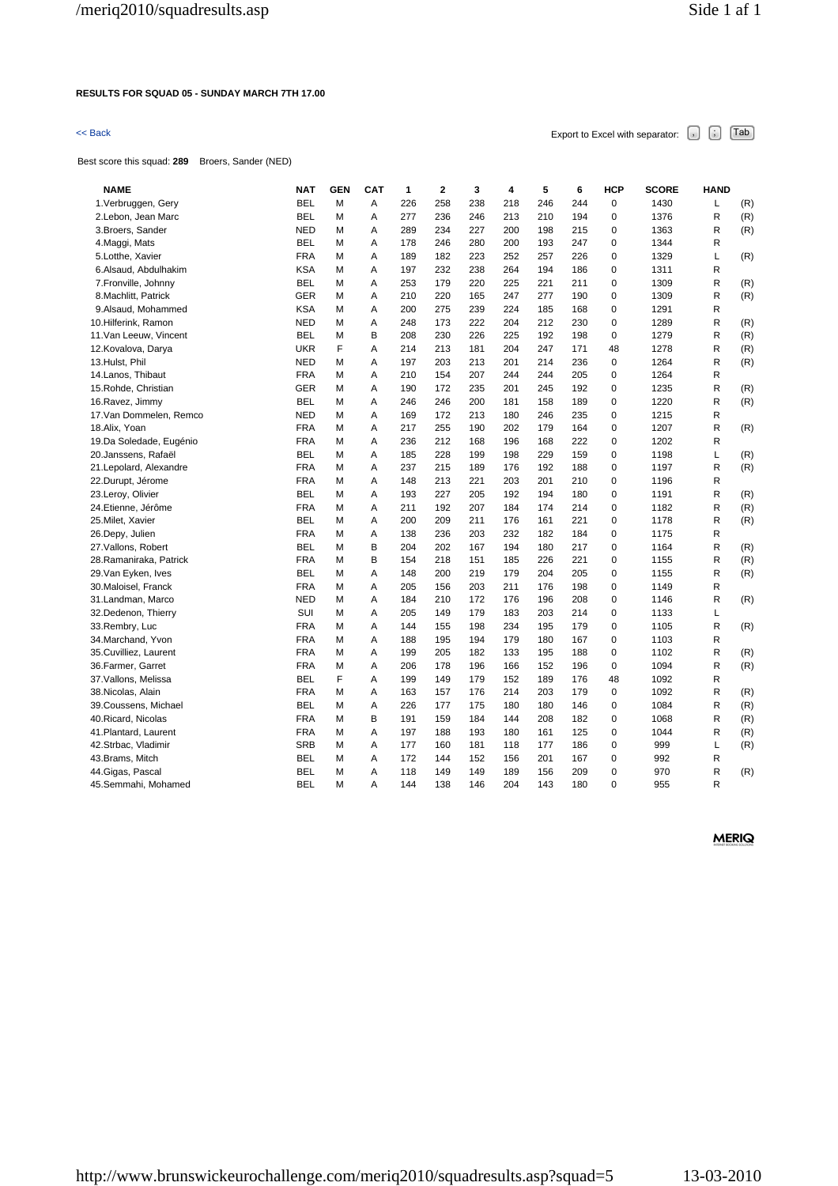**RESULTS FOR SQUAD 05 - SUNDAY MARCH 7TH 17.00**

<< Back

Export to Excel with separator: , ; Tab

Best score this squad: **289** Broers, Sander (NED)

| NAME | NAT | GEN | CAT | 1 | 2 | 3 | 4 | 5 | 6 | HCP | SCORE | HAND | |
|---|---|---|---|---|---|---|---|---|---|---|---|---|---|
| 1.Verbruggen, Gery | BEL | M | A | 226 | 258 | 238 | 218 | 246 | 244 | 0 | 1430 | L | (R) |
| 2.Lebon, Jean Marc | BEL | M | A | 277 | 236 | 246 | 213 | 210 | 194 | 0 | 1376 | R | (R) |
| 3.Broers, Sander | NED | M | A | 289 | 234 | 227 | 200 | 198 | 215 | 0 | 1363 | R | (R) |
| 4.Maggi, Mats | BEL | M | A | 178 | 246 | 280 | 200 | 193 | 247 | 0 | 1344 | R | |
| 5.Lotthe, Xavier | FRA | M | A | 189 | 182 | 223 | 252 | 257 | 226 | 0 | 1329 | L | (R) |
| 6.Alsaud, Abdulhakim | KSA | M | A | 197 | 232 | 238 | 264 | 194 | 186 | 0 | 1311 | R | |
| 7.Fronville, Johnny | BEL | M | A | 253 | 179 | 220 | 225 | 221 | 211 | 0 | 1309 | R | (R) |
| 8.Machlitt, Patrick | GER | M | A | 210 | 220 | 165 | 247 | 277 | 190 | 0 | 1309 | R | (R) |
| 9.Alsaud, Mohammed | KSA | M | A | 200 | 275 | 239 | 224 | 185 | 168 | 0 | 1291 | R | |
| 10.Hilferink, Ramon | NED | M | A | 248 | 173 | 222 | 204 | 212 | 230 | 0 | 1289 | R | (R) |
| 11.Van Leeuw, Vincent | BEL | M | B | 208 | 230 | 226 | 225 | 192 | 198 | 0 | 1279 | R | (R) |
| 12.Kovalova, Darya | UKR | F | A | 214 | 213 | 181 | 204 | 247 | 171 | 48 | 1278 | R | (R) |
| 13.Hulst, Phil | NED | M | A | 197 | 203 | 213 | 201 | 214 | 236 | 0 | 1264 | R | (R) |
| 14.Lanos, Thibaut | FRA | M | A | 210 | 154 | 207 | 244 | 244 | 205 | 0 | 1264 | R | |
| 15.Rohde, Christian | GER | M | A | 190 | 172 | 235 | 201 | 245 | 192 | 0 | 1235 | R | (R) |
| 16.Ravez, Jimmy | BEL | M | A | 246 | 246 | 200 | 181 | 158 | 189 | 0 | 1220 | R | (R) |
| 17.Van Dommelen, Remco | NED | M | A | 169 | 172 | 213 | 180 | 246 | 235 | 0 | 1215 | R | |
| 18.Alix, Yoan | FRA | M | A | 217 | 255 | 190 | 202 | 179 | 164 | 0 | 1207 | R | (R) |
| 19.Da Soledade, Eugénio | FRA | M | A | 236 | 212 | 168 | 196 | 168 | 222 | 0 | 1202 | R | |
| 20.Janssens, Rafaël | BEL | M | A | 185 | 228 | 199 | 198 | 229 | 159 | 0 | 1198 | L | (R) |
| 21.Lepolard, Alexandre | FRA | M | A | 237 | 215 | 189 | 176 | 192 | 188 | 0 | 1197 | R | (R) |
| 22.Durupt, Jérome | FRA | M | A | 148 | 213 | 221 | 203 | 201 | 210 | 0 | 1196 | R | |
| 23.Leroy, Olivier | BEL | M | A | 193 | 227 | 205 | 192 | 194 | 180 | 0 | 1191 | R | (R) |
| 24.Etienne, Jérôme | FRA | M | A | 211 | 192 | 207 | 184 | 174 | 214 | 0 | 1182 | R | (R) |
| 25.Milet, Xavier | BEL | M | A | 200 | 209 | 211 | 176 | 161 | 221 | 0 | 1178 | R | (R) |
| 26.Depy, Julien | FRA | M | A | 138 | 236 | 203 | 232 | 182 | 184 | 0 | 1175 | R | |
| 27.Vallons, Robert | BEL | M | B | 204 | 202 | 167 | 194 | 180 | 217 | 0 | 1164 | R | (R) |
| 28.Ramaniraka, Patrick | FRA | M | B | 154 | 218 | 151 | 185 | 226 | 221 | 0 | 1155 | R | (R) |
| 29.Van Eyken, Ives | BEL | M | A | 148 | 200 | 219 | 179 | 204 | 205 | 0 | 1155 | R | (R) |
| 30.Maloisel, Franck | FRA | M | A | 205 | 156 | 203 | 211 | 176 | 198 | 0 | 1149 | R | |
| 31.Landman, Marco | NED | M | A | 184 | 210 | 172 | 176 | 196 | 208 | 0 | 1146 | R | (R) |
| 32.Dedenon, Thierry | SUI | M | A | 205 | 149 | 179 | 183 | 203 | 214 | 0 | 1133 | L | |
| 33.Rembry, Luc | FRA | M | A | 144 | 155 | 198 | 234 | 195 | 179 | 0 | 1105 | R | (R) |
| 34.Marchand, Yvon | FRA | M | A | 188 | 195 | 194 | 179 | 180 | 167 | 0 | 1103 | R | |
| 35.Cuvilliez, Laurent | FRA | M | A | 199 | 205 | 182 | 133 | 195 | 188 | 0 | 1102 | R | (R) |
| 36.Farmer, Garret | FRA | M | A | 206 | 178 | 196 | 166 | 152 | 196 | 0 | 1094 | R | (R) |
| 37.Vallons, Melissa | BEL | F | A | 199 | 149 | 179 | 152 | 189 | 176 | 48 | 1092 | R | |
| 38.Nicolas, Alain | FRA | M | A | 163 | 157 | 176 | 214 | 203 | 179 | 0 | 1092 | R | (R) |
| 39.Coussens, Michael | BEL | M | A | 226 | 177 | 175 | 180 | 180 | 146 | 0 | 1084 | R | (R) |
| 40.Ricard, Nicolas | FRA | M | B | 191 | 159 | 184 | 144 | 208 | 182 | 0 | 1068 | R | (R) |
| 41.Plantard, Laurent | FRA | M | A | 197 | 188 | 193 | 180 | 161 | 125 | 0 | 1044 | R | (R) |
| 42.Strbac, Vladimir | SRB | M | A | 177 | 160 | 181 | 118 | 177 | 186 | 0 | 999 | L | (R) |
| 43.Brams, Mitch | BEL | M | A | 172 | 144 | 152 | 156 | 201 | 167 | 0 | 992 | R | |
| 44.Gigas, Pascal | BEL | M | A | 118 | 149 | 149 | 189 | 156 | 209 | 0 | 970 | R | (R) |
| 45.Semmahi, Mohamed | BEL | M | A | 144 | 138 | 146 | 204 | 143 | 180 | 0 | 955 | R | |

MERIQ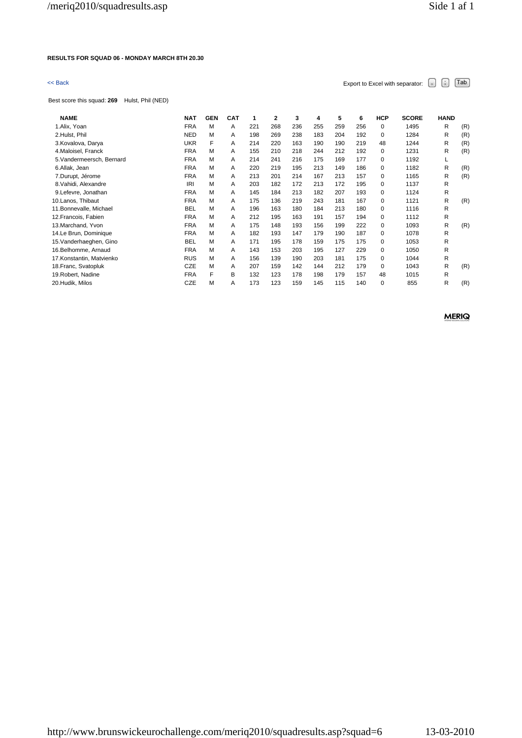**RESULTS FOR SQUAD 06 - MONDAY MARCH 8TH 20.30**

<< Back

Export to Excel with separator: , ; Tab

Best score this squad: **269** Hulst, Phil (NED)

| NAME | NAT | GEN | CAT | 1 | 2 | 3 | 4 | 5 | 6 | HCP | SCORE | HAND | |
|---|---|---|---|---|---|---|---|---|---|---|---|---|---|
| 1.Alix, Yoan | FRA | M | A | 221 | 268 | 236 | 255 | 259 | 256 | 0 | 1495 | R | (R) |
| 2.Hulst, Phil | NED | M | A | 198 | 269 | 238 | 183 | 204 | 192 | 0 | 1284 | R | (R) |
| 3.Kovalova, Darya | UKR | F | A | 214 | 220 | 163 | 190 | 190 | 219 | 48 | 1244 | R | (R) |
| 4.Maloisel, Franck | FRA | M | A | 155 | 210 | 218 | 244 | 212 | 192 | 0 | 1231 | R | (R) |
| 5.Vandermeersch, Bernard | FRA | M | A | 214 | 241 | 216 | 175 | 169 | 177 | 0 | 1192 | L | |
| 6.Allak, Jean | FRA | M | A | 220 | 219 | 195 | 213 | 149 | 186 | 0 | 1182 | R | (R) |
| 7.Durupt, Jérome | FRA | M | A | 213 | 201 | 214 | 167 | 213 | 157 | 0 | 1165 | R | (R) |
| 8.Vahidi, Alexandre | IRI | M | A | 203 | 182 | 172 | 213 | 172 | 195 | 0 | 1137 | R | |
| 9.Lefevre, Jonathan | FRA | M | A | 145 | 184 | 213 | 182 | 207 | 193 | 0 | 1124 | R | |
| 10.Lanos, Thibaut | FRA | M | A | 175 | 136 | 219 | 243 | 181 | 167 | 0 | 1121 | R | (R) |
| 11.Bonnevalle, Michael | BEL | M | A | 196 | 163 | 180 | 184 | 213 | 180 | 0 | 1116 | R | |
| 12.Francois, Fabien | FRA | M | A | 212 | 195 | 163 | 191 | 157 | 194 | 0 | 1112 | R | |
| 13.Marchand, Yvon | FRA | M | A | 175 | 148 | 193 | 156 | 199 | 222 | 0 | 1093 | R | (R) |
| 14.Le Brun, Dominique | FRA | M | A | 182 | 193 | 147 | 179 | 190 | 187 | 0 | 1078 | R | |
| 15.Vanderhaeghen, Gino | BEL | M | A | 171 | 195 | 178 | 159 | 175 | 175 | 0 | 1053 | R | |
| 16.Belhomme, Arnaud | FRA | M | A | 143 | 153 | 203 | 195 | 127 | 229 | 0 | 1050 | R | |
| 17.Konstantin, Matvienko | RUS | M | A | 156 | 139 | 190 | 203 | 181 | 175 | 0 | 1044 | R | |
| 18.Franc, Svatopluk | CZE | M | A | 207 | 159 | 142 | 144 | 212 | 179 | 0 | 1043 | R | (R) |
| 19.Robert, Nadine | FRA | F | B | 132 | 123 | 178 | 198 | 179 | 157 | 48 | 1015 | R | |
| 20.Hudik, Milos | CZE | M | A | 173 | 123 | 159 | 145 | 115 | 140 | 0 | 855 | R | (R) |

MERIQ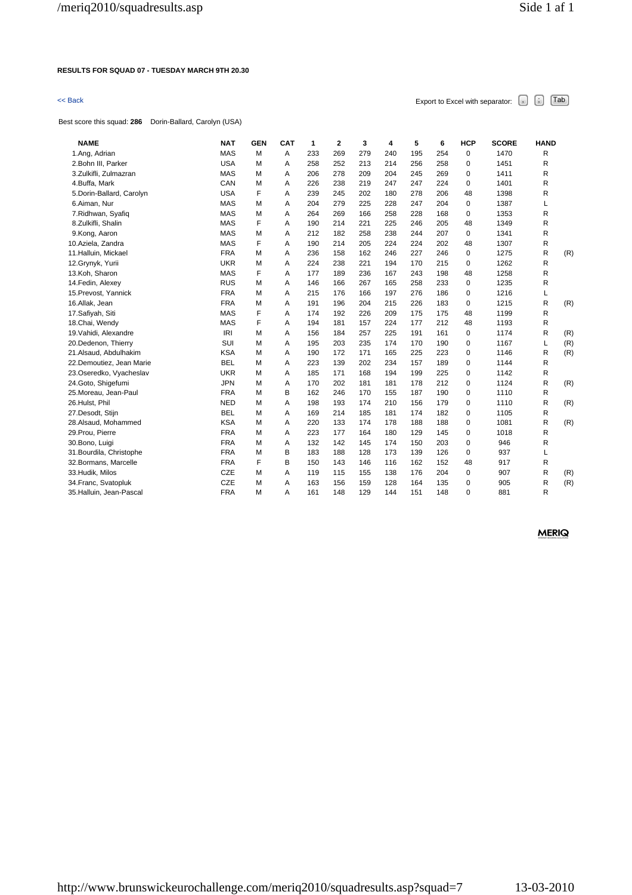**RESULTS FOR SQUAD 07 - TUESDAY MARCH 9TH 20.30**

<< Back

Export to Excel with separator: , ; Tab

Best score this squad: **286** Dorin-Ballard, Carolyn (USA)

| NAME | NAT | GEN | CAT | 1 | 2 | 3 | 4 | 5 | 6 | HCP | SCORE | HAND | |
|---|---|---|---|---|---|---|---|---|---|---|---|---|---|
| 1.Ang, Adrian | MAS | M | A | 233 | 269 | 279 | 240 | 195 | 254 | 0 | 1470 | R | |
| 2.Bohn III, Parker | USA | M | A | 258 | 252 | 213 | 214 | 256 | 258 | 0 | 1451 | R | |
| 3.Zulkifli, Zulmazran | MAS | M | A | 206 | 278 | 209 | 204 | 245 | 269 | 0 | 1411 | R | |
| 4.Buffa, Mark | CAN | M | A | 226 | 238 | 219 | 247 | 247 | 224 | 0 | 1401 | R | |
| 5.Dorin-Ballard, Carolyn | USA | F | A | 239 | 245 | 202 | 180 | 278 | 206 | 48 | 1398 | R | |
| 6.Aiman, Nur | MAS | M | A | 204 | 279 | 225 | 228 | 247 | 204 | 0 | 1387 | L | |
| 7.Ridhwan, Syafiq | MAS | M | A | 264 | 269 | 166 | 258 | 228 | 168 | 0 | 1353 | R | |
| 8.Zulkifli, Shalin | MAS | F | A | 190 | 214 | 221 | 225 | 246 | 205 | 48 | 1349 | R | |
| 9.Kong, Aaron | MAS | M | A | 212 | 182 | 258 | 238 | 244 | 207 | 0 | 1341 | R | |
| 10.Aziela, Zandra | MAS | F | A | 190 | 214 | 205 | 224 | 224 | 202 | 48 | 1307 | R | |
| 11.Halluin, Mickael | FRA | M | A | 236 | 158 | 162 | 246 | 227 | 246 | 0 | 1275 | R | (R) |
| 12.Grynyk, Yurii | UKR | M | A | 224 | 238 | 221 | 194 | 170 | 215 | 0 | 1262 | R | |
| 13.Koh, Sharon | MAS | F | A | 177 | 189 | 236 | 167 | 243 | 198 | 48 | 1258 | R | |
| 14.Fedin, Alexey | RUS | M | A | 146 | 166 | 267 | 165 | 258 | 233 | 0 | 1235 | R | |
| 15.Prevost, Yannick | FRA | M | A | 215 | 176 | 166 | 197 | 276 | 186 | 0 | 1216 | L | |
| 16.Allak, Jean | FRA | M | A | 191 | 196 | 204 | 215 | 226 | 183 | 0 | 1215 | R | (R) |
| 17.Safiyah, Siti | MAS | F | A | 174 | 192 | 226 | 209 | 175 | 175 | 48 | 1199 | R | |
| 18.Chai, Wendy | MAS | F | A | 194 | 181 | 157 | 224 | 177 | 212 | 48 | 1193 | R | |
| 19.Vahidi, Alexandre | IRI | M | A | 156 | 184 | 257 | 225 | 191 | 161 | 0 | 1174 | R | (R) |
| 20.Dedenon, Thierry | SUI | M | A | 195 | 203 | 235 | 174 | 170 | 190 | 0 | 1167 | L | (R) |
| 21.Alsaud, Abdulhakim | KSA | M | A | 190 | 172 | 171 | 165 | 225 | 223 | 0 | 1146 | R | (R) |
| 22.Demoutiez, Jean Marie | BEL | M | A | 223 | 139 | 202 | 234 | 157 | 189 | 0 | 1144 | R | |
| 23.Oseredko, Vyacheslav | UKR | M | A | 185 | 171 | 168 | 194 | 199 | 225 | 0 | 1142 | R | |
| 24.Goto, Shigefumi | JPN | M | A | 170 | 202 | 181 | 181 | 178 | 212 | 0 | 1124 | R | (R) |
| 25.Moreau, Jean-Paul | FRA | M | B | 162 | 246 | 170 | 155 | 187 | 190 | 0 | 1110 | R | |
| 26.Hulst, Phil | NED | M | A | 198 | 193 | 174 | 210 | 156 | 179 | 0 | 1110 | R | (R) |
| 27.Desodt, Stijn | BEL | M | A | 169 | 214 | 185 | 181 | 174 | 182 | 0 | 1105 | R | |
| 28.Alsaud, Mohammed | KSA | M | A | 220 | 133 | 174 | 178 | 188 | 188 | 0 | 1081 | R | (R) |
| 29.Prou, Pierre | FRA | M | A | 223 | 177 | 164 | 180 | 129 | 145 | 0 | 1018 | R | |
| 30.Bono, Luigi | FRA | M | A | 132 | 142 | 145 | 174 | 150 | 203 | 0 | 946 | R | |
| 31.Bourdila, Christophe | FRA | M | B | 183 | 188 | 128 | 173 | 139 | 126 | 0 | 937 | L | |
| 32.Bormans, Marcelle | FRA | F | B | 150 | 143 | 146 | 116 | 162 | 152 | 48 | 917 | R | |
| 33.Hudik, Milos | CZE | M | A | 119 | 115 | 155 | 138 | 176 | 204 | 0 | 907 | R | (R) |
| 34.Franc, Svatopluk | CZE | M | A | 163 | 156 | 159 | 128 | 164 | 135 | 0 | 905 | R | (R) |
| 35.Halluin, Jean-Pascal | FRA | M | A | 161 | 148 | 129 | 144 | 151 | 148 | 0 | 881 | R | |

MERIQ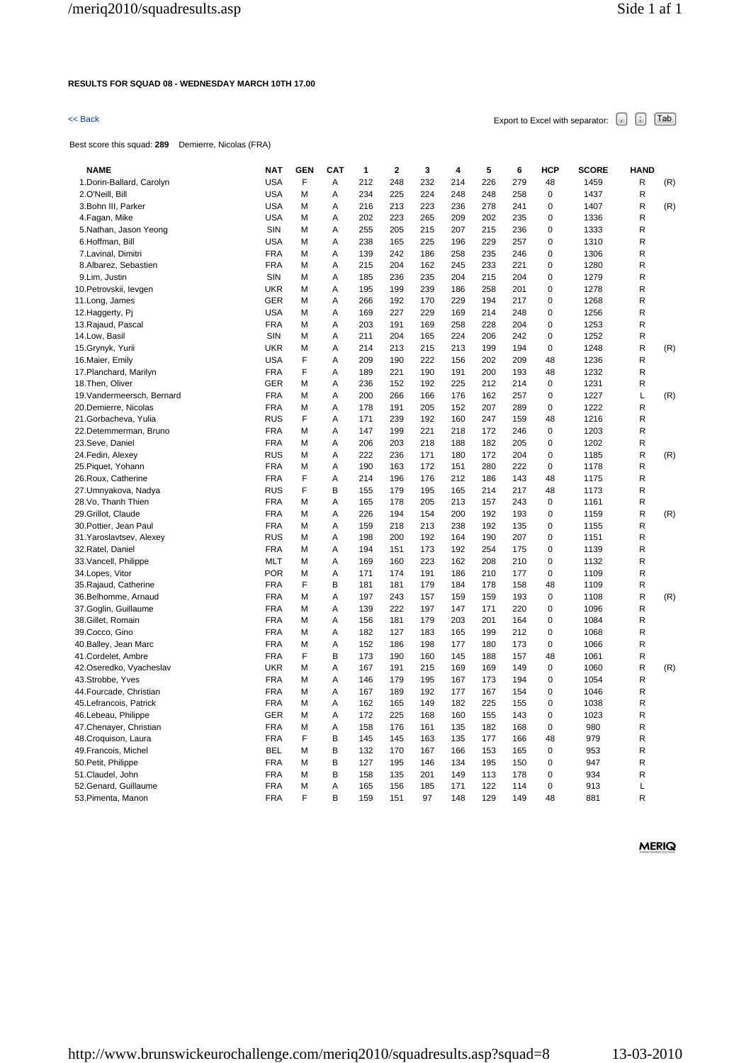**RESULTS FOR SQUAD 08 - WEDNESDAY MARCH 10TH 17.00**

<< Back

Export to Excel with separator: , ; Tab

Best score this squad: **289** Demierre, Nicolas (FRA)

| NAME | NAT | GEN | CAT | 1 | 2 | 3 | 4 | 5 | 6 | HCP | SCORE | HAND | |
|---|---|---|---|---|---|---|---|---|---|---|---|---|---|
| 1.Dorin-Ballard, Carolyn | USA | F | A | 212 | 248 | 232 | 214 | 226 | 279 | 48 | 1459 | R | (R) |
| 2.O'Neill, Bill | USA | M | A | 234 | 225 | 224 | 248 | 248 | 258 | 0 | 1437 | R | |
| 3.Bohn III, Parker | USA | M | A | 216 | 213 | 223 | 236 | 278 | 241 | 0 | 1407 | R | (R) |
| 4.Fagan, Mike | USA | M | A | 202 | 223 | 265 | 209 | 202 | 235 | 0 | 1336 | R | |
| 5.Nathan, Jason Yeong | SIN | M | A | 255 | 205 | 215 | 207 | 215 | 236 | 0 | 1333 | R | |
| 6.Hoffman, Bill | USA | M | A | 238 | 165 | 225 | 196 | 229 | 257 | 0 | 1310 | R | |
| 7.Lavinal, Dimitri | FRA | M | A | 139 | 242 | 186 | 258 | 235 | 246 | 0 | 1306 | R | |
| 8.Albarez, Sebastien | FRA | M | A | 215 | 204 | 162 | 245 | 233 | 221 | 0 | 1280 | R | |
| 9.Lim, Justin | SIN | M | A | 185 | 236 | 235 | 204 | 215 | 204 | 0 | 1279 | R | |
| 10.Petrovskii, Ievgen | UKR | M | A | 195 | 199 | 239 | 186 | 258 | 201 | 0 | 1278 | R | |
| 11.Long, James | GER | M | A | 266 | 192 | 170 | 229 | 194 | 217 | 0 | 1268 | R | |
| 12.Haggerty, Pj | USA | M | A | 169 | 227 | 229 | 169 | 214 | 248 | 0 | 1256 | R | |
| 13.Rajaud, Pascal | FRA | M | A | 203 | 191 | 169 | 258 | 228 | 204 | 0 | 1253 | R | |
| 14.Low, Basil | SIN | M | A | 211 | 204 | 165 | 224 | 206 | 242 | 0 | 1252 | R | |
| 15.Grynyk, Yurii | UKR | M | A | 214 | 213 | 215 | 213 | 199 | 194 | 0 | 1248 | R | (R) |
| 16.Maier, Emily | USA | F | A | 209 | 190 | 222 | 156 | 202 | 209 | 48 | 1236 | R | |
| 17.Planchard, Marilyn | FRA | F | A | 189 | 221 | 190 | 191 | 200 | 193 | 48 | 1232 | R | |
| 18.Then, Oliver | GER | M | A | 236 | 152 | 192 | 225 | 212 | 214 | 0 | 1231 | R | |
| 19.Vandermeersch, Bernard | FRA | M | A | 200 | 266 | 166 | 176 | 162 | 257 | 0 | 1227 | L | (R) |
| 20.Demierre, Nicolas | FRA | M | A | 178 | 191 | 205 | 152 | 207 | 289 | 0 | 1222 | R | |
| 21.Gorbacheva, Yulia | RUS | F | A | 171 | 239 | 192 | 160 | 247 | 159 | 48 | 1216 | R | |
| 22.Detemmerman, Bruno | FRA | M | A | 147 | 199 | 221 | 218 | 172 | 246 | 0 | 1203 | R | |
| 23.Seve, Daniel | FRA | M | A | 206 | 203 | 218 | 188 | 182 | 205 | 0 | 1202 | R | |
| 24.Fedin, Alexey | RUS | M | A | 222 | 236 | 171 | 180 | 172 | 204 | 0 | 1185 | R | (R) |
| 25.Piquet, Yohann | FRA | M | A | 190 | 163 | 172 | 151 | 280 | 222 | 0 | 1178 | R | |
| 26.Roux, Catherine | FRA | F | A | 214 | 196 | 176 | 212 | 186 | 143 | 48 | 1175 | R | |
| 27.Umnyakova, Nadya | RUS | F | B | 155 | 179 | 195 | 165 | 214 | 217 | 48 | 1173 | R | |
| 28.Vo, Thanh Thien | FRA | M | A | 165 | 178 | 205 | 213 | 157 | 243 | 0 | 1161 | R | |
| 29.Grillot, Claude | FRA | M | A | 226 | 194 | 154 | 200 | 192 | 193 | 0 | 1159 | R | (R) |
| 30.Pottier, Jean Paul | FRA | M | A | 159 | 218 | 213 | 238 | 192 | 135 | 0 | 1155 | R | |
| 31.Yaroslavtsev, Alexey | RUS | M | A | 198 | 200 | 192 | 164 | 190 | 207 | 0 | 1151 | R | |
| 32.Ratel, Daniel | FRA | M | A | 194 | 151 | 173 | 192 | 254 | 175 | 0 | 1139 | R | |
| 33.Vancell, Philippe | MLT | M | A | 169 | 160 | 223 | 162 | 208 | 210 | 0 | 1132 | R | |
| 34.Lopes, Vitor | POR | M | A | 171 | 174 | 191 | 186 | 210 | 177 | 0 | 1109 | R | |
| 35.Rajaud, Catherine | FRA | F | B | 181 | 181 | 179 | 184 | 178 | 158 | 48 | 1109 | R | |
| 36.Belhomme, Arnaud | FRA | M | A | 197 | 243 | 157 | 159 | 159 | 193 | 0 | 1108 | R | (R) |
| 37.Goglin, Guillaume | FRA | M | A | 139 | 222 | 197 | 147 | 171 | 220 | 0 | 1096 | R | |
| 38.Gillet, Romain | FRA | M | A | 156 | 181 | 179 | 203 | 201 | 164 | 0 | 1084 | R | |
| 39.Cocco, Gino | FRA | M | A | 182 | 127 | 183 | 165 | 199 | 212 | 0 | 1068 | R | |
| 40.Balley, Jean Marc | FRA | M | A | 152 | 186 | 198 | 177 | 180 | 173 | 0 | 1066 | R | |
| 41.Cordelet, Ambre | FRA | F | B | 173 | 190 | 160 | 145 | 188 | 157 | 48 | 1061 | R | |
| 42.Oseredko, Vyacheslav | UKR | M | A | 167 | 191 | 215 | 169 | 169 | 149 | 0 | 1060 | R | (R) |
| 43.Strobbe, Yves | FRA | M | A | 146 | 179 | 195 | 167 | 173 | 194 | 0 | 1054 | R | |
| 44.Fourcade, Christian | FRA | M | A | 167 | 189 | 192 | 177 | 167 | 154 | 0 | 1046 | R | |
| 45.Lefrancois, Patrick | FRA | M | A | 162 | 165 | 149 | 182 | 225 | 155 | 0 | 1038 | R | |
| 46.Lebeau, Philippe | GER | M | A | 172 | 225 | 168 | 160 | 155 | 143 | 0 | 1023 | R | |
| 47.Chenayer, Christian | FRA | M | A | 158 | 176 | 161 | 135 | 182 | 168 | 0 | 980 | R | |
| 48.Croquison, Laura | FRA | F | B | 145 | 145 | 163 | 135 | 177 | 166 | 48 | 979 | R | |
| 49.Francois, Michel | BEL | M | B | 132 | 170 | 167 | 166 | 153 | 165 | 0 | 953 | R | |
| 50.Petit, Philippe | FRA | M | B | 127 | 195 | 146 | 134 | 195 | 150 | 0 | 947 | R | |
| 51.Claudel, John | FRA | M | B | 158 | 135 | 201 | 149 | 113 | 178 | 0 | 934 | R | |
| 52.Genard, Guillaume | FRA | M | A | 165 | 156 | 185 | 171 | 122 | 114 | 0 | 913 | L | |
| 53.Pimenta, Manon | FRA | F | B | 159 | 151 | 97 | 148 | 129 | 149 | 48 | 881 | R | |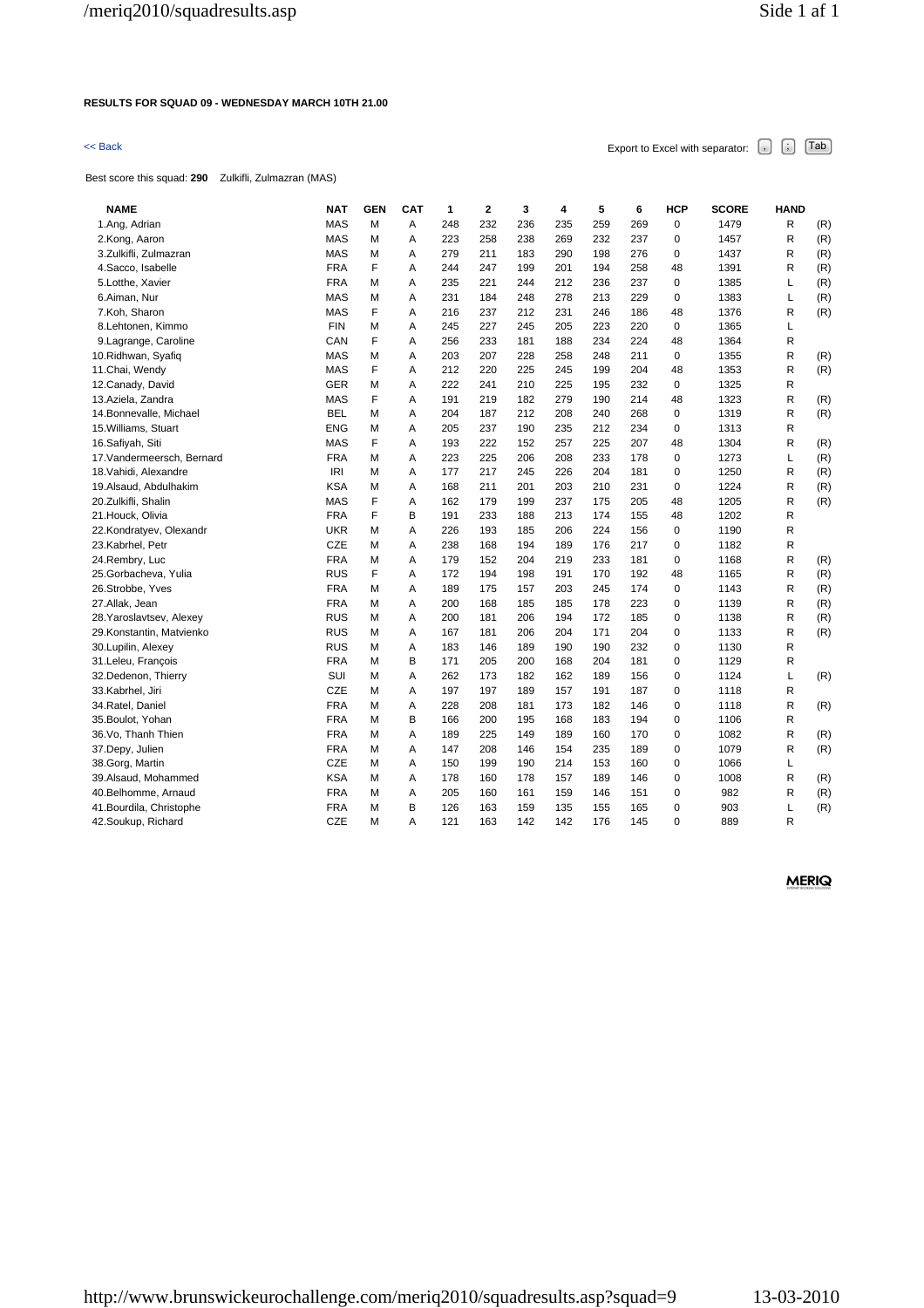**RESULTS FOR SQUAD 09 - WEDNESDAY MARCH 10TH 21.00**

<< Back

Export to Excel with separator: , ; Tab

Best score this squad: **290** Zulkifli, Zulmazran (MAS)

| NAME | NAT | GEN | CAT | 1 | 2 | 3 | 4 | 5 | 6 | HCP | SCORE | HAND | |
|---|---|---|---|---|---|---|---|---|---|---|---|---|---|
| 1.Ang, Adrian | MAS | M | A | 248 | 232 | 236 | 235 | 259 | 269 | 0 | 1479 | R | (R) |
| 2.Kong, Aaron | MAS | M | A | 223 | 258 | 238 | 269 | 232 | 237 | 0 | 1457 | R | (R) |
| 3.Zulkifli, Zulmazran | MAS | M | A | 279 | 211 | 183 | 290 | 198 | 276 | 0 | 1437 | R | (R) |
| 4.Sacco, Isabelle | FRA | F | A | 244 | 247 | 199 | 201 | 194 | 258 | 48 | 1391 | R | (R) |
| 5.Lotthe, Xavier | FRA | M | A | 235 | 221 | 244 | 212 | 236 | 237 | 0 | 1385 | L | (R) |
| 6.Aiman, Nur | MAS | M | A | 231 | 184 | 248 | 278 | 213 | 229 | 0 | 1383 | L | (R) |
| 7.Koh, Sharon | MAS | F | A | 216 | 237 | 212 | 231 | 246 | 186 | 48 | 1376 | R | (R) |
| 8.Lehtonen, Kimmo | FIN | M | A | 245 | 227 | 245 | 205 | 223 | 220 | 0 | 1365 | L | |
| 9.Lagrange, Caroline | CAN | F | A | 256 | 233 | 181 | 188 | 234 | 224 | 48 | 1364 | R | |
| 10.Ridhwan, Syafiq | MAS | M | A | 203 | 207 | 228 | 258 | 248 | 211 | 0 | 1355 | R | (R) |
| 11.Chai, Wendy | MAS | F | A | 212 | 220 | 225 | 245 | 199 | 204 | 48 | 1353 | R | (R) |
| 12.Canady, David | GER | M | A | 222 | 241 | 210 | 225 | 195 | 232 | 0 | 1325 | R | |
| 13.Aziela, Zandra | MAS | F | A | 191 | 219 | 182 | 279 | 190 | 214 | 48 | 1323 | R | (R) |
| 14.Bonnevalle, Michael | BEL | M | A | 204 | 187 | 212 | 208 | 240 | 268 | 0 | 1319 | R | (R) |
| 15.Williams, Stuart | ENG | M | A | 205 | 237 | 190 | 235 | 212 | 234 | 0 | 1313 | R | |
| 16.Safiyah, Siti | MAS | F | A | 193 | 222 | 152 | 257 | 225 | 207 | 48 | 1304 | R | (R) |
| 17.Vandermeersch, Bernard | FRA | M | A | 223 | 225 | 206 | 208 | 233 | 178 | 0 | 1273 | L | (R) |
| 18.Vahidi, Alexandre | IRI | M | A | 177 | 217 | 245 | 226 | 204 | 181 | 0 | 1250 | R | (R) |
| 19.Alsaud, Abdulhakim | KSA | M | A | 168 | 211 | 201 | 203 | 210 | 231 | 0 | 1224 | R | (R) |
| 20.Zulkifli, Shalin | MAS | F | A | 162 | 179 | 199 | 237 | 175 | 205 | 48 | 1205 | R | (R) |
| 21.Houck, Olivia | FRA | F | B | 191 | 233 | 188 | 213 | 174 | 155 | 48 | 1202 | R | |
| 22.Kondratyev, Olexandr | UKR | M | A | 226 | 193 | 185 | 206 | 224 | 156 | 0 | 1190 | R | |
| 23.Kabrhel, Petr | CZE | M | A | 238 | 168 | 194 | 189 | 176 | 217 | 0 | 1182 | R | |
| 24.Rembry, Luc | FRA | M | A | 179 | 152 | 204 | 219 | 233 | 181 | 0 | 1168 | R | (R) |
| 25.Gorbacheva, Yulia | RUS | F | A | 172 | 194 | 198 | 191 | 170 | 192 | 48 | 1165 | R | (R) |
| 26.Strobbe, Yves | FRA | M | A | 189 | 175 | 157 | 203 | 245 | 174 | 0 | 1143 | R | (R) |
| 27.Allak, Jean | FRA | M | A | 200 | 168 | 185 | 185 | 178 | 223 | 0 | 1139 | R | (R) |
| 28.Yaroslavtsev, Alexey | RUS | M | A | 200 | 181 | 206 | 194 | 172 | 185 | 0 | 1138 | R | (R) |
| 29.Konstantin, Matvienko | RUS | M | A | 167 | 181 | 206 | 204 | 171 | 204 | 0 | 1133 | R | (R) |
| 30.Lupilin, Alexey | RUS | M | A | 183 | 146 | 189 | 190 | 190 | 232 | 0 | 1130 | R | |
| 31.Leleu, François | FRA | M | B | 171 | 205 | 200 | 168 | 204 | 181 | 0 | 1129 | R | |
| 32.Dedenon, Thierry | SUI | M | A | 262 | 173 | 182 | 162 | 189 | 156 | 0 | 1124 | L | (R) |
| 33.Kabrhel, Jiri | CZE | M | A | 197 | 197 | 189 | 157 | 191 | 187 | 0 | 1118 | R | |
| 34.Ratel, Daniel | FRA | M | A | 228 | 208 | 181 | 173 | 182 | 146 | 0 | 1118 | R | (R) |
| 35.Boulot, Yohan | FRA | M | B | 166 | 200 | 195 | 168 | 183 | 194 | 0 | 1106 | R | |
| 36.Vo, Thanh Thien | FRA | M | A | 189 | 225 | 149 | 189 | 160 | 170 | 0 | 1082 | R | (R) |
| 37.Depy, Julien | FRA | M | A | 147 | 208 | 146 | 154 | 235 | 189 | 0 | 1079 | R | (R) |
| 38.Gorg, Martin | CZE | M | A | 150 | 199 | 190 | 214 | 153 | 160 | 0 | 1066 | L | |
| 39.Alsaud, Mohammed | KSA | M | A | 178 | 160 | 178 | 157 | 189 | 146 | 0 | 1008 | R | (R) |
| 40.Belhomme, Arnaud | FRA | M | A | 205 | 160 | 161 | 159 | 146 | 151 | 0 | 982 | R | (R) |
| 41.Bourdila, Christophe | FRA | M | B | 126 | 163 | 159 | 135 | 155 | 165 | 0 | 903 | L | (R) |
| 42.Soukup, Richard | CZE | M | A | 121 | 163 | 142 | 142 | 176 | 145 | 0 | 889 | R | |

MERIQ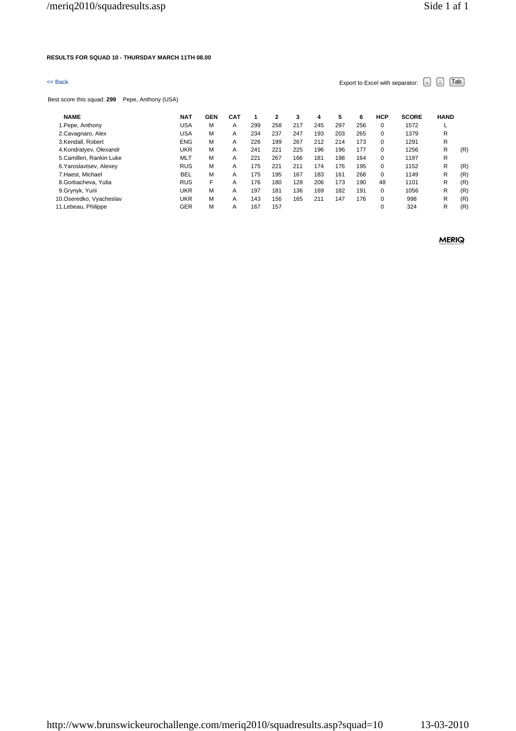**RESULTS FOR SQUAD 10 - THURSDAY MARCH 11TH 08.00**

<< Back

Export to Excel with separator: , ; Tab

Best score this squad: **299** Pepe, Anthony (USA)

| NAME | NAT | GEN | CAT | 1 | 2 | 3 | 4 | 5 | 6 | HCP | SCORE | HAND | |
|---|---|---|---|---|---|---|---|---|---|---|---|---|---|
| 1.Pepe, Anthony | USA | M | A | 299 | 258 | 217 | 245 | 297 | 256 | 0 | 1572 | L | |
| 2.Cavagnaro, Alex | USA | M | A | 234 | 237 | 247 | 193 | 203 | 265 | 0 | 1379 | R | |
| 3.Kendall, Robert | ENG | M | A | 226 | 199 | 267 | 212 | 214 | 173 | 0 | 1291 | R | |
| 4.Kondratyev, Olexandr | UKR | M | A | 241 | 221 | 225 | 196 | 196 | 177 | 0 | 1256 | R | (R) |
| 5.Camilleri, Rankin Luke | MLT | M | A | 221 | 267 | 166 | 181 | 198 | 164 | 0 | 1197 | R | |
| 6.Yaroslavtsev, Alexey | RUS | M | A | 175 | 221 | 211 | 174 | 176 | 195 | 0 | 1152 | R | (R) |
| 7.Haest, Michael | BEL | M | A | 175 | 195 | 167 | 183 | 161 | 268 | 0 | 1149 | R | (R) |
| 8.Gorbacheva, Yulia | RUS | F | A | 176 | 180 | 128 | 206 | 173 | 190 | 48 | 1101 | R | (R) |
| 9.Grynyk, Yurii | UKR | M | A | 197 | 181 | 136 | 169 | 182 | 191 | 0 | 1056 | R | (R) |
| 10.Oseredko, Vyacheslav | UKR | M | A | 143 | 156 | 165 | 211 | 147 | 176 | 0 | 998 | R | (R) |
| 11.Lebeau, Philippe | GER | M | A | 167 | 157 | | | | | 0 | 324 | R | (R) |

MERIQ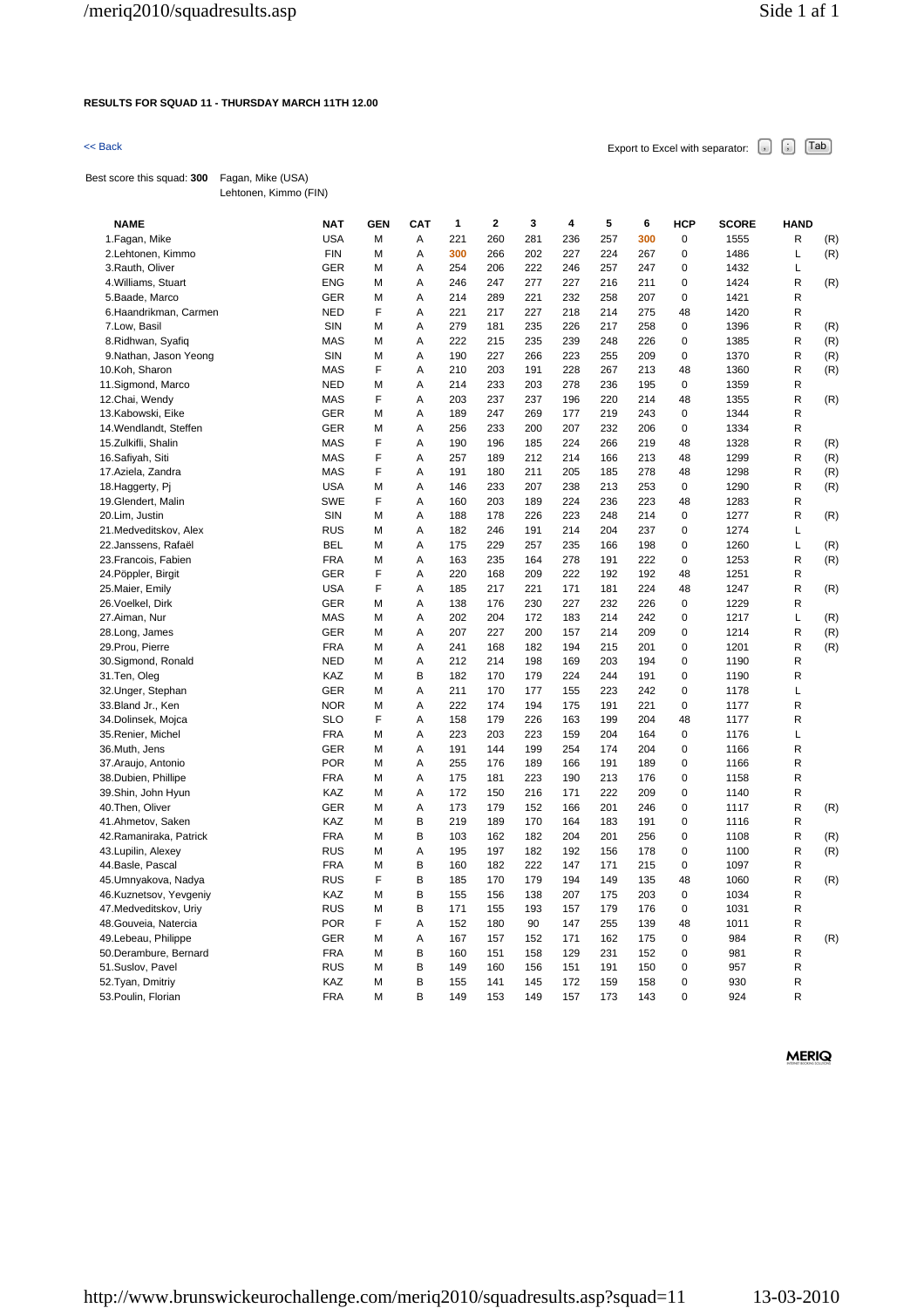**RESULTS FOR SQUAD 11 - THURSDAY MARCH 11TH 12.00**

<< Back

Export to Excel with separator: , ; Tab

Best score this squad: **300** Fagan, Mike (USA)
Lehtonen, Kimmo (FIN)

| NAME | NAT | GEN | CAT | 1 | 2 | 3 | 4 | 5 | 6 | HCP | SCORE | HAND | |
|---|---|---|---|---|---|---|---|---|---|---|---|---|---|
| 1.Fagan, Mike | USA | M | A | 221 | 260 | 281 | 236 | 257 | 300 | 0 | 1555 | R | (R) |
| 2.Lehtonen, Kimmo | FIN | M | A | 300 | 266 | 202 | 227 | 224 | 267 | 0 | 1486 | L | (R) |
| 3.Rauth, Oliver | GER | M | A | 254 | 206 | 222 | 246 | 257 | 247 | 0 | 1432 | L | |
| 4.Williams, Stuart | ENG | M | A | 246 | 247 | 277 | 227 | 216 | 211 | 0 | 1424 | R | (R) |
| 5.Baade, Marco | GER | M | A | 214 | 289 | 221 | 232 | 258 | 207 | 0 | 1421 | R | |
| 6.Haandrikman, Carmen | NED | F | A | 221 | 217 | 227 | 218 | 214 | 275 | 48 | 1420 | R | |
| 7.Low, Basil | SIN | M | A | 279 | 181 | 235 | 226 | 217 | 258 | 0 | 1396 | R | (R) |
| 8.Ridhwan, Syafiq | MAS | M | A | 222 | 215 | 235 | 239 | 248 | 226 | 0 | 1385 | R | (R) |
| 9.Nathan, Jason Yeong | SIN | M | A | 190 | 227 | 266 | 223 | 255 | 209 | 0 | 1370 | R | (R) |
| 10.Koh, Sharon | MAS | F | A | 210 | 203 | 191 | 228 | 267 | 213 | 48 | 1360 | R | (R) |
| 11.Sigmond, Marco | NED | M | A | 214 | 233 | 203 | 278 | 236 | 195 | 0 | 1359 | R | |
| 12.Chai, Wendy | MAS | F | A | 203 | 237 | 237 | 196 | 220 | 214 | 48 | 1355 | R | (R) |
| 13.Kabowski, Eike | GER | M | A | 189 | 247 | 269 | 177 | 219 | 243 | 0 | 1344 | R | |
| 14.Wendlandt, Steffen | GER | M | A | 256 | 233 | 200 | 207 | 232 | 206 | 0 | 1334 | R | |
| 15.Zulkifli, Shalin | MAS | F | A | 190 | 196 | 185 | 224 | 266 | 219 | 48 | 1328 | R | (R) |
| 16.Safiyah, Siti | MAS | F | A | 257 | 189 | 212 | 214 | 166 | 213 | 48 | 1299 | R | (R) |
| 17.Aziela, Zandra | MAS | F | A | 191 | 180 | 211 | 205 | 185 | 278 | 48 | 1298 | R | (R) |
| 18.Haggerty, Pj | USA | M | A | 146 | 233 | 207 | 238 | 213 | 253 | 0 | 1290 | R | (R) |
| 19.Glendert, Malin | SWE | F | A | 160 | 203 | 189 | 224 | 236 | 223 | 48 | 1283 | R | |
| 20.Lim, Justin | SIN | M | A | 188 | 178 | 226 | 223 | 248 | 214 | 0 | 1277 | R | (R) |
| 21.Medveditskov, Alex | RUS | M | A | 182 | 246 | 191 | 214 | 204 | 237 | 0 | 1274 | L | |
| 22.Janssens, Rafaël | BEL | M | A | 175 | 229 | 257 | 235 | 166 | 198 | 0 | 1260 | L | (R) |
| 23.Francois, Fabien | FRA | M | A | 163 | 235 | 164 | 278 | 191 | 222 | 0 | 1253 | R | (R) |
| 24.Pöppler, Birgit | GER | F | A | 220 | 168 | 209 | 222 | 192 | 192 | 48 | 1251 | R | |
| 25.Maier, Emily | USA | F | A | 185 | 217 | 221 | 171 | 181 | 224 | 48 | 1247 | R | (R) |
| 26.Voelkel, Dirk | GER | M | A | 138 | 176 | 230 | 227 | 232 | 226 | 0 | 1229 | R | |
| 27.Aiman, Nur | MAS | M | A | 202 | 204 | 172 | 183 | 214 | 242 | 0 | 1217 | L | (R) |
| 28.Long, James | GER | M | A | 207 | 227 | 200 | 157 | 214 | 209 | 0 | 1214 | R | (R) |
| 29.Prou, Pierre | FRA | M | A | 241 | 168 | 182 | 194 | 215 | 201 | 0 | 1201 | R | (R) |
| 30.Sigmond, Ronald | NED | M | A | 212 | 214 | 198 | 169 | 203 | 194 | 0 | 1190 | R | |
| 31.Ten, Oleg | KAZ | M | B | 182 | 170 | 179 | 224 | 244 | 191 | 0 | 1190 | R | |
| 32.Unger, Stephan | GER | M | A | 211 | 170 | 177 | 155 | 223 | 242 | 0 | 1178 | L | |
| 33.Bland Jr., Ken | NOR | M | A | 222 | 174 | 194 | 175 | 191 | 221 | 0 | 1177 | R | |
| 34.Dolinsek, Mojca | SLO | F | A | 158 | 179 | 226 | 163 | 199 | 204 | 48 | 1177 | R | |
| 35.Renier, Michel | FRA | M | A | 223 | 203 | 223 | 159 | 204 | 164 | 0 | 1176 | L | |
| 36.Muth, Jens | GER | M | A | 191 | 144 | 199 | 254 | 174 | 204 | 0 | 1166 | R | |
| 37.Araujo, Antonio | POR | M | A | 255 | 176 | 189 | 166 | 191 | 189 | 0 | 1166 | R | |
| 38.Dubien, Phillipe | FRA | M | A | 175 | 181 | 223 | 190 | 213 | 176 | 0 | 1158 | R | |
| 39.Shin, John Hyun | KAZ | M | A | 172 | 150 | 216 | 171 | 222 | 209 | 0 | 1140 | R | |
| 40.Then, Oliver | GER | M | A | 173 | 179 | 152 | 166 | 201 | 246 | 0 | 1117 | R | (R) |
| 41.Ahmetov, Saken | KAZ | M | B | 219 | 189 | 170 | 164 | 183 | 191 | 0 | 1116 | R | |
| 42.Ramaniraka, Patrick | FRA | M | B | 103 | 162 | 182 | 204 | 201 | 256 | 0 | 1108 | R | (R) |
| 43.Lupilin, Alexey | RUS | M | A | 195 | 197 | 182 | 192 | 156 | 178 | 0 | 1100 | R | (R) |
| 44.Basle, Pascal | FRA | M | B | 160 | 182 | 222 | 147 | 171 | 215 | 0 | 1097 | R | |
| 45.Umnyakova, Nadya | RUS | F | B | 185 | 170 | 179 | 194 | 149 | 135 | 48 | 1060 | R | (R) |
| 46.Kuznetsov, Yevgeniy | KAZ | M | B | 155 | 156 | 138 | 207 | 175 | 203 | 0 | 1034 | R | |
| 47.Medveditskov, Uriy | RUS | M | B | 171 | 155 | 193 | 157 | 179 | 176 | 0 | 1031 | R | |
| 48.Gouveia, Natercia | POR | F | A | 152 | 180 | 90 | 147 | 255 | 139 | 48 | 1011 | R | |
| 49.Lebeau, Philippe | GER | M | A | 167 | 157 | 152 | 171 | 162 | 175 | 0 | 984 | R | (R) |
| 50.Derambure, Bernard | FRA | M | B | 160 | 151 | 158 | 129 | 231 | 152 | 0 | 981 | R | |
| 51.Suslov, Pavel | RUS | M | B | 149 | 160 | 156 | 151 | 191 | 150 | 0 | 957 | R | |
| 52.Tyan, Dmitriy | KAZ | M | B | 155 | 141 | 145 | 172 | 159 | 158 | 0 | 930 | R | |
| 53.Poulin, Florian | FRA | M | B | 149 | 153 | 149 | 157 | 173 | 143 | 0 | 924 | R | |

MERIQ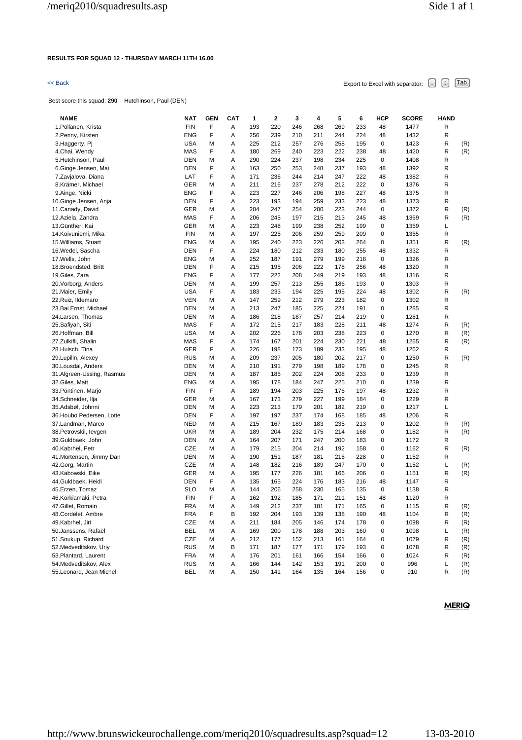**RESULTS FOR SQUAD 12 - THURSDAY MARCH 11TH 16.00**

<< Back

Export to Excel with separator: , ; Tab

Best score this squad: **290** Hutchinson, Paul (DEN)

| NAME | NAT | GEN | CAT | 1 | 2 | 3 | 4 | 5 | 6 | HCP | SCORE | HAND | |
|---|---|---|---|---|---|---|---|---|---|---|---|---|---|
| 1.Pöllänen, Krista | FIN | F | A | 193 | 220 | 246 | 268 | 269 | 233 | 48 | 1477 | R | |
| 2.Penny, Kirsten | ENG | F | A | 256 | 239 | 210 | 211 | 244 | 224 | 48 | 1432 | R | |
| 3.Haggerty, Pj | USA | M | A | 225 | 212 | 257 | 276 | 258 | 195 | 0 | 1423 | R | (R) |
| 4.Chai, Wendy | MAS | F | A | 180 | 269 | 240 | 223 | 222 | 238 | 48 | 1420 | R | (R) |
| 5.Hutchinson, Paul | DEN | M | A | 290 | 224 | 237 | 198 | 234 | 225 | 0 | 1408 | R | |
| 6.Ginge Jensen, Mai | DEN | F | A | 163 | 250 | 253 | 248 | 237 | 193 | 48 | 1392 | R | |
| 7.Zavjalova, Diana | LAT | F | A | 171 | 236 | 244 | 214 | 247 | 222 | 48 | 1382 | R | |
| 8.Krämer, Michael | GER | M | A | 211 | 216 | 237 | 278 | 212 | 222 | 0 | 1376 | R | |
| 9.Ainge, Nicki | ENG | F | A | 223 | 227 | 246 | 206 | 198 | 227 | 48 | 1375 | R | |
| 10.Ginge Jensen, Anja | DEN | F | A | 223 | 193 | 194 | 259 | 233 | 223 | 48 | 1373 | R | |
| 11.Canady, David | GER | M | A | 204 | 247 | 254 | 200 | 223 | 244 | 0 | 1372 | R | (R) |
| 12.Aziela, Zandra | MAS | F | A | 206 | 245 | 197 | 215 | 213 | 245 | 48 | 1369 | R | (R) |
| 13.Günther, Kai | GER | M | A | 223 | 248 | 199 | 238 | 252 | 199 | 0 | 1359 | L | |
| 14.Koivuniemi, Mika | FIN | M | A | 197 | 225 | 206 | 259 | 259 | 209 | 0 | 1355 | R | |
| 15.Williams, Stuart | ENG | M | A | 195 | 240 | 223 | 226 | 203 | 264 | 0 | 1351 | R | (R) |
| 16.Wedel, Sascha | DEN | F | A | 224 | 180 | 212 | 233 | 180 | 255 | 48 | 1332 | R | |
| 17.Wells, John | ENG | M | A | 252 | 187 | 191 | 279 | 199 | 218 | 0 | 1326 | R | |
| 18.Broendsted, Britt | DEN | F | A | 215 | 195 | 206 | 222 | 178 | 256 | 48 | 1320 | R | |
| 19.Giles, Zara | ENG | F | A | 177 | 222 | 208 | 249 | 219 | 193 | 48 | 1316 | R | |
| 20.Vorborg, Anders | DEN | M | A | 199 | 257 | 213 | 255 | 186 | 193 | 0 | 1303 | R | |
| 21.Maier, Emily | USA | F | A | 183 | 233 | 194 | 225 | 195 | 224 | 48 | 1302 | R | (R) |
| 22.Ruiz, Ildemaro | VEN | M | A | 147 | 259 | 212 | 279 | 223 | 182 | 0 | 1302 | R | |
| 23.Bai Ernst, Michael | DEN | M | A | 213 | 247 | 185 | 225 | 224 | 191 | 0 | 1285 | R | |
| 24.Larsen, Thomas | DEN | M | A | 186 | 218 | 187 | 257 | 214 | 219 | 0 | 1281 | R | |
| 25.Safiyah, Siti | MAS | F | A | 172 | 215 | 217 | 183 | 228 | 211 | 48 | 1274 | R | (R) |
| 26.Hoffman, Bill | USA | M | A | 202 | 226 | 178 | 203 | 238 | 223 | 0 | 1270 | R | (R) |
| 27.Zulkifli, Shalin | MAS | F | A | 174 | 167 | 201 | 224 | 230 | 221 | 48 | 1265 | R | (R) |
| 28.Hulsch, Tina | GER | F | A | 226 | 198 | 173 | 189 | 233 | 195 | 48 | 1262 | R | |
| 29.Lupilin, Alexey | RUS | M | A | 209 | 237 | 205 | 180 | 202 | 217 | 0 | 1250 | R | (R) |
| 30.Lousdal, Anders | DEN | M | A | 210 | 191 | 279 | 198 | 189 | 178 | 0 | 1245 | R | |
| 31.Algreen-Ussing, Rasmus | DEN | M | A | 187 | 185 | 202 | 224 | 208 | 233 | 0 | 1239 | R | |
| 32.Giles, Matt | ENG | M | A | 195 | 178 | 184 | 247 | 225 | 210 | 0 | 1239 | R | |
| 33.Pöntinen, Marjo | FIN | F | A | 189 | 194 | 203 | 225 | 176 | 197 | 48 | 1232 | R | |
| 34.Schneider, Ilja | GER | M | A | 167 | 173 | 279 | 227 | 199 | 184 | 0 | 1229 | R | |
| 35.Adsbøl, Johnni | DEN | M | A | 223 | 213 | 179 | 201 | 182 | 219 | 0 | 1217 | L | |
| 36.Houbo Pedersen, Lotte | DEN | F | A | 197 | 197 | 237 | 174 | 168 | 185 | 48 | 1206 | R | |
| 37.Landman, Marco | NED | M | A | 215 | 167 | 189 | 183 | 235 | 213 | 0 | 1202 | R | (R) |
| 38.Petrovskii, Ievgen | UKR | M | A | 189 | 204 | 232 | 175 | 214 | 168 | 0 | 1182 | R | (R) |
| 39.Guldbaek, John | DEN | M | A | 164 | 207 | 171 | 247 | 200 | 183 | 0 | 1172 | R | |
| 40.Kabrhel, Petr | CZE | M | A | 179 | 215 | 204 | 214 | 192 | 158 | 0 | 1162 | R | (R) |
| 41.Mortensen, Jimmy Dan | DEN | M | A | 190 | 151 | 187 | 181 | 215 | 228 | 0 | 1152 | R | |
| 42.Gorg, Martin | CZE | M | A | 148 | 182 | 216 | 189 | 247 | 170 | 0 | 1152 | L | (R) |
| 43.Kabowski, Eike | GER | M | A | 195 | 177 | 226 | 181 | 166 | 206 | 0 | 1151 | R | (R) |
| 44.Guldbaek, Heidi | DEN | F | A | 135 | 165 | 224 | 176 | 183 | 216 | 48 | 1147 | R | |
| 45.Erzen, Tomaz | SLO | M | A | 144 | 206 | 258 | 230 | 165 | 135 | 0 | 1138 | R | |
| 46.Korkiamäki, Petra | FIN | F | A | 162 | 192 | 185 | 171 | 211 | 151 | 48 | 1120 | R | |
| 47.Gillet, Romain | FRA | M | A | 149 | 212 | 237 | 181 | 171 | 165 | 0 | 1115 | R | (R) |
| 48.Cordelet, Ambre | FRA | F | B | 192 | 204 | 193 | 139 | 138 | 190 | 48 | 1104 | R | (R) |
| 49.Kabrhel, Jiri | CZE | M | A | 211 | 184 | 205 | 146 | 174 | 178 | 0 | 1098 | R | (R) |
| 50.Janssens, Rafaël | BEL | M | A | 169 | 200 | 178 | 188 | 203 | 160 | 0 | 1098 | L | (R) |
| 51.Soukup, Richard | CZE | M | A | 212 | 177 | 152 | 213 | 161 | 164 | 0 | 1079 | R | (R) |
| 52.Medveditskov, Uriy | RUS | M | B | 171 | 187 | 177 | 171 | 179 | 193 | 0 | 1078 | R | (R) |
| 53.Plantard, Laurent | FRA | M | A | 176 | 201 | 161 | 166 | 154 | 166 | 0 | 1024 | R | (R) |
| 54.Medveditskov, Alex | RUS | M | A | 166 | 144 | 142 | 153 | 191 | 200 | 0 | 996 | L | (R) |
| 55.Leonard, Jean Michel | BEL | M | A | 150 | 141 | 164 | 135 | 164 | 156 | 0 | 910 | R | (R) |

MERIQ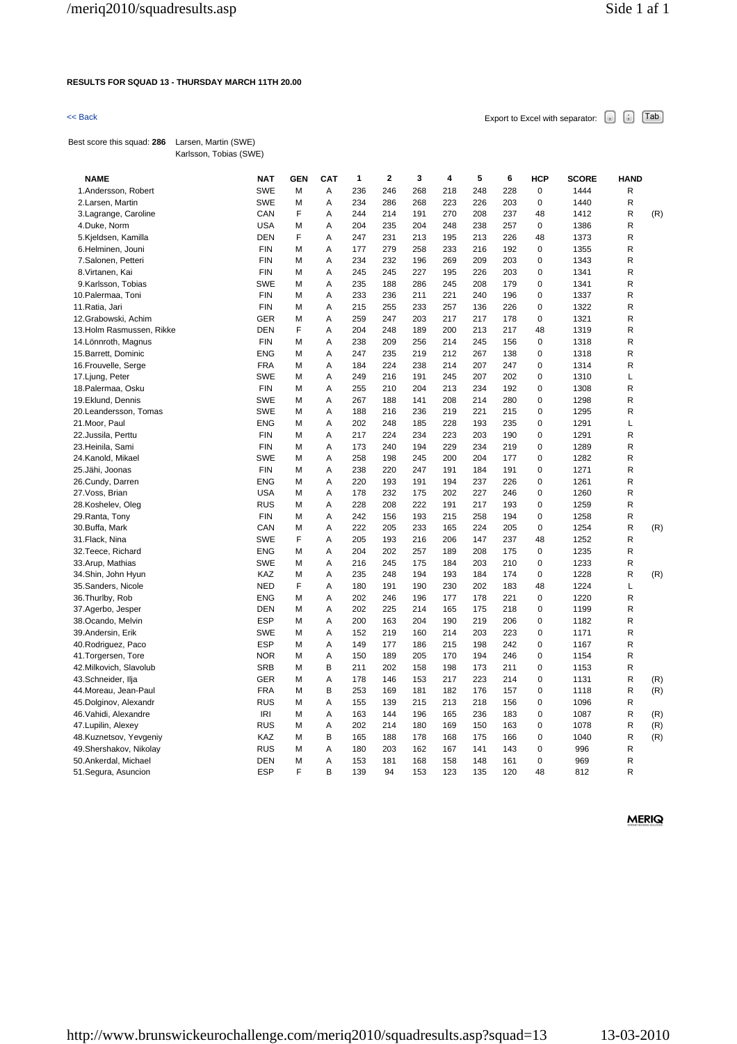**RESULTS FOR SQUAD 13 - THURSDAY MARCH 11TH 20.00**

<< Back

Export to Excel with separator: , ; Tab

Best score this squad: **286** Larsen, Martin (SWE)
Karlsson, Tobias (SWE)

| NAME | NAT | GEN | CAT | 1 | 2 | 3 | 4 | 5 | 6 | HCP | SCORE | HAND | |
|---|---|---|---|---|---|---|---|---|---|---|---|---|---|
| 1.Andersson, Robert | SWE | M | A | 236 | 246 | 268 | 218 | 248 | 228 | 0 | 1444 | R | |
| 2.Larsen, Martin | SWE | M | A | 234 | 286 | 268 | 223 | 226 | 203 | 0 | 1440 | R | |
| 3.Lagrange, Caroline | CAN | F | A | 244 | 214 | 191 | 270 | 208 | 237 | 48 | 1412 | R | (R) |
| 4.Duke, Norm | USA | M | A | 204 | 235 | 204 | 248 | 238 | 257 | 0 | 1386 | R | |
| 5.Kjeldsen, Kamilla | DEN | F | A | 247 | 231 | 213 | 195 | 213 | 226 | 48 | 1373 | R | |
| 6.Helminen, Jouni | FIN | M | A | 177 | 279 | 258 | 233 | 216 | 192 | 0 | 1355 | R | |
| 7.Salonen, Petteri | FIN | M | A | 234 | 232 | 196 | 269 | 209 | 203 | 0 | 1343 | R | |
| 8.Virtanen, Kai | FIN | M | A | 245 | 245 | 227 | 195 | 226 | 203 | 0 | 1341 | R | |
| 9.Karlsson, Tobias | SWE | M | A | 235 | 188 | 286 | 245 | 208 | 179 | 0 | 1341 | R | |
| 10.Palermaa, Toni | FIN | M | A | 233 | 236 | 211 | 221 | 240 | 196 | 0 | 1337 | R | |
| 11.Ratia, Jari | FIN | M | A | 215 | 255 | 233 | 257 | 136 | 226 | 0 | 1322 | R | |
| 12.Grabowski, Achim | GER | M | A | 259 | 247 | 203 | 217 | 217 | 178 | 0 | 1321 | R | |
| 13.Holm Rasmussen, Rikke | DEN | F | A | 204 | 248 | 189 | 200 | 213 | 217 | 48 | 1319 | R | |
| 14.Lönnroth, Magnus | FIN | M | A | 238 | 209 | 256 | 214 | 245 | 156 | 0 | 1318 | R | |
| 15.Barrett, Dominic | ENG | M | A | 247 | 235 | 219 | 212 | 267 | 138 | 0 | 1318 | R | |
| 16.Frouvelle, Serge | FRA | M | A | 184 | 224 | 238 | 214 | 207 | 247 | 0 | 1314 | R | |
| 17.Ljung, Peter | SWE | M | A | 249 | 216 | 191 | 245 | 207 | 202 | 0 | 1310 | L | |
| 18.Palermaa, Osku | FIN | M | A | 255 | 210 | 204 | 213 | 234 | 192 | 0 | 1308 | R | |
| 19.Eklund, Dennis | SWE | M | A | 267 | 188 | 141 | 208 | 214 | 280 | 0 | 1298 | R | |
| 20.Leandersson, Tomas | SWE | M | A | 188 | 216 | 236 | 219 | 221 | 215 | 0 | 1295 | R | |
| 21.Moor, Paul | ENG | M | A | 202 | 248 | 185 | 228 | 193 | 235 | 0 | 1291 | L | |
| 22.Jussila, Perttu | FIN | M | A | 217 | 224 | 234 | 223 | 203 | 190 | 0 | 1291 | R | |
| 23.Heinila, Sami | FIN | M | A | 173 | 240 | 194 | 229 | 234 | 219 | 0 | 1289 | R | |
| 24.Kanold, Mikael | SWE | M | A | 258 | 198 | 245 | 200 | 204 | 177 | 0 | 1282 | R | |
| 25.Jähi, Joonas | FIN | M | A | 238 | 220 | 247 | 191 | 184 | 191 | 0 | 1271 | R | |
| 26.Cundy, Darren | ENG | M | A | 220 | 193 | 191 | 194 | 237 | 226 | 0 | 1261 | R | |
| 27.Voss, Brian | USA | M | A | 178 | 232 | 175 | 202 | 227 | 246 | 0 | 1260 | R | |
| 28.Koshelev, Oleg | RUS | M | A | 228 | 208 | 222 | 191 | 217 | 193 | 0 | 1259 | R | |
| 29.Ranta, Tony | FIN | M | A | 242 | 156 | 193 | 215 | 258 | 194 | 0 | 1258 | R | |
| 30.Buffa, Mark | CAN | M | A | 222 | 205 | 233 | 165 | 224 | 205 | 0 | 1254 | R | (R) |
| 31.Flack, Nina | SWE | F | A | 205 | 193 | 216 | 206 | 147 | 237 | 48 | 1252 | R | |
| 32.Teece, Richard | ENG | M | A | 204 | 202 | 257 | 189 | 208 | 175 | 0 | 1235 | R | |
| 33.Arup, Mathias | SWE | M | A | 216 | 245 | 175 | 184 | 203 | 210 | 0 | 1233 | R | |
| 34.Shin, John Hyun | KAZ | M | A | 235 | 248 | 194 | 193 | 184 | 174 | 0 | 1228 | R | (R) |
| 35.Sanders, Nicole | NED | F | A | 180 | 191 | 190 | 230 | 202 | 183 | 48 | 1224 | L | |
| 36.Thurlby, Rob | ENG | M | A | 202 | 246 | 196 | 177 | 178 | 221 | 0 | 1220 | R | |
| 37.Agerbo, Jesper | DEN | M | A | 202 | 225 | 214 | 165 | 175 | 218 | 0 | 1199 | R | |
| 38.Ocando, Melvin | ESP | M | A | 200 | 163 | 204 | 190 | 219 | 206 | 0 | 1182 | R | |
| 39.Andersin, Erik | SWE | M | A | 152 | 219 | 160 | 214 | 203 | 223 | 0 | 1171 | R | |
| 40.Rodriguez, Paco | ESP | M | A | 149 | 177 | 186 | 215 | 198 | 242 | 0 | 1167 | R | |
| 41.Torgersen, Tore | NOR | M | A | 150 | 189 | 205 | 170 | 194 | 246 | 0 | 1154 | R | |
| 42.Milkovich, Slavolub | SRB | M | B | 211 | 202 | 158 | 198 | 173 | 211 | 0 | 1153 | R | |
| 43.Schneider, Ilja | GER | M | A | 178 | 146 | 153 | 217 | 223 | 214 | 0 | 1131 | R | (R) |
| 44.Moreau, Jean-Paul | FRA | M | B | 253 | 169 | 181 | 182 | 176 | 157 | 0 | 1118 | R | (R) |
| 45.Dolginov, Alexandr | RUS | M | A | 155 | 139 | 215 | 213 | 218 | 156 | 0 | 1096 | R | |
| 46.Vahidi, Alexandre | IRI | M | A | 163 | 144 | 196 | 165 | 236 | 183 | 0 | 1087 | R | (R) |
| 47.Lupilin, Alexey | RUS | M | A | 202 | 214 | 180 | 169 | 150 | 163 | 0 | 1078 | R | (R) |
| 48.Kuznetsov, Yevgeniy | KAZ | M | B | 165 | 188 | 178 | 168 | 175 | 166 | 0 | 1040 | R | (R) |
| 49.Shershakov, Nikolay | RUS | M | A | 180 | 203 | 162 | 167 | 141 | 143 | 0 | 996 | R | |
| 50.Ankerdal, Michael | DEN | M | A | 153 | 181 | 168 | 158 | 148 | 161 | 0 | 969 | R | |
| 51.Segura, Asuncion | ESP | F | B | 139 | 94 | 153 | 123 | 135 | 120 | 48 | 812 | R | |

MERIQ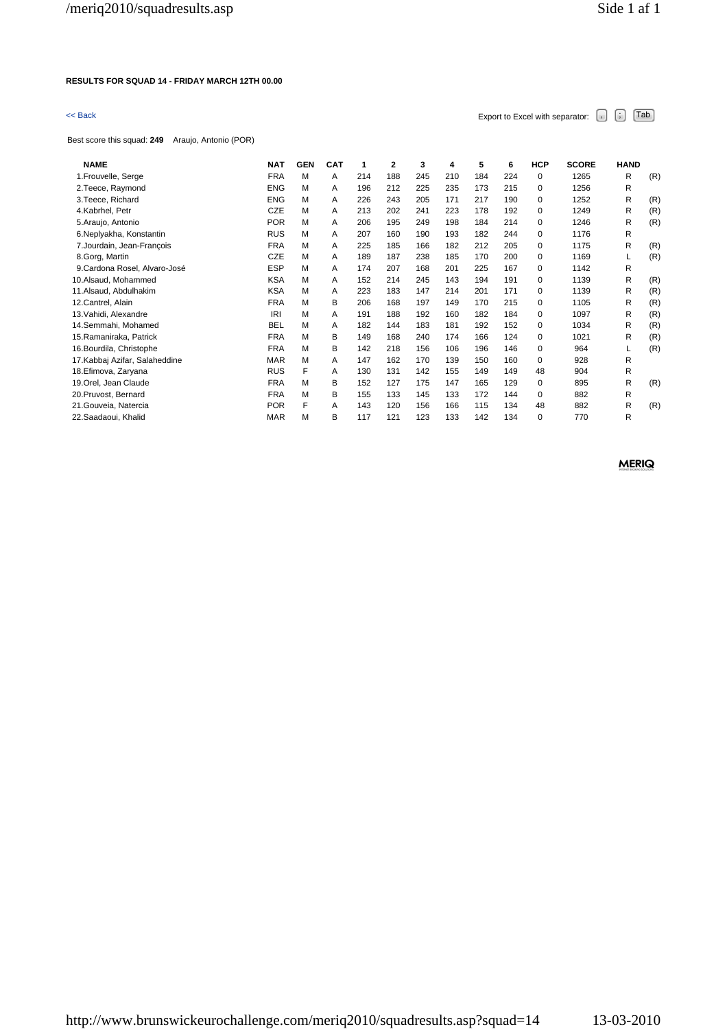**RESULTS FOR SQUAD 14 - FRIDAY MARCH 12TH 00.00**

<< Back

Export to Excel with separator: , ; Tab

Best score this squad: **249** Araujo, Antonio (POR)

| NAME | NAT | GEN | CAT | 1 | 2 | 3 | 4 | 5 | 6 | HCP | SCORE | HAND | |
|---|---|---|---|---|---|---|---|---|---|---|---|---|---|
| 1.Frouvelle, Serge | FRA | M | A | 214 | 188 | 245 | 210 | 184 | 224 | 0 | 1265 | R | (R) |
| 2.Teece, Raymond | ENG | M | A | 196 | 212 | 225 | 235 | 173 | 215 | 0 | 1256 | R | |
| 3.Teece, Richard | ENG | M | A | 226 | 243 | 205 | 171 | 217 | 190 | 0 | 1252 | R | (R) |
| 4.Kabrhel, Petr | CZE | M | A | 213 | 202 | 241 | 223 | 178 | 192 | 0 | 1249 | R | (R) |
| 5.Araujo, Antonio | POR | M | A | 206 | 195 | 249 | 198 | 184 | 214 | 0 | 1246 | R | (R) |
| 6.Neplyakha, Konstantin | RUS | M | A | 207 | 160 | 190 | 193 | 182 | 244 | 0 | 1176 | R | |
| 7.Jourdain, Jean-François | FRA | M | A | 225 | 185 | 166 | 182 | 212 | 205 | 0 | 1175 | R | (R) |
| 8.Gorg, Martin | CZE | M | A | 189 | 187 | 238 | 185 | 170 | 200 | 0 | 1169 | L | (R) |
| 9.Cardona Rosel, Alvaro-José | ESP | M | A | 174 | 207 | 168 | 201 | 225 | 167 | 0 | 1142 | R | |
| 10.Alsaud, Mohammed | KSA | M | A | 152 | 214 | 245 | 143 | 194 | 191 | 0 | 1139 | R | (R) |
| 11.Alsaud, Abdulhakim | KSA | M | A | 223 | 183 | 147 | 214 | 201 | 171 | 0 | 1139 | R | (R) |
| 12.Cantrel, Alain | FRA | M | B | 206 | 168 | 197 | 149 | 170 | 215 | 0 | 1105 | R | (R) |
| 13.Vahidi, Alexandre | IRI | M | A | 191 | 188 | 192 | 160 | 182 | 184 | 0 | 1097 | R | (R) |
| 14.Semmahi, Mohamed | BEL | M | A | 182 | 144 | 183 | 181 | 192 | 152 | 0 | 1034 | R | (R) |
| 15.Ramaniraka, Patrick | FRA | M | B | 149 | 168 | 240 | 174 | 166 | 124 | 0 | 1021 | R | (R) |
| 16.Bourdila, Christophe | FRA | M | B | 142 | 218 | 156 | 106 | 196 | 146 | 0 | 964 | L | (R) |
| 17.Kabbaj Azifar, Salaheddine | MAR | M | A | 147 | 162 | 170 | 139 | 150 | 160 | 0 | 928 | R | |
| 18.Efimova, Zaryana | RUS | F | A | 130 | 131 | 142 | 155 | 149 | 149 | 48 | 904 | R | |
| 19.Orel, Jean Claude | FRA | M | B | 152 | 127 | 175 | 147 | 165 | 129 | 0 | 895 | R | (R) |
| 20.Pruvost, Bernard | FRA | M | B | 155 | 133 | 145 | 133 | 172 | 144 | 0 | 882 | R | |
| 21.Gouveia, Natercia | POR | F | A | 143 | 120 | 156 | 166 | 115 | 134 | 48 | 882 | R | (R) |
| 22.Saadaoui, Khalid | MAR | M | B | 117 | 121 | 123 | 133 | 142 | 134 | 0 | 770 | R | |

MERIQ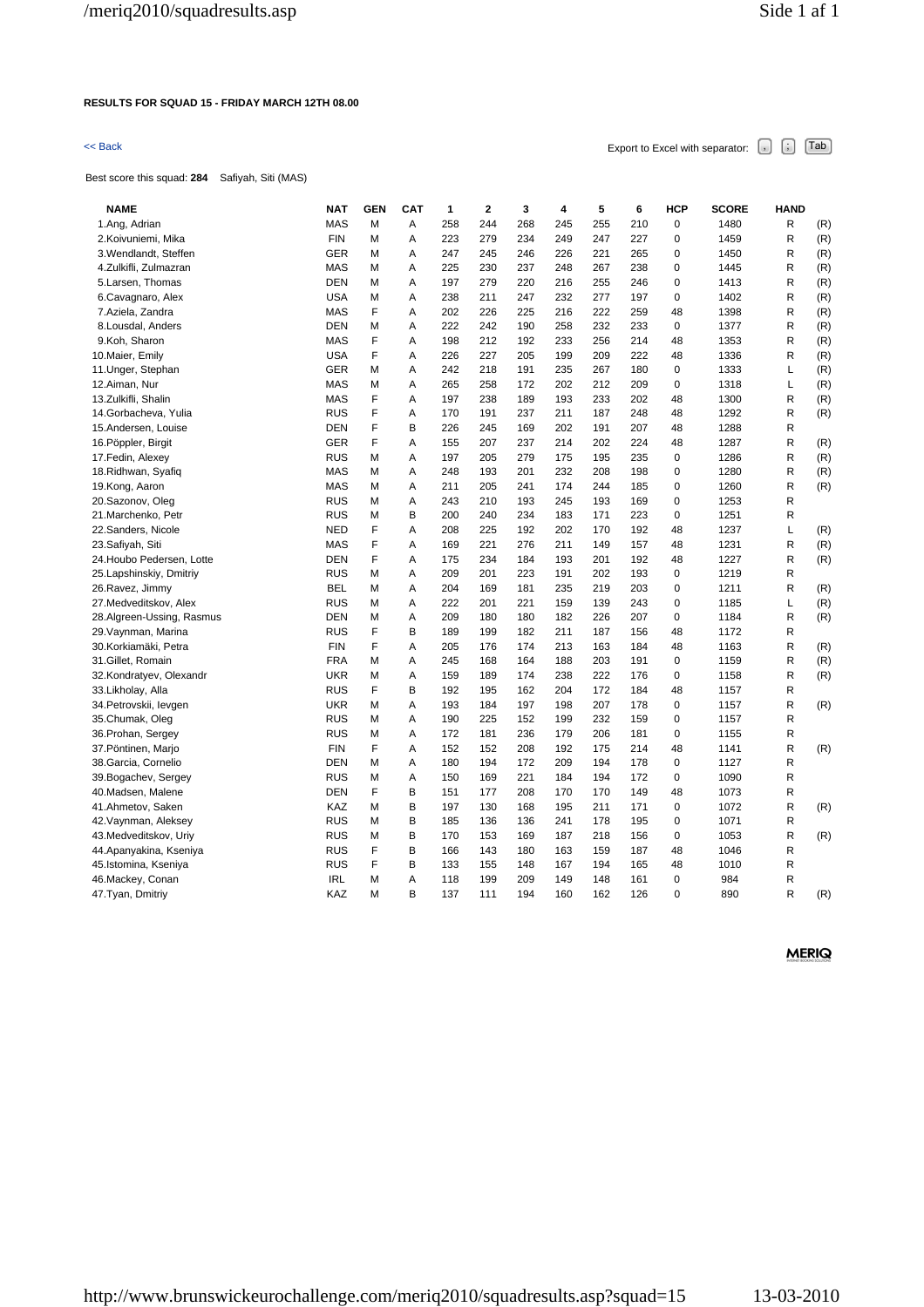**RESULTS FOR SQUAD 15 - FRIDAY MARCH 12TH 08.00**

<< Back

Export to Excel with separator: , ; Tab

Best score this squad: **284** Safiyah, Siti (MAS)

| NAME | NAT | GEN | CAT | 1 | 2 | 3 | 4 | 5 | 6 | HCP | SCORE | HAND | |
|---|---|---|---|---|---|---|---|---|---|---|---|---|---|
| 1.Ang, Adrian | MAS | M | A | 258 | 244 | 268 | 245 | 255 | 210 | 0 | 1480 | R | (R) |
| 2.Koivuniemi, Mika | FIN | M | A | 223 | 279 | 234 | 249 | 247 | 227 | 0 | 1459 | R | (R) |
| 3.Wendlandt, Steffen | GER | M | A | 247 | 245 | 246 | 226 | 221 | 265 | 0 | 1450 | R | (R) |
| 4.Zulkifli, Zulmazran | MAS | M | A | 225 | 230 | 237 | 248 | 267 | 238 | 0 | 1445 | R | (R) |
| 5.Larsen, Thomas | DEN | M | A | 197 | 279 | 220 | 216 | 255 | 246 | 0 | 1413 | R | (R) |
| 6.Cavagnaro, Alex | USA | M | A | 238 | 211 | 247 | 232 | 277 | 197 | 0 | 1402 | R | (R) |
| 7.Aziela, Zandra | MAS | F | A | 202 | 226 | 225 | 216 | 222 | 259 | 48 | 1398 | R | (R) |
| 8.Lousdal, Anders | DEN | M | A | 222 | 242 | 190 | 258 | 232 | 233 | 0 | 1377 | R | (R) |
| 9.Koh, Sharon | MAS | F | A | 198 | 212 | 192 | 233 | 256 | 214 | 48 | 1353 | R | (R) |
| 10.Maier, Emily | USA | F | A | 226 | 227 | 205 | 199 | 209 | 222 | 48 | 1336 | R | (R) |
| 11.Unger, Stephan | GER | M | A | 242 | 218 | 191 | 235 | 267 | 180 | 0 | 1333 | L | (R) |
| 12.Aiman, Nur | MAS | M | A | 265 | 258 | 172 | 202 | 212 | 209 | 0 | 1318 | L | (R) |
| 13.Zulkifli, Shalin | MAS | F | A | 197 | 238 | 189 | 193 | 233 | 202 | 48 | 1300 | R | (R) |
| 14.Gorbacheva, Yulia | RUS | F | A | 170 | 191 | 237 | 211 | 187 | 248 | 48 | 1292 | R | (R) |
| 15.Andersen, Louise | DEN | F | B | 226 | 245 | 169 | 202 | 191 | 207 | 48 | 1288 | R | |
| 16.Pöppler, Birgit | GER | F | A | 155 | 207 | 237 | 214 | 202 | 224 | 48 | 1287 | R | (R) |
| 17.Fedin, Alexey | RUS | M | A | 197 | 205 | 279 | 175 | 195 | 235 | 0 | 1286 | R | (R) |
| 18.Ridhwan, Syafiq | MAS | M | A | 248 | 193 | 201 | 232 | 208 | 198 | 0 | 1280 | R | (R) |
| 19.Kong, Aaron | MAS | M | A | 211 | 205 | 241 | 174 | 244 | 185 | 0 | 1260 | R | (R) |
| 20.Sazonov, Oleg | RUS | M | A | 243 | 210 | 193 | 245 | 193 | 169 | 0 | 1253 | R | |
| 21.Marchenko, Petr | RUS | M | B | 200 | 240 | 234 | 183 | 171 | 223 | 0 | 1251 | R | |
| 22.Sanders, Nicole | NED | F | A | 208 | 225 | 192 | 202 | 170 | 192 | 48 | 1237 | L | (R) |
| 23.Safiyah, Siti | MAS | F | A | 169 | 221 | 276 | 211 | 149 | 157 | 48 | 1231 | R | (R) |
| 24.Houbo Pedersen, Lotte | DEN | F | A | 175 | 234 | 184 | 193 | 201 | 192 | 48 | 1227 | R | (R) |
| 25.Lapshinskiy, Dmitriy | RUS | M | A | 209 | 201 | 223 | 191 | 202 | 193 | 0 | 1219 | R | |
| 26.Ravez, Jimmy | BEL | M | A | 204 | 169 | 181 | 235 | 219 | 203 | 0 | 1211 | R | (R) |
| 27.Medveditskov, Alex | RUS | M | A | 222 | 201 | 221 | 159 | 139 | 243 | 0 | 1185 | L | (R) |
| 28.Algreen-Ussing, Rasmus | DEN | M | A | 209 | 180 | 180 | 182 | 226 | 207 | 0 | 1184 | R | (R) |
| 29.Vaynman, Marina | RUS | F | B | 189 | 199 | 182 | 211 | 187 | 156 | 48 | 1172 | R | |
| 30.Korkiamäki, Petra | FIN | F | A | 205 | 176 | 174 | 213 | 163 | 184 | 48 | 1163 | R | (R) |
| 31.Gillet, Romain | FRA | M | A | 245 | 168 | 164 | 188 | 203 | 191 | 0 | 1159 | R | (R) |
| 32.Kondratyev, Olexandr | UKR | M | A | 159 | 189 | 174 | 238 | 222 | 176 | 0 | 1158 | R | (R) |
| 33.Likholay, Alla | RUS | F | B | 192 | 195 | 162 | 204 | 172 | 184 | 48 | 1157 | R | |
| 34.Petrovskii, Ievgen | UKR | M | A | 193 | 184 | 197 | 198 | 207 | 178 | 0 | 1157 | R | (R) |
| 35.Chumak, Oleg | RUS | M | A | 190 | 225 | 152 | 199 | 232 | 159 | 0 | 1157 | R | |
| 36.Prohan, Sergey | RUS | M | A | 172 | 181 | 236 | 179 | 206 | 181 | 0 | 1155 | R | |
| 37.Pöntinen, Marjo | FIN | F | A | 152 | 152 | 208 | 192 | 175 | 214 | 48 | 1141 | R | (R) |
| 38.Garcia, Cornelio | DEN | M | A | 180 | 194 | 172 | 209 | 194 | 178 | 0 | 1127 | R | |
| 39.Bogachev, Sergey | RUS | M | A | 150 | 169 | 221 | 184 | 194 | 172 | 0 | 1090 | R | |
| 40.Madsen, Malene | DEN | F | B | 151 | 177 | 208 | 170 | 170 | 149 | 48 | 1073 | R | |
| 41.Ahmetov, Saken | KAZ | M | B | 197 | 130 | 168 | 195 | 211 | 171 | 0 | 1072 | R | (R) |
| 42.Vaynman, Aleksey | RUS | M | B | 185 | 136 | 136 | 241 | 178 | 195 | 0 | 1071 | R | |
| 43.Medveditskov, Uriy | RUS | M | B | 170 | 153 | 169 | 187 | 218 | 156 | 0 | 1053 | R | (R) |
| 44.Apanyakina, Kseniya | RUS | F | B | 166 | 143 | 180 | 163 | 159 | 187 | 48 | 1046 | R | |
| 45.Istomina, Kseniya | RUS | F | B | 133 | 155 | 148 | 167 | 194 | 165 | 48 | 1010 | R | |
| 46.Mackey, Conan | IRL | M | A | 118 | 199 | 209 | 149 | 148 | 161 | 0 | 984 | R | |
| 47.Tyan, Dmitriy | KAZ | M | B | 137 | 111 | 194 | 160 | 162 | 126 | 0 | 890 | R | (R) |

MERIQ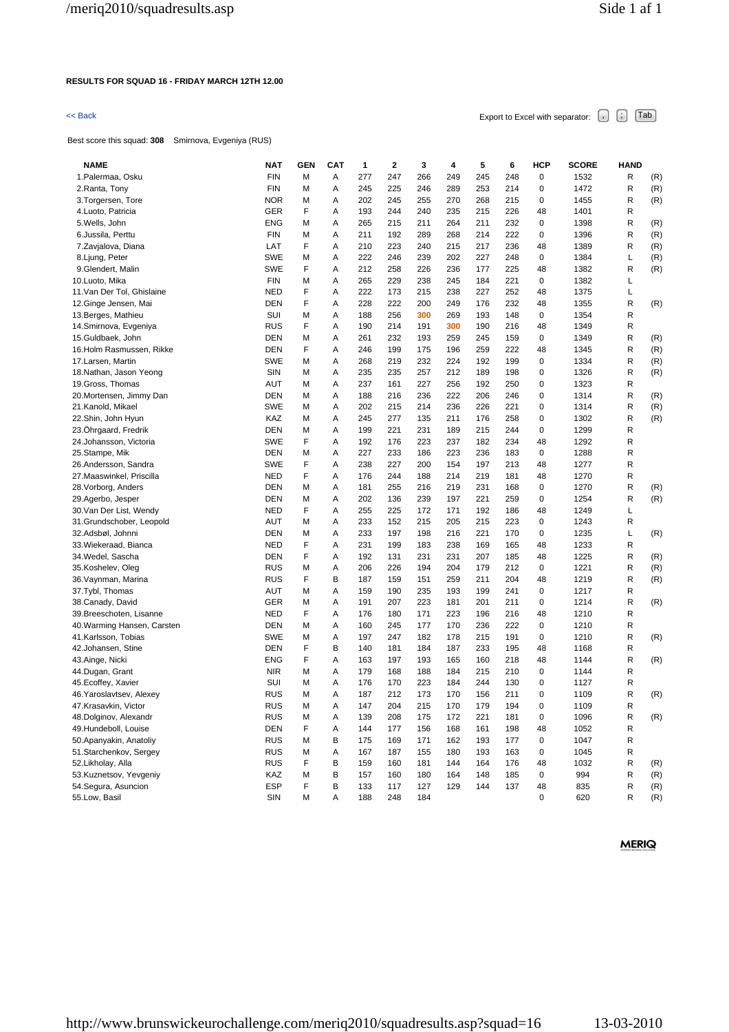**RESULTS FOR SQUAD 16 - FRIDAY MARCH 12TH 12.00**

<< Back

Export to Excel with separator: , ; Tab

Best score this squad: **308** Smirnova, Evgeniya (RUS)

| NAME | NAT | GEN | CAT | 1 | 2 | 3 | 4 | 5 | 6 | HCP | SCORE | HAND | |
|---|---|---|---|---|---|---|---|---|---|---|---|---|---|
| 1.Palermaa, Osku | FIN | M | A | 277 | 247 | 266 | 249 | 245 | 248 | 0 | 1532 | R | (R) |
| 2.Ranta, Tony | FIN | M | A | 245 | 225 | 246 | 289 | 253 | 214 | 0 | 1472 | R | (R) |
| 3.Torgersen, Tore | NOR | M | A | 202 | 245 | 255 | 270 | 268 | 215 | 0 | 1455 | R | (R) |
| 4.Luoto, Patricia | GER | F | A | 193 | 244 | 240 | 235 | 215 | 226 | 48 | 1401 | R | |
| 5.Wells, John | ENG | M | A | 265 | 215 | 211 | 264 | 211 | 232 | 0 | 1398 | R | (R) |
| 6.Jussila, Perttu | FIN | M | A | 211 | 192 | 289 | 268 | 214 | 222 | 0 | 1396 | R | (R) |
| 7.Zavjalova, Diana | LAT | F | A | 210 | 223 | 240 | 215 | 217 | 236 | 48 | 1389 | R | (R) |
| 8.Ljung, Peter | SWE | M | A | 222 | 246 | 239 | 202 | 227 | 248 | 0 | 1384 | L | (R) |
| 9.Glendert, Malin | SWE | F | A | 212 | 258 | 226 | 236 | 177 | 225 | 48 | 1382 | R | (R) |
| 10.Luoto, Mika | FIN | M | A | 265 | 229 | 238 | 245 | 184 | 221 | 0 | 1382 | L | |
| 11.Van Der Tol, Ghislaine | NED | F | A | 222 | 173 | 215 | 238 | 227 | 252 | 48 | 1375 | L | |
| 12.Ginge Jensen, Mai | DEN | F | A | 228 | 222 | 200 | 249 | 176 | 232 | 48 | 1355 | R | (R) |
| 13.Berges, Mathieu | SUI | M | A | 188 | 256 | 300 | 269 | 193 | 148 | 0 | 1354 | R | |
| 14.Smirnova, Evgeniya | RUS | F | A | 190 | 214 | 191 | 300 | 190 | 216 | 48 | 1349 | R | |
| 15.Guldbaek, John | DEN | M | A | 261 | 232 | 193 | 259 | 245 | 159 | 0 | 1349 | R | (R) |
| 16.Holm Rasmussen, Rikke | DEN | F | A | 246 | 199 | 175 | 196 | 259 | 222 | 48 | 1345 | R | (R) |
| 17.Larsen, Martin | SWE | M | A | 268 | 219 | 232 | 224 | 192 | 199 | 0 | 1334 | R | (R) |
| 18.Nathan, Jason Yeong | SIN | M | A | 235 | 235 | 257 | 212 | 189 | 198 | 0 | 1326 | R | (R) |
| 19.Gross, Thomas | AUT | M | A | 237 | 161 | 227 | 256 | 192 | 250 | 0 | 1323 | R | |
| 20.Mortensen, Jimmy Dan | DEN | M | A | 188 | 216 | 236 | 222 | 206 | 246 | 0 | 1314 | R | (R) |
| 21.Kanold, Mikael | SWE | M | A | 202 | 215 | 214 | 236 | 226 | 221 | 0 | 1314 | R | (R) |
| 22.Shin, John Hyun | KAZ | M | A | 245 | 277 | 135 | 211 | 176 | 258 | 0 | 1302 | R | (R) |
| 23.Öhrgaard, Fredrik | DEN | M | A | 199 | 221 | 231 | 189 | 215 | 244 | 0 | 1299 | R | |
| 24.Johansson, Victoria | SWE | F | A | 192 | 176 | 223 | 237 | 182 | 234 | 48 | 1292 | R | |
| 25.Stampe, Mik | DEN | M | A | 227 | 233 | 186 | 223 | 236 | 183 | 0 | 1288 | R | |
| 26.Andersson, Sandra | SWE | F | A | 238 | 227 | 200 | 154 | 197 | 213 | 48 | 1277 | R | |
| 27.Maaswinkel, Priscilla | NED | F | A | 176 | 244 | 188 | 214 | 219 | 181 | 48 | 1270 | R | |
| 28.Vorborg, Anders | DEN | M | A | 181 | 255 | 216 | 219 | 231 | 168 | 0 | 1270 | R | (R) |
| 29.Agerbo, Jesper | DEN | M | A | 202 | 136 | 239 | 197 | 221 | 259 | 0 | 1254 | R | (R) |
| 30.Van Der List, Wendy | NED | F | A | 255 | 225 | 172 | 171 | 192 | 186 | 48 | 1249 | L | |
| 31.Grundschober, Leopold | AUT | M | A | 233 | 152 | 215 | 205 | 215 | 223 | 0 | 1243 | R | |
| 32.Adsbøl, Johnni | DEN | M | A | 233 | 197 | 198 | 216 | 221 | 170 | 0 | 1235 | L | (R) |
| 33.Wiekeraad, Bianca | NED | F | A | 231 | 199 | 183 | 238 | 169 | 165 | 48 | 1233 | R | |
| 34.Wedel, Sascha | DEN | F | A | 192 | 131 | 231 | 231 | 207 | 185 | 48 | 1225 | R | (R) |
| 35.Koshelev, Oleg | RUS | M | A | 206 | 226 | 194 | 204 | 179 | 212 | 0 | 1221 | R | (R) |
| 36.Vaynman, Marina | RUS | F | B | 187 | 159 | 151 | 259 | 211 | 204 | 48 | 1219 | R | (R) |
| 37.Tybl, Thomas | AUT | M | A | 159 | 190 | 235 | 193 | 199 | 241 | 0 | 1217 | R | |
| 38.Canady, David | GER | M | A | 191 | 207 | 223 | 181 | 201 | 211 | 0 | 1214 | R | (R) |
| 39.Breeschoten, Lisanne | NED | F | A | 176 | 180 | 171 | 223 | 196 | 216 | 48 | 1210 | R | |
| 40.Warming Hansen, Carsten | DEN | M | A | 160 | 245 | 177 | 170 | 236 | 222 | 0 | 1210 | R | |
| 41.Karlsson, Tobias | SWE | M | A | 197 | 247 | 182 | 178 | 215 | 191 | 0 | 1210 | R | (R) |
| 42.Johansen, Stine | DEN | F | B | 140 | 181 | 184 | 187 | 233 | 195 | 48 | 1168 | R | |
| 43.Ainge, Nicki | ENG | F | A | 163 | 197 | 193 | 165 | 160 | 218 | 48 | 1144 | R | (R) |
| 44.Dugan, Grant | NIR | M | A | 179 | 168 | 188 | 184 | 215 | 210 | 0 | 1144 | R | |
| 45.Ecoffey, Xavier | SUI | M | A | 176 | 170 | 223 | 184 | 244 | 130 | 0 | 1127 | R | |
| 46.Yaroslavtsev, Alexey | RUS | M | A | 187 | 212 | 173 | 170 | 156 | 211 | 0 | 1109 | R | (R) |
| 47.Krasavkin, Victor | RUS | M | A | 147 | 204 | 215 | 170 | 179 | 194 | 0 | 1109 | R | |
| 48.Dolginov, Alexandr | RUS | M | A | 139 | 208 | 175 | 172 | 221 | 181 | 0 | 1096 | R | (R) |
| 49.Hundeboll, Louise | DEN | F | A | 144 | 177 | 156 | 168 | 161 | 198 | 48 | 1052 | R | |
| 50.Apanyakin, Anatoliy | RUS | M | B | 175 | 169 | 171 | 162 | 193 | 177 | 0 | 1047 | R | |
| 51.Starchenkov, Sergey | RUS | M | A | 167 | 187 | 155 | 180 | 193 | 163 | 0 | 1045 | R | |
| 52.Likholay, Alla | RUS | F | B | 159 | 160 | 181 | 144 | 164 | 176 | 48 | 1032 | R | (R) |
| 53.Kuznetsov, Yevgeniy | KAZ | M | B | 157 | 160 | 180 | 164 | 148 | 185 | 0 | 994 | R | (R) |
| 54.Segura, Asuncion | ESP | F | B | 133 | 117 | 127 | 129 | 144 | 137 | 48 | 835 | R | (R) |
| 55.Low, Basil | SIN | M | A | 188 | 248 | 184 | | | | 0 | 620 | R | (R) |

MERIQ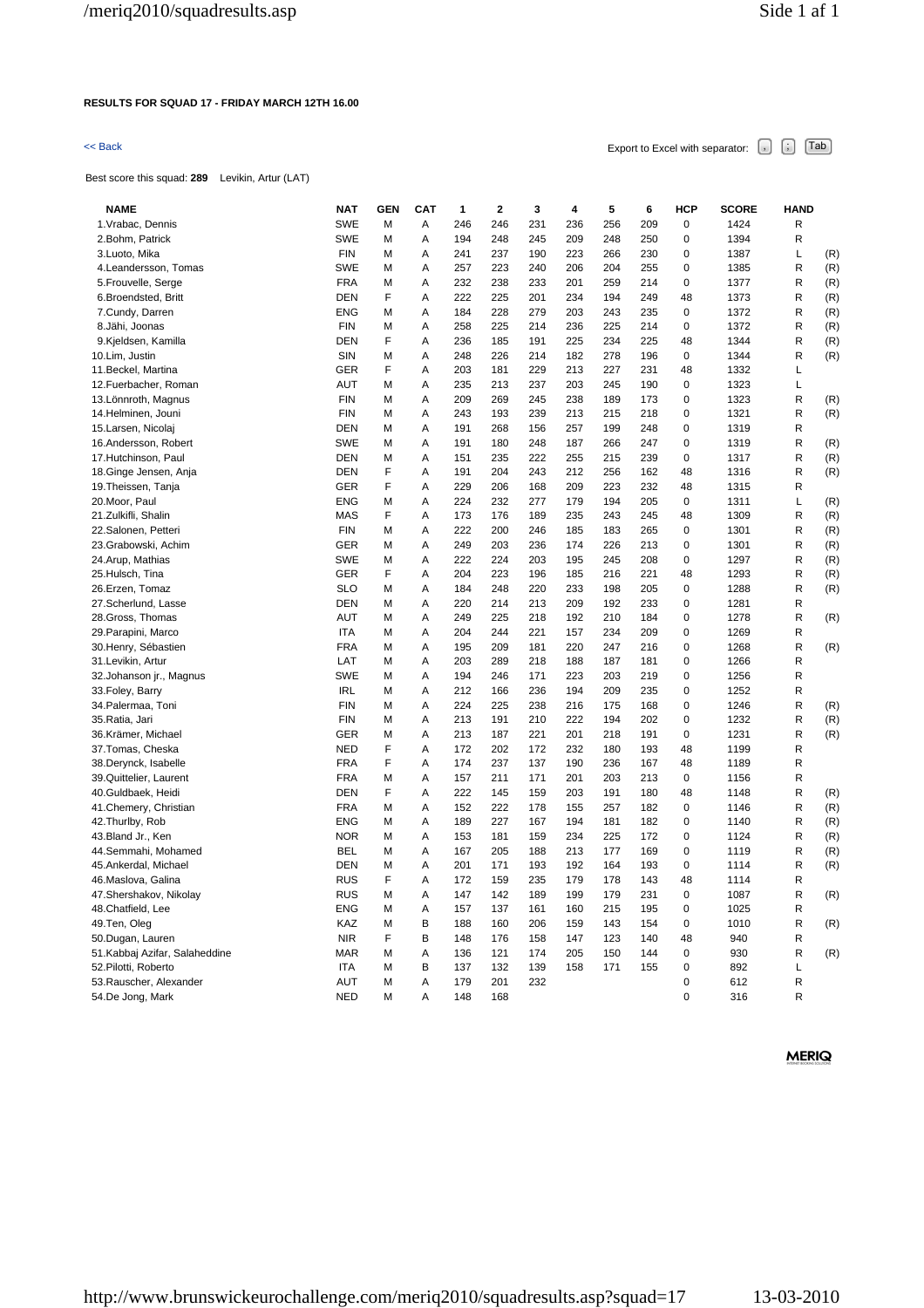**RESULTS FOR SQUAD 17 - FRIDAY MARCH 12TH 16.00**

<< Back

Export to Excel with separator: , ; Tab

Best score this squad: **289** Levikin, Artur (LAT)

| NAME | NAT | GEN | CAT | 1 | 2 | 3 | 4 | 5 | 6 | HCP | SCORE | HAND | |
|---|---|---|---|---|---|---|---|---|---|---|---|---|---|
| 1.Vrabac, Dennis | SWE | M | A | 246 | 246 | 231 | 236 | 256 | 209 | 0 | 1424 | R | |
| 2.Bohm, Patrick | SWE | M | A | 194 | 248 | 245 | 209 | 248 | 250 | 0 | 1394 | R | |
| 3.Luoto, Mika | FIN | M | A | 241 | 237 | 190 | 223 | 266 | 230 | 0 | 1387 | L | (R) |
| 4.Leandersson, Tomas | SWE | M | A | 257 | 223 | 240 | 206 | 204 | 255 | 0 | 1385 | R | (R) |
| 5.Frouvelle, Serge | FRA | M | A | 232 | 238 | 233 | 201 | 259 | 214 | 0 | 1377 | R | (R) |
| 6.Broendsted, Britt | DEN | F | A | 222 | 225 | 201 | 234 | 194 | 249 | 48 | 1373 | R | (R) |
| 7.Cundy, Darren | ENG | M | A | 184 | 228 | 279 | 203 | 243 | 235 | 0 | 1372 | R | (R) |
| 8.Jähi, Joonas | FIN | M | A | 258 | 225 | 214 | 236 | 225 | 214 | 0 | 1372 | R | (R) |
| 9.Kjeldsen, Kamilla | DEN | F | A | 236 | 185 | 191 | 225 | 234 | 225 | 48 | 1344 | R | (R) |
| 10.Lim, Justin | SIN | M | A | 248 | 226 | 214 | 182 | 278 | 196 | 0 | 1344 | R | (R) |
| 11.Beckel, Martina | GER | F | A | 203 | 181 | 229 | 213 | 227 | 231 | 48 | 1332 | L | |
| 12.Fuerbacher, Roman | AUT | M | A | 235 | 213 | 237 | 203 | 245 | 190 | 0 | 1323 | L | |
| 13.Lönnroth, Magnus | FIN | M | A | 209 | 269 | 245 | 238 | 189 | 173 | 0 | 1323 | R | (R) |
| 14.Helminen, Jouni | FIN | M | A | 243 | 193 | 239 | 213 | 215 | 218 | 0 | 1321 | R | (R) |
| 15.Larsen, Nicolaj | DEN | M | A | 191 | 268 | 156 | 257 | 199 | 248 | 0 | 1319 | R | |
| 16.Andersson, Robert | SWE | M | A | 191 | 180 | 248 | 187 | 266 | 247 | 0 | 1319 | R | (R) |
| 17.Hutchinson, Paul | DEN | M | A | 151 | 235 | 222 | 255 | 215 | 239 | 0 | 1317 | R | (R) |
| 18.Ginge Jensen, Anja | DEN | F | A | 191 | 204 | 243 | 212 | 256 | 162 | 48 | 1316 | R | (R) |
| 19.Theissen, Tanja | GER | F | A | 229 | 206 | 168 | 209 | 223 | 232 | 48 | 1315 | R | |
| 20.Moor, Paul | ENG | M | A | 224 | 232 | 277 | 179 | 194 | 205 | 0 | 1311 | L | (R) |
| 21.Zulkifli, Shalin | MAS | F | A | 173 | 176 | 189 | 235 | 243 | 245 | 48 | 1309 | R | (R) |
| 22.Salonen, Petteri | FIN | M | A | 222 | 200 | 246 | 185 | 183 | 265 | 0 | 1301 | R | (R) |
| 23.Grabowski, Achim | GER | M | A | 249 | 203 | 236 | 174 | 226 | 213 | 0 | 1301 | R | (R) |
| 24.Arup, Mathias | SWE | M | A | 222 | 224 | 203 | 195 | 245 | 208 | 0 | 1297 | R | (R) |
| 25.Hulsch, Tina | GER | F | A | 204 | 223 | 196 | 185 | 216 | 221 | 48 | 1293 | R | (R) |
| 26.Erzen, Tomaz | SLO | M | A | 184 | 248 | 220 | 233 | 198 | 205 | 0 | 1288 | R | (R) |
| 27.Scherlund, Lasse | DEN | M | A | 220 | 214 | 213 | 209 | 192 | 233 | 0 | 1281 | R | |
| 28.Gross, Thomas | AUT | M | A | 249 | 225 | 218 | 192 | 210 | 184 | 0 | 1278 | R | (R) |
| 29.Parapini, Marco | ITA | M | A | 204 | 244 | 221 | 157 | 234 | 209 | 0 | 1269 | R | |
| 30.Henry, Sébastien | FRA | M | A | 195 | 209 | 181 | 220 | 247 | 216 | 0 | 1268 | R | (R) |
| 31.Levikin, Artur | LAT | M | A | 203 | 289 | 218 | 188 | 187 | 181 | 0 | 1266 | R | |
| 32.Johanson jr., Magnus | SWE | M | A | 194 | 246 | 171 | 223 | 203 | 219 | 0 | 1256 | R | |
| 33.Foley, Barry | IRL | M | A | 212 | 166 | 236 | 194 | 209 | 235 | 0 | 1252 | R | |
| 34.Palermaa, Toni | FIN | M | A | 224 | 225 | 238 | 216 | 175 | 168 | 0 | 1246 | R | (R) |
| 35.Ratia, Jari | FIN | M | A | 213 | 191 | 210 | 222 | 194 | 202 | 0 | 1232 | R | (R) |
| 36.Krämer, Michael | GER | M | A | 213 | 187 | 221 | 201 | 218 | 191 | 0 | 1231 | R | (R) |
| 37.Tomas, Cheska | NED | F | A | 172 | 202 | 172 | 232 | 180 | 193 | 48 | 1199 | R | |
| 38.Derynck, Isabelle | FRA | F | A | 174 | 237 | 137 | 190 | 236 | 167 | 48 | 1189 | R | |
| 39.Quittelier, Laurent | FRA | M | A | 157 | 211 | 171 | 201 | 203 | 213 | 0 | 1156 | R | |
| 40.Guldbaek, Heidi | DEN | F | A | 222 | 145 | 159 | 203 | 191 | 180 | 48 | 1148 | R | (R) |
| 41.Chemery, Christian | FRA | M | A | 152 | 222 | 178 | 155 | 257 | 182 | 0 | 1146 | R | (R) |
| 42.Thurlby, Rob | ENG | M | A | 189 | 227 | 167 | 194 | 181 | 182 | 0 | 1140 | R | (R) |
| 43.Bland Jr., Ken | NOR | M | A | 153 | 181 | 159 | 234 | 225 | 172 | 0 | 1124 | R | (R) |
| 44.Semmahi, Mohamed | BEL | M | A | 167 | 205 | 188 | 213 | 177 | 169 | 0 | 1119 | R | (R) |
| 45.Ankerdal, Michael | DEN | M | A | 201 | 171 | 193 | 192 | 164 | 193 | 0 | 1114 | R | (R) |
| 46.Maslova, Galina | RUS | F | A | 172 | 159 | 235 | 179 | 178 | 143 | 48 | 1114 | R | |
| 47.Shershakov, Nikolay | RUS | M | A | 147 | 142 | 189 | 199 | 179 | 231 | 0 | 1087 | R | (R) |
| 48.Chatfield, Lee | ENG | M | A | 157 | 137 | 161 | 160 | 215 | 195 | 0 | 1025 | R | |
| 49.Ten, Oleg | KAZ | M | B | 188 | 160 | 206 | 159 | 143 | 154 | 0 | 1010 | R | (R) |
| 50.Dugan, Lauren | NIR | F | B | 148 | 176 | 158 | 147 | 123 | 140 | 48 | 940 | R | |
| 51.Kabbaj Azifar, Salaheddine | MAR | M | A | 136 | 121 | 174 | 205 | 150 | 144 | 0 | 930 | R | (R) |
| 52.Pilotti, Roberto | ITA | M | B | 137 | 132 | 139 | 158 | 171 | 155 | 0 | 892 | L | |
| 53.Rauscher, Alexander | AUT | M | A | 179 | 201 | 232 | | | | 0 | 612 | R | |
| 54.De Jong, Mark | NED | M | A | 148 | 168 | | | | | 0 | 316 | R | |

MERIQ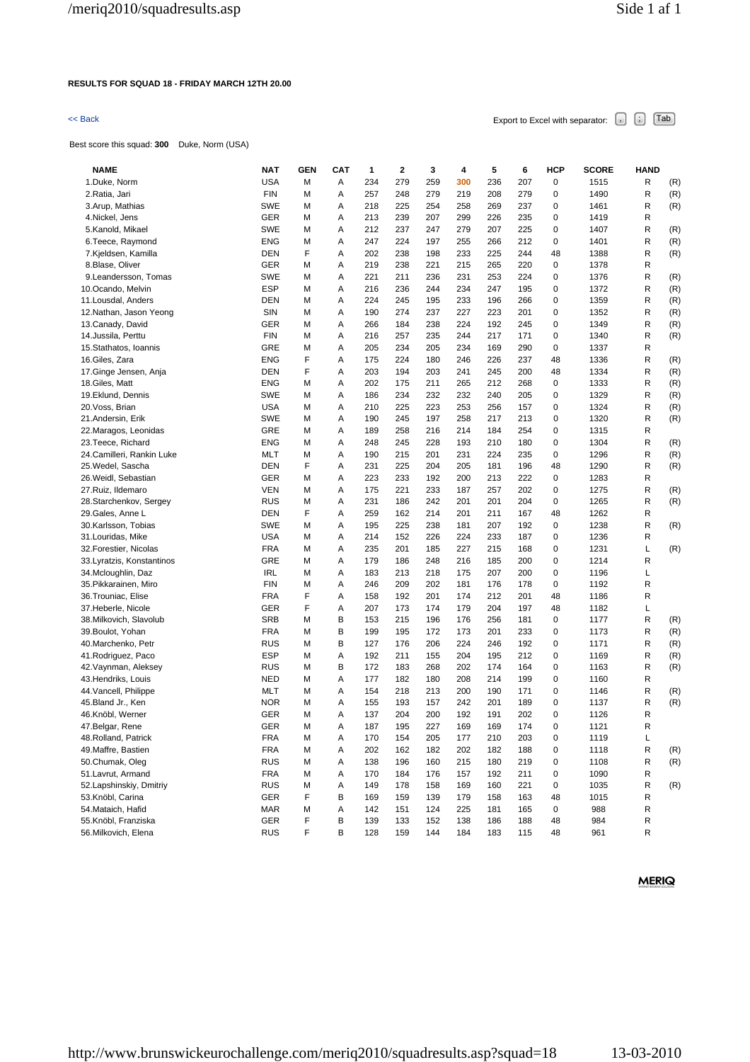**RESULTS FOR SQUAD 18 - FRIDAY MARCH 12TH 20.00**

<< Back

Export to Excel with separator: , ; Tab

Best score this squad: **300** Duke, Norm (USA)

| NAME | NAT | GEN | CAT | 1 | 2 | 3 | 4 | 5 | 6 | HCP | SCORE | HAND | |
|---|---|---|---|---|---|---|---|---|---|---|---|---|---|
| 1.Duke, Norm | USA | M | A | 234 | 279 | 259 | 300 | 236 | 207 | 0 | 1515 | R | (R) |
| 2.Ratia, Jari | FIN | M | A | 257 | 248 | 279 | 219 | 208 | 279 | 0 | 1490 | R | (R) |
| 3.Arup, Mathias | SWE | M | A | 218 | 225 | 254 | 258 | 269 | 237 | 0 | 1461 | R | (R) |
| 4.Nickel, Jens | GER | M | A | 213 | 239 | 207 | 299 | 226 | 235 | 0 | 1419 | R | |
| 5.Kanold, Mikael | SWE | M | A | 212 | 237 | 247 | 279 | 207 | 225 | 0 | 1407 | R | (R) |
| 6.Teece, Raymond | ENG | M | A | 247 | 224 | 197 | 255 | 266 | 212 | 0 | 1401 | R | (R) |
| 7.Kjeldsen, Kamilla | DEN | F | A | 202 | 238 | 198 | 233 | 225 | 244 | 48 | 1388 | R | (R) |
| 8.Blase, Oliver | GER | M | A | 219 | 238 | 221 | 215 | 265 | 220 | 0 | 1378 | R | |
| 9.Leandersson, Tomas | SWE | M | A | 221 | 211 | 236 | 231 | 253 | 224 | 0 | 1376 | R | (R) |
| 10.Ocando, Melvin | ESP | M | A | 216 | 236 | 244 | 234 | 247 | 195 | 0 | 1372 | R | (R) |
| 11.Lousdal, Anders | DEN | M | A | 224 | 245 | 195 | 233 | 196 | 266 | 0 | 1359 | R | (R) |
| 12.Nathan, Jason Yeong | SIN | M | A | 190 | 274 | 237 | 227 | 223 | 201 | 0 | 1352 | R | (R) |
| 13.Canady, David | GER | M | A | 266 | 184 | 238 | 224 | 192 | 245 | 0 | 1349 | R | (R) |
| 14.Jussila, Perttu | FIN | M | A | 216 | 257 | 235 | 244 | 217 | 171 | 0 | 1340 | R | (R) |
| 15.Stathatos, Ioannis | GRE | M | A | 205 | 234 | 205 | 234 | 169 | 290 | 0 | 1337 | R | |
| 16.Giles, Zara | ENG | F | A | 175 | 224 | 180 | 246 | 226 | 237 | 48 | 1336 | R | (R) |
| 17.Ginge Jensen, Anja | DEN | F | A | 203 | 194 | 203 | 241 | 245 | 200 | 48 | 1334 | R | (R) |
| 18.Giles, Matt | ENG | M | A | 202 | 175 | 211 | 265 | 212 | 268 | 0 | 1333 | R | (R) |
| 19.Eklund, Dennis | SWE | M | A | 186 | 234 | 232 | 232 | 240 | 205 | 0 | 1329 | R | (R) |
| 20.Voss, Brian | USA | M | A | 210 | 225 | 223 | 253 | 256 | 157 | 0 | 1324 | R | (R) |
| 21.Andersin, Erik | SWE | M | A | 190 | 245 | 197 | 258 | 217 | 213 | 0 | 1320 | R | (R) |
| 22.Maragos, Leonidas | GRE | M | A | 189 | 258 | 216 | 214 | 184 | 254 | 0 | 1315 | R | |
| 23.Teece, Richard | ENG | M | A | 248 | 245 | 228 | 193 | 210 | 180 | 0 | 1304 | R | (R) |
| 24.Camilleri, Rankin Luke | MLT | M | A | 190 | 215 | 201 | 231 | 224 | 235 | 0 | 1296 | R | (R) |
| 25.Wedel, Sascha | DEN | F | A | 231 | 225 | 204 | 205 | 181 | 196 | 48 | 1290 | R | (R) |
| 26.Weidl, Sebastian | GER | M | A | 223 | 233 | 192 | 200 | 213 | 222 | 0 | 1283 | R | |
| 27.Ruiz, Ildemaro | VEN | M | A | 175 | 221 | 233 | 187 | 257 | 202 | 0 | 1275 | R | (R) |
| 28.Starchenkov, Sergey | RUS | M | A | 231 | 186 | 242 | 201 | 201 | 204 | 0 | 1265 | R | (R) |
| 29.Gales, Anne L | DEN | F | A | 259 | 162 | 214 | 201 | 211 | 167 | 48 | 1262 | R | |
| 30.Karlsson, Tobias | SWE | M | A | 195 | 225 | 238 | 181 | 207 | 192 | 0 | 1238 | R | (R) |
| 31.Louridas, Mike | USA | M | A | 214 | 152 | 226 | 224 | 233 | 187 | 0 | 1236 | R | |
| 32.Forestier, Nicolas | FRA | M | A | 235 | 201 | 185 | 227 | 215 | 168 | 0 | 1231 | L | (R) |
| 33.Lyratzis, Konstantinos | GRE | M | A | 179 | 186 | 248 | 216 | 185 | 200 | 0 | 1214 | R | |
| 34.Mcloughlin, Daz | IRL | M | A | 183 | 213 | 218 | 175 | 207 | 200 | 0 | 1196 | L | |
| 35.Pikkarainen, Miro | FIN | M | A | 246 | 209 | 202 | 181 | 176 | 178 | 0 | 1192 | R | |
| 36.Trouniac, Elise | FRA | F | A | 158 | 192 | 201 | 174 | 212 | 201 | 48 | 1186 | R | |
| 37.Heberle, Nicole | GER | F | A | 207 | 173 | 174 | 179 | 204 | 197 | 48 | 1182 | L | |
| 38.Milkovich, Slavolub | SRB | M | B | 153 | 215 | 196 | 176 | 256 | 181 | 0 | 1177 | R | (R) |
| 39.Boulot, Yohan | FRA | M | B | 199 | 195 | 172 | 173 | 201 | 233 | 0 | 1173 | R | (R) |
| 40.Marchenko, Petr | RUS | M | B | 127 | 176 | 206 | 224 | 246 | 192 | 0 | 1171 | R | (R) |
| 41.Rodriguez, Paco | ESP | M | A | 192 | 211 | 155 | 204 | 195 | 212 | 0 | 1169 | R | (R) |
| 42.Vaynman, Aleksey | RUS | M | B | 172 | 183 | 268 | 202 | 174 | 164 | 0 | 1163 | R | (R) |
| 43.Hendriks, Louis | NED | M | A | 177 | 182 | 180 | 208 | 214 | 199 | 0 | 1160 | R | |
| 44.Vancell, Philippe | MLT | M | A | 154 | 218 | 213 | 200 | 190 | 171 | 0 | 1146 | R | (R) |
| 45.Bland Jr., Ken | NOR | M | A | 155 | 193 | 157 | 242 | 201 | 189 | 0 | 1137 | R | (R) |
| 46.Knöbl, Werner | GER | M | A | 137 | 204 | 200 | 192 | 191 | 202 | 0 | 1126 | R | |
| 47.Belgar, Rene | GER | M | A | 187 | 195 | 227 | 169 | 169 | 174 | 0 | 1121 | R | |
| 48.Rolland, Patrick | FRA | M | A | 170 | 154 | 205 | 177 | 210 | 203 | 0 | 1119 | L | |
| 49.Maffre, Bastien | FRA | M | A | 202 | 162 | 182 | 202 | 182 | 188 | 0 | 1118 | R | (R) |
| 50.Chumak, Oleg | RUS | M | A | 138 | 196 | 160 | 215 | 180 | 219 | 0 | 1108 | R | (R) |
| 51.Lavrut, Armand | FRA | M | A | 170 | 184 | 176 | 157 | 192 | 211 | 0 | 1090 | R | |
| 52.Lapshinskiy, Dmitriy | RUS | M | A | 149 | 178 | 158 | 169 | 160 | 221 | 0 | 1035 | R | (R) |
| 53.Knöbl, Carina | GER | F | B | 169 | 159 | 139 | 179 | 158 | 163 | 48 | 1015 | R | |
| 54.Mataich, Hafid | MAR | M | A | 142 | 151 | 124 | 225 | 181 | 165 | 0 | 988 | R | |
| 55.Knöbl, Franziska | GER | F | B | 139 | 133 | 152 | 138 | 186 | 188 | 48 | 984 | R | |
| 56.Milkovich, Elena | RUS | F | B | 128 | 159 | 144 | 184 | 183 | 115 | 48 | 961 | R | |

MERIQ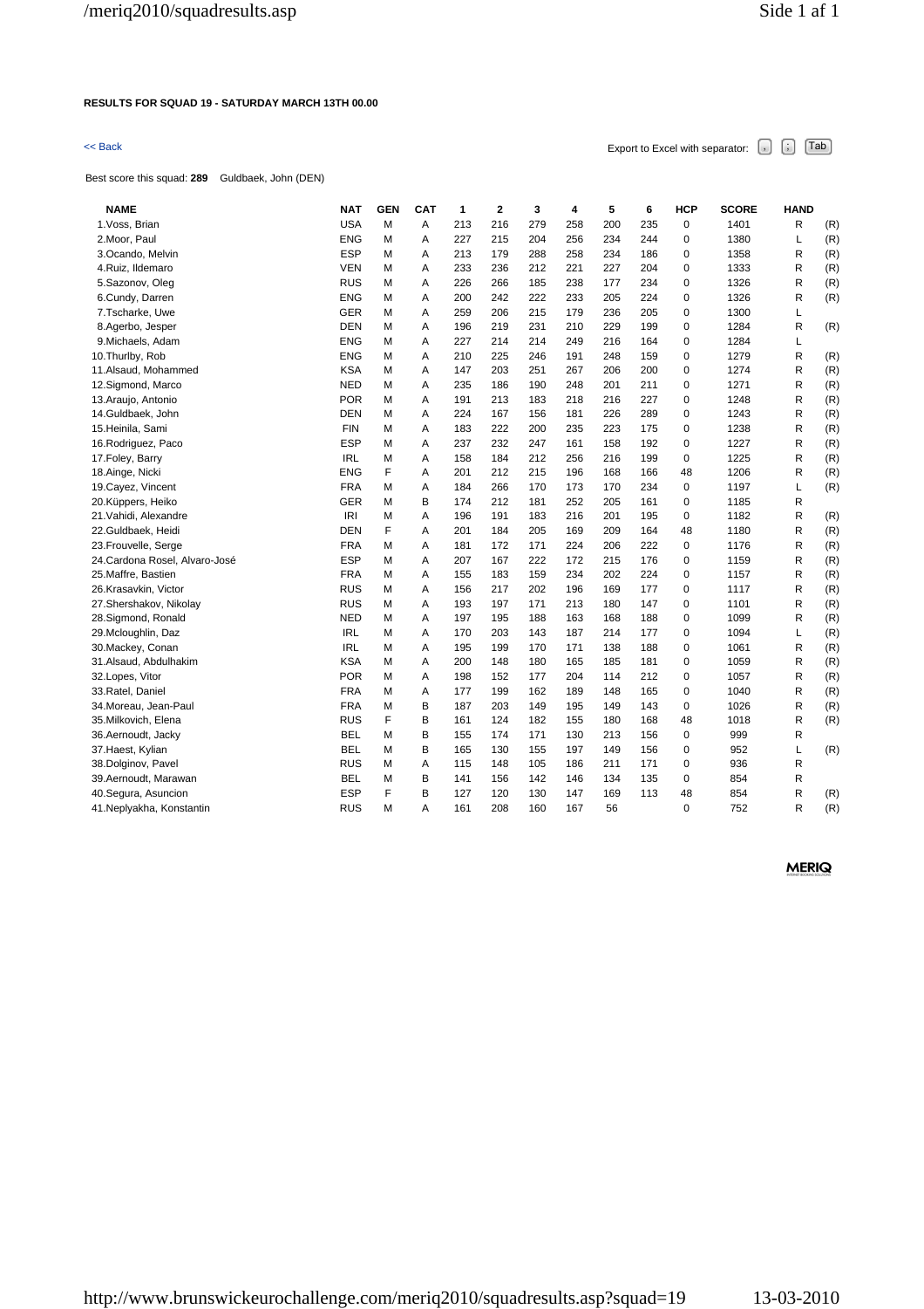**RESULTS FOR SQUAD 19 - SATURDAY MARCH 13TH 00.00**

<< Back

Export to Excel with separator: , ; Tab

Best score this squad: **289** Guldbaek, John (DEN)

| NAME | NAT | GEN | CAT | 1 | 2 | 3 | 4 | 5 | 6 | HCP | SCORE | HAND | |
|---|---|---|---|---|---|---|---|---|---|---|---|---|---|
| 1.Voss, Brian | USA | M | A | 213 | 216 | 279 | 258 | 200 | 235 | 0 | 1401 | R | (R) |
| 2.Moor, Paul | ENG | M | A | 227 | 215 | 204 | 256 | 234 | 244 | 0 | 1380 | L | (R) |
| 3.Ocando, Melvin | ESP | M | A | 213 | 179 | 288 | 258 | 234 | 186 | 0 | 1358 | R | (R) |
| 4.Ruiz, Ildemaro | VEN | M | A | 233 | 236 | 212 | 221 | 227 | 204 | 0 | 1333 | R | (R) |
| 5.Sazonov, Oleg | RUS | M | A | 226 | 266 | 185 | 238 | 177 | 234 | 0 | 1326 | R | (R) |
| 6.Cundy, Darren | ENG | M | A | 200 | 242 | 222 | 233 | 205 | 224 | 0 | 1326 | R | (R) |
| 7.Tscharke, Uwe | GER | M | A | 259 | 206 | 215 | 179 | 236 | 205 | 0 | 1300 | L | |
| 8.Agerbo, Jesper | DEN | M | A | 196 | 219 | 231 | 210 | 229 | 199 | 0 | 1284 | R | (R) |
| 9.Michaels, Adam | ENG | M | A | 227 | 214 | 214 | 249 | 216 | 164 | 0 | 1284 | L | |
| 10.Thurlby, Rob | ENG | M | A | 210 | 225 | 246 | 191 | 248 | 159 | 0 | 1279 | R | (R) |
| 11.Alsaud, Mohammed | KSA | M | A | 147 | 203 | 251 | 267 | 206 | 200 | 0 | 1274 | R | (R) |
| 12.Sigmond, Marco | NED | M | A | 235 | 186 | 190 | 248 | 201 | 211 | 0 | 1271 | R | (R) |
| 13.Araujo, Antonio | POR | M | A | 191 | 213 | 183 | 218 | 216 | 227 | 0 | 1248 | R | (R) |
| 14.Guldbaek, John | DEN | M | A | 224 | 167 | 156 | 181 | 226 | 289 | 0 | 1243 | R | (R) |
| 15.Heinila, Sami | FIN | M | A | 183 | 222 | 200 | 235 | 223 | 175 | 0 | 1238 | R | (R) |
| 16.Rodriguez, Paco | ESP | M | A | 237 | 232 | 247 | 161 | 158 | 192 | 0 | 1227 | R | (R) |
| 17.Foley, Barry | IRL | M | A | 158 | 184 | 212 | 256 | 216 | 199 | 0 | 1225 | R | (R) |
| 18.Ainge, Nicki | ENG | F | A | 201 | 212 | 215 | 196 | 168 | 166 | 48 | 1206 | R | (R) |
| 19.Cayez, Vincent | FRA | M | A | 184 | 266 | 170 | 173 | 170 | 234 | 0 | 1197 | L | (R) |
| 20.Küppers, Heiko | GER | M | B | 174 | 212 | 181 | 252 | 205 | 161 | 0 | 1185 | R | |
| 21.Vahidi, Alexandre | IRI | M | A | 196 | 191 | 183 | 216 | 201 | 195 | 0 | 1182 | R | (R) |
| 22.Guldbaek, Heidi | DEN | F | A | 201 | 184 | 205 | 169 | 209 | 164 | 48 | 1180 | R | (R) |
| 23.Frouvelle, Serge | FRA | M | A | 181 | 172 | 171 | 224 | 206 | 222 | 0 | 1176 | R | (R) |
| 24.Cardona Rosel, Alvaro-José | ESP | M | A | 207 | 167 | 222 | 172 | 215 | 176 | 0 | 1159 | R | (R) |
| 25.Maffre, Bastien | FRA | M | A | 155 | 183 | 159 | 234 | 202 | 224 | 0 | 1157 | R | (R) |
| 26.Krasavkin, Victor | RUS | M | A | 156 | 217 | 202 | 196 | 169 | 177 | 0 | 1117 | R | (R) |
| 27.Shershakov, Nikolay | RUS | M | A | 193 | 197 | 171 | 213 | 180 | 147 | 0 | 1101 | R | (R) |
| 28.Sigmond, Ronald | NED | M | A | 197 | 195 | 188 | 163 | 168 | 188 | 0 | 1099 | R | (R) |
| 29.Mcloughlin, Daz | IRL | M | A | 170 | 203 | 143 | 187 | 214 | 177 | 0 | 1094 | L | (R) |
| 30.Mackey, Conan | IRL | M | A | 195 | 199 | 170 | 171 | 138 | 188 | 0 | 1061 | R | (R) |
| 31.Alsaud, Abdulhakim | KSA | M | A | 200 | 148 | 180 | 165 | 185 | 181 | 0 | 1059 | R | (R) |
| 32.Lopes, Vitor | POR | M | A | 198 | 152 | 177 | 204 | 114 | 212 | 0 | 1057 | R | (R) |
| 33.Ratel, Daniel | FRA | M | A | 177 | 199 | 162 | 189 | 148 | 165 | 0 | 1040 | R | (R) |
| 34.Moreau, Jean-Paul | FRA | M | B | 187 | 203 | 149 | 195 | 149 | 143 | 0 | 1026 | R | (R) |
| 35.Milkovich, Elena | RUS | F | B | 161 | 124 | 182 | 155 | 180 | 168 | 48 | 1018 | R | (R) |
| 36.Aernoudt, Jacky | BEL | M | B | 155 | 174 | 171 | 130 | 213 | 156 | 0 | 999 | R | |
| 37.Haest, Kylian | BEL | M | B | 165 | 130 | 155 | 197 | 149 | 156 | 0 | 952 | L | (R) |
| 38.Dolginov, Pavel | RUS | M | A | 115 | 148 | 105 | 186 | 211 | 171 | 0 | 936 | R | |
| 39.Aernoudt, Marawan | BEL | M | B | 141 | 156 | 142 | 146 | 134 | 135 | 0 | 854 | R | |
| 40.Segura, Asuncion | ESP | F | B | 127 | 120 | 130 | 147 | 169 | 113 | 48 | 854 | R | (R) |
| 41.Neplyakha, Konstantin | RUS | M | A | 161 | 208 | 160 | 167 | 56 | | 0 | 752 | R | (R) |

MERIQ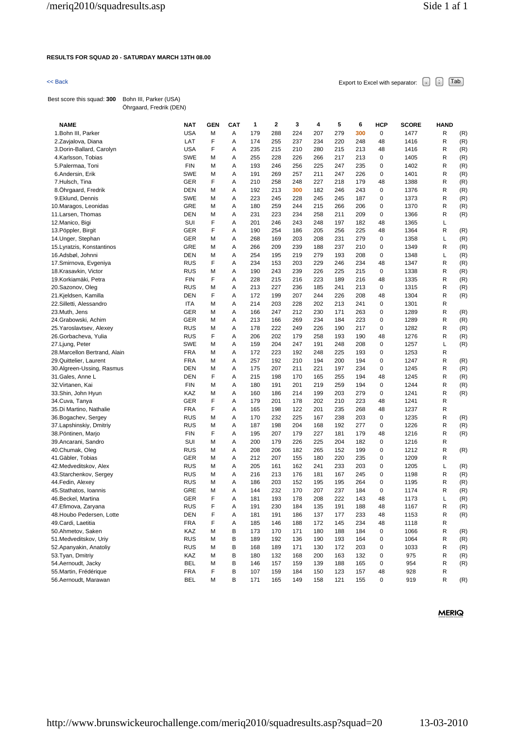**RESULTS FOR SQUAD 20 - SATURDAY MARCH 13TH 08.00**

<< Back

Export to Excel with separator: , ; Tab

Best score this squad: **300** Bohn III, Parker (USA)
Öhrgaard, Fredrik (DEN)

| NAME | NAT | GEN | CAT | 1 | 2 | 3 | 4 | 5 | 6 | HCP | SCORE | HAND | |
|---|---|---|---|---|---|---|---|---|---|---|---|---|---|
| 1.Bohn III, Parker | USA | M | A | 179 | 288 | 224 | 207 | 279 | 300 | 0 | 1477 | R | (R) |
| 2.Zavjalova, Diana | LAT | F | A | 174 | 255 | 237 | 234 | 220 | 248 | 48 | 1416 | R | (R) |
| 3.Dorin-Ballard, Carolyn | USA | F | A | 235 | 215 | 210 | 280 | 215 | 213 | 48 | 1416 | R | (R) |
| 4.Karlsson, Tobias | SWE | M | A | 255 | 228 | 226 | 266 | 217 | 213 | 0 | 1405 | R | (R) |
| 5.Palermaa, Toni | FIN | M | A | 193 | 246 | 256 | 225 | 247 | 235 | 0 | 1402 | R | (R) |
| 6.Andersin, Erik | SWE | M | A | 191 | 269 | 257 | 211 | 247 | 226 | 0 | 1401 | R | (R) |
| 7.Hulsch, Tina | GER | F | A | 210 | 258 | 248 | 227 | 218 | 179 | 48 | 1388 | R | (R) |
| 8.Öhrgaard, Fredrik | DEN | M | A | 192 | 213 | 300 | 182 | 246 | 243 | 0 | 1376 | R | (R) |
| 9.Eklund, Dennis | SWE | M | A | 223 | 245 | 228 | 245 | 245 | 187 | 0 | 1373 | R | (R) |
| 10.Maragos, Leonidas | GRE | M | A | 180 | 259 | 244 | 215 | 266 | 206 | 0 | 1370 | R | (R) |
| 11.Larsen, Thomas | DEN | M | A | 231 | 223 | 234 | 258 | 211 | 209 | 0 | 1366 | R | (R) |
| 12.Manico, Bigi | SUI | F | A | 201 | 246 | 243 | 248 | 197 | 182 | 48 | 1365 | L | |
| 13.Pöppler, Birgit | GER | F | A | 190 | 254 | 186 | 205 | 256 | 225 | 48 | 1364 | R | (R) |
| 14.Unger, Stephan | GER | M | A | 268 | 169 | 203 | 208 | 231 | 279 | 0 | 1358 | L | (R) |
| 15.Lyratzis, Konstantinos | GRE | M | A | 266 | 209 | 239 | 188 | 237 | 210 | 0 | 1349 | R | (R) |
| 16.Adsbøl, Johnni | DEN | M | A | 254 | 195 | 219 | 279 | 193 | 208 | 0 | 1348 | L | (R) |
| 17.Smirnova, Evgeniya | RUS | F | A | 234 | 153 | 203 | 229 | 246 | 234 | 48 | 1347 | R | (R) |
| 18.Krasavkin, Victor | RUS | M | A | 190 | 243 | 239 | 226 | 225 | 215 | 0 | 1338 | R | (R) |
| 19.Korkiamäki, Petra | FIN | F | A | 228 | 215 | 216 | 223 | 189 | 216 | 48 | 1335 | R | (R) |
| 20.Sazonov, Oleg | RUS | M | A | 213 | 227 | 236 | 185 | 241 | 213 | 0 | 1315 | R | (R) |
| 21.Kjeldsen, Kamilla | DEN | F | A | 172 | 199 | 207 | 244 | 226 | 208 | 48 | 1304 | R | (R) |
| 22.Silletti, Alessandro | ITA | M | A | 214 | 203 | 228 | 202 | 213 | 241 | 0 | 1301 | R | |
| 23.Muth, Jens | GER | M | A | 166 | 247 | 212 | 230 | 171 | 263 | 0 | 1289 | R | (R) |
| 24.Grabowski, Achim | GER | M | A | 213 | 166 | 269 | 234 | 184 | 223 | 0 | 1289 | R | (R) |
| 25.Yaroslavtsev, Alexey | RUS | M | A | 178 | 222 | 249 | 226 | 190 | 217 | 0 | 1282 | R | (R) |
| 26.Gorbacheva, Yulia | RUS | F | A | 206 | 202 | 179 | 258 | 193 | 190 | 48 | 1276 | R | (R) |
| 27.Ljung, Peter | SWE | M | A | 159 | 204 | 247 | 191 | 248 | 208 | 0 | 1257 | L | (R) |
| 28.Marcellon Bertrand, Alain | FRA | M | A | 172 | 223 | 192 | 248 | 225 | 193 | 0 | 1253 | R | |
| 29.Quittelier, Laurent | FRA | M | A | 257 | 192 | 210 | 194 | 200 | 194 | 0 | 1247 | R | (R) |
| 30.Algreen-Ussing, Rasmus | DEN | M | A | 175 | 207 | 211 | 221 | 197 | 234 | 0 | 1245 | R | (R) |
| 31.Gales, Anne L | DEN | F | A | 215 | 198 | 170 | 165 | 255 | 194 | 48 | 1245 | R | (R) |
| 32.Virtanen, Kai | FIN | M | A | 180 | 191 | 201 | 219 | 259 | 194 | 0 | 1244 | R | (R) |
| 33.Shin, John Hyun | KAZ | M | A | 160 | 186 | 214 | 199 | 203 | 279 | 0 | 1241 | R | (R) |
| 34.Cuva, Tanya | GER | F | A | 179 | 201 | 178 | 202 | 210 | 223 | 48 | 1241 | R | |
| 35.Di Martino, Nathalie | FRA | F | A | 165 | 198 | 122 | 201 | 235 | 268 | 48 | 1237 | R | |
| 36.Bogachev, Sergey | RUS | M | A | 170 | 232 | 225 | 167 | 238 | 203 | 0 | 1235 | R | (R) |
| 37.Lapshinskiy, Dmitriy | RUS | M | A | 187 | 198 | 204 | 168 | 192 | 277 | 0 | 1226 | R | (R) |
| 38.Pöntinen, Marjo | FIN | F | A | 195 | 207 | 179 | 227 | 181 | 179 | 48 | 1216 | R | (R) |
| 39.Ancarani, Sandro | SUI | M | A | 200 | 179 | 226 | 225 | 204 | 182 | 0 | 1216 | R | |
| 40.Chumak, Oleg | RUS | M | A | 208 | 206 | 182 | 265 | 152 | 199 | 0 | 1212 | R | (R) |
| 41.Gäbler, Tobias | GER | M | A | 212 | 207 | 155 | 180 | 220 | 235 | 0 | 1209 | R | |
| 42.Medveditskov, Alex | RUS | M | A | 205 | 161 | 162 | 241 | 233 | 203 | 0 | 1205 | L | (R) |
| 43.Starchenkov, Sergey | RUS | M | A | 216 | 213 | 176 | 181 | 167 | 245 | 0 | 1198 | R | (R) |
| 44.Fedin, Alexey | RUS | M | A | 186 | 203 | 152 | 195 | 195 | 264 | 0 | 1195 | R | (R) |
| 45.Stathatos, Ioannis | GRE | M | A | 144 | 232 | 170 | 207 | 237 | 184 | 0 | 1174 | R | (R) |
| 46.Beckel, Martina | GER | F | A | 181 | 193 | 178 | 208 | 222 | 143 | 48 | 1173 | L | (R) |
| 47.Efimova, Zaryana | RUS | F | A | 191 | 230 | 184 | 135 | 191 | 188 | 48 | 1167 | R | (R) |
| 48.Houbo Pedersen, Lotte | DEN | F | A | 181 | 191 | 186 | 137 | 177 | 233 | 48 | 1153 | R | (R) |
| 49.Cardi, Laetitia | FRA | F | A | 185 | 146 | 188 | 172 | 145 | 234 | 48 | 1118 | R | |
| 50.Ahmetov, Saken | KAZ | M | B | 173 | 170 | 171 | 180 | 188 | 184 | 0 | 1066 | R | (R) |
| 51.Medveditskov, Uriy | RUS | M | B | 189 | 192 | 136 | 190 | 193 | 164 | 0 | 1064 | R | (R) |
| 52.Apanyakin, Anatoliy | RUS | M | B | 168 | 189 | 171 | 130 | 172 | 203 | 0 | 1033 | R | (R) |
| 53.Tyan, Dmitriy | KAZ | M | B | 180 | 132 | 168 | 200 | 163 | 132 | 0 | 975 | R | (R) |
| 54.Aernoudt, Jacky | BEL | M | B | 146 | 157 | 159 | 139 | 188 | 165 | 0 | 954 | R | (R) |
| 55.Martin, Frédérique | FRA | F | B | 107 | 159 | 184 | 150 | 123 | 157 | 48 | 928 | R | |
| 56.Aernoudt, Marawan | BEL | M | B | 171 | 165 | 149 | 158 | 121 | 155 | 0 | 919 | R | (R) |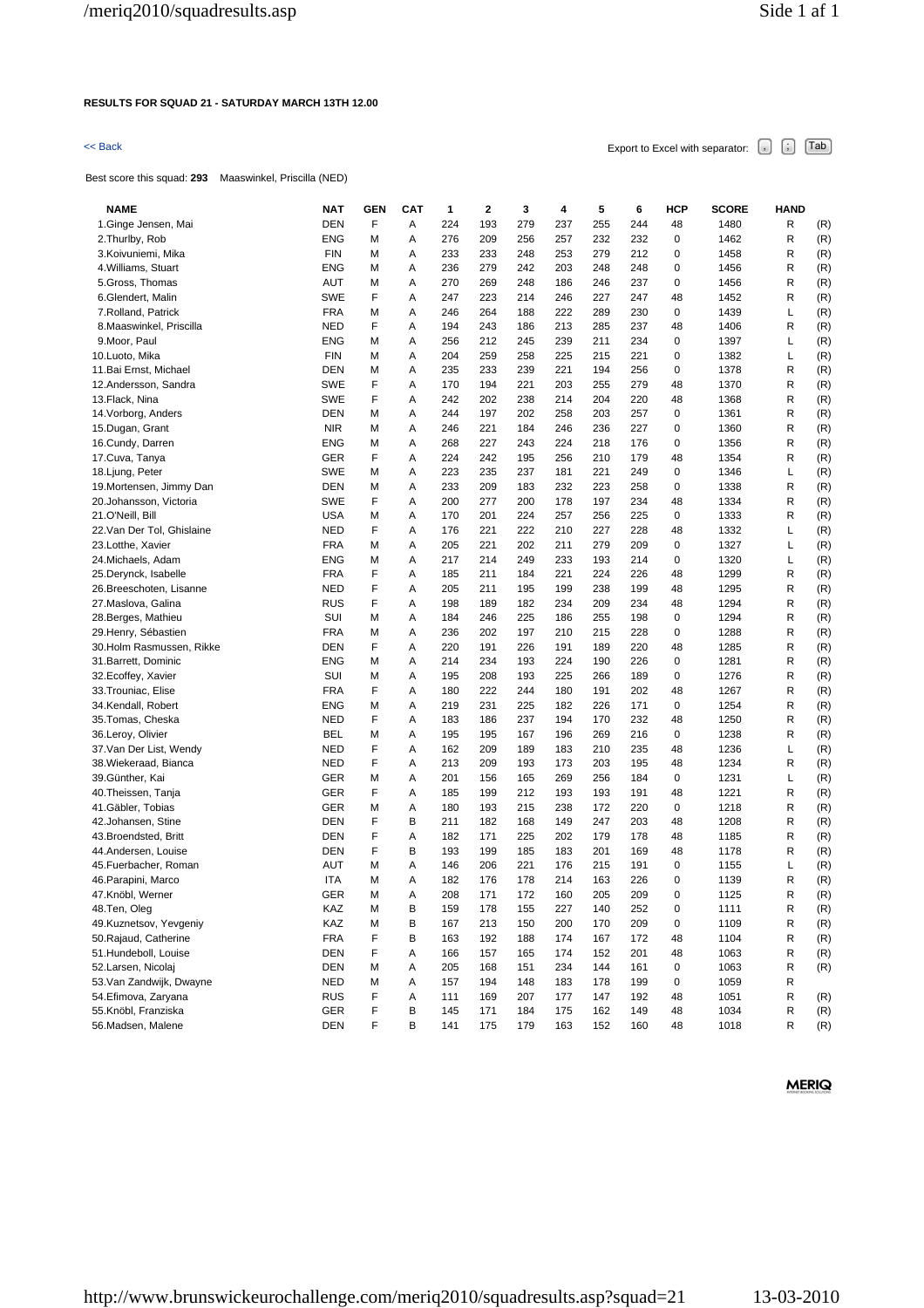**RESULTS FOR SQUAD 21 - SATURDAY MARCH 13TH 12.00**

<< Back

Export to Excel with separator: , ; Tab

Best score this squad: **293** Maaswinkel, Priscilla (NED)

| NAME | NAT | GEN | CAT | 1 | 2 | 3 | 4 | 5 | 6 | HCP | SCORE | HAND | |
|---|---|---|---|---|---|---|---|---|---|---|---|---|---|
| 1.Ginge Jensen, Mai | DEN | F | A | 224 | 193 | 279 | 237 | 255 | 244 | 48 | 1480 | R | (R) |
| 2.Thurlby, Rob | ENG | M | A | 276 | 209 | 256 | 257 | 232 | 232 | 0 | 1462 | R | (R) |
| 3.Koivuniemi, Mika | FIN | M | A | 233 | 233 | 248 | 253 | 279 | 212 | 0 | 1458 | R | (R) |
| 4.Williams, Stuart | ENG | M | A | 236 | 279 | 242 | 203 | 248 | 248 | 0 | 1456 | R | (R) |
| 5.Gross, Thomas | AUT | M | A | 270 | 269 | 248 | 186 | 246 | 237 | 0 | 1456 | R | (R) |
| 6.Glendert, Malin | SWE | F | A | 247 | 223 | 214 | 246 | 227 | 247 | 48 | 1452 | R | (R) |
| 7.Rolland, Patrick | FRA | M | A | 246 | 264 | 188 | 222 | 289 | 230 | 0 | 1439 | L | (R) |
| 8.Maaswinkel, Priscilla | NED | F | A | 194 | 243 | 186 | 213 | 285 | 237 | 48 | 1406 | R | (R) |
| 9.Moor, Paul | ENG | M | A | 256 | 212 | 245 | 239 | 211 | 234 | 0 | 1397 | L | (R) |
| 10.Luoto, Mika | FIN | M | A | 204 | 259 | 258 | 225 | 215 | 221 | 0 | 1382 | L | (R) |
| 11.Bai Ernst, Michael | DEN | M | A | 235 | 233 | 239 | 221 | 194 | 256 | 0 | 1378 | R | (R) |
| 12.Andersson, Sandra | SWE | F | A | 170 | 194 | 221 | 203 | 255 | 279 | 48 | 1370 | R | (R) |
| 13.Flack, Nina | SWE | F | A | 242 | 202 | 238 | 214 | 204 | 220 | 48 | 1368 | R | (R) |
| 14.Vorborg, Anders | DEN | M | A | 244 | 197 | 202 | 258 | 203 | 257 | 0 | 1361 | R | (R) |
| 15.Dugan, Grant | NIR | M | A | 246 | 221 | 184 | 246 | 236 | 227 | 0 | 1360 | R | (R) |
| 16.Cundy, Darren | ENG | M | A | 268 | 227 | 243 | 224 | 218 | 176 | 0 | 1356 | R | (R) |
| 17.Cuva, Tanya | GER | F | A | 224 | 242 | 195 | 256 | 210 | 179 | 48 | 1354 | R | (R) |
| 18.Ljung, Peter | SWE | M | A | 223 | 235 | 237 | 181 | 221 | 249 | 0 | 1346 | L | (R) |
| 19.Mortensen, Jimmy Dan | DEN | M | A | 233 | 209 | 183 | 232 | 223 | 258 | 0 | 1338 | R | (R) |
| 20.Johansson, Victoria | SWE | F | A | 200 | 277 | 200 | 178 | 197 | 234 | 48 | 1334 | R | (R) |
| 21.O'Neill, Bill | USA | M | A | 170 | 201 | 224 | 257 | 256 | 225 | 0 | 1333 | R | (R) |
| 22.Van Der Tol, Ghislaine | NED | F | A | 176 | 221 | 222 | 210 | 227 | 228 | 48 | 1332 | L | (R) |
| 23.Lotthe, Xavier | FRA | M | A | 205 | 221 | 202 | 211 | 279 | 209 | 0 | 1327 | L | (R) |
| 24.Michaels, Adam | ENG | M | A | 217 | 214 | 249 | 233 | 193 | 214 | 0 | 1320 | L | (R) |
| 25.Derynck, Isabelle | FRA | F | A | 185 | 211 | 184 | 221 | 224 | 226 | 48 | 1299 | R | (R) |
| 26.Breeschoten, Lisanne | NED | F | A | 205 | 211 | 195 | 199 | 238 | 199 | 48 | 1295 | R | (R) |
| 27.Maslova, Galina | RUS | F | A | 198 | 189 | 182 | 234 | 209 | 234 | 48 | 1294 | R | (R) |
| 28.Berges, Mathieu | SUI | M | A | 184 | 246 | 225 | 186 | 255 | 198 | 0 | 1294 | R | (R) |
| 29.Henry, Sébastien | FRA | M | A | 236 | 202 | 197 | 210 | 215 | 228 | 0 | 1288 | R | (R) |
| 30.Holm Rasmussen, Rikke | DEN | F | A | 220 | 191 | 226 | 191 | 189 | 220 | 48 | 1285 | R | (R) |
| 31.Barrett, Dominic | ENG | M | A | 214 | 234 | 193 | 224 | 190 | 226 | 0 | 1281 | R | (R) |
| 32.Ecoffey, Xavier | SUI | M | A | 195 | 208 | 193 | 225 | 266 | 189 | 0 | 1276 | R | (R) |
| 33.Trouniac, Elise | FRA | F | A | 180 | 222 | 244 | 180 | 191 | 202 | 48 | 1267 | R | (R) |
| 34.Kendall, Robert | ENG | M | A | 219 | 231 | 225 | 182 | 226 | 171 | 0 | 1254 | R | (R) |
| 35.Tomas, Cheska | NED | F | A | 183 | 186 | 237 | 194 | 170 | 232 | 48 | 1250 | R | (R) |
| 36.Leroy, Olivier | BEL | M | A | 195 | 195 | 167 | 196 | 269 | 216 | 0 | 1238 | R | (R) |
| 37.Van Der List, Wendy | NED | F | A | 162 | 209 | 189 | 183 | 210 | 235 | 48 | 1236 | L | (R) |
| 38.Wiekeraad, Bianca | NED | F | A | 213 | 209 | 193 | 173 | 203 | 195 | 48 | 1234 | R | (R) |
| 39.Günther, Kai | GER | M | A | 201 | 156 | 165 | 269 | 256 | 184 | 0 | 1231 | L | (R) |
| 40.Theissen, Tanja | GER | F | A | 185 | 199 | 212 | 193 | 193 | 191 | 48 | 1221 | R | (R) |
| 41.Gäbler, Tobias | GER | M | A | 180 | 193 | 215 | 238 | 172 | 220 | 0 | 1218 | R | (R) |
| 42.Johansen, Stine | DEN | F | B | 211 | 182 | 168 | 149 | 247 | 203 | 48 | 1208 | R | (R) |
| 43.Broendsted, Britt | DEN | F | A | 182 | 171 | 225 | 202 | 179 | 178 | 48 | 1185 | R | (R) |
| 44.Andersen, Louise | DEN | F | B | 193 | 199 | 185 | 183 | 201 | 169 | 48 | 1178 | R | (R) |
| 45.Fuerbacher, Roman | AUT | M | A | 146 | 206 | 221 | 176 | 215 | 191 | 0 | 1155 | L | (R) |
| 46.Parapini, Marco | ITA | M | A | 182 | 176 | 178 | 214 | 163 | 226 | 0 | 1139 | R | (R) |
| 47.Knöbl, Werner | GER | M | A | 208 | 171 | 172 | 160 | 205 | 209 | 0 | 1125 | R | (R) |
| 48.Ten, Oleg | KAZ | M | B | 159 | 178 | 155 | 227 | 140 | 252 | 0 | 1111 | R | (R) |
| 49.Kuznetsov, Yevgeniy | KAZ | M | B | 167 | 213 | 150 | 200 | 170 | 209 | 0 | 1109 | R | (R) |
| 50.Rajaud, Catherine | FRA | F | B | 163 | 192 | 188 | 174 | 167 | 172 | 48 | 1104 | R | (R) |
| 51.Hundeboll, Louise | DEN | F | A | 166 | 157 | 165 | 174 | 152 | 201 | 48 | 1063 | R | (R) |
| 52.Larsen, Nicolaj | DEN | M | A | 205 | 168 | 151 | 234 | 144 | 161 | 0 | 1063 | R | (R) |
| 53.Van Zandwijk, Dwayne | NED | M | A | 157 | 194 | 148 | 183 | 178 | 199 | 0 | 1059 | R | |
| 54.Efimova, Zaryana | RUS | F | A | 111 | 169 | 207 | 177 | 147 | 192 | 48 | 1051 | R | (R) |
| 55.Knöbl, Franziska | GER | F | B | 145 | 171 | 184 | 175 | 162 | 149 | 48 | 1034 | R | (R) |
| 56.Madsen, Malene | DEN | F | B | 141 | 175 | 179 | 163 | 152 | 160 | 48 | 1018 | R | (R) |

MERIQ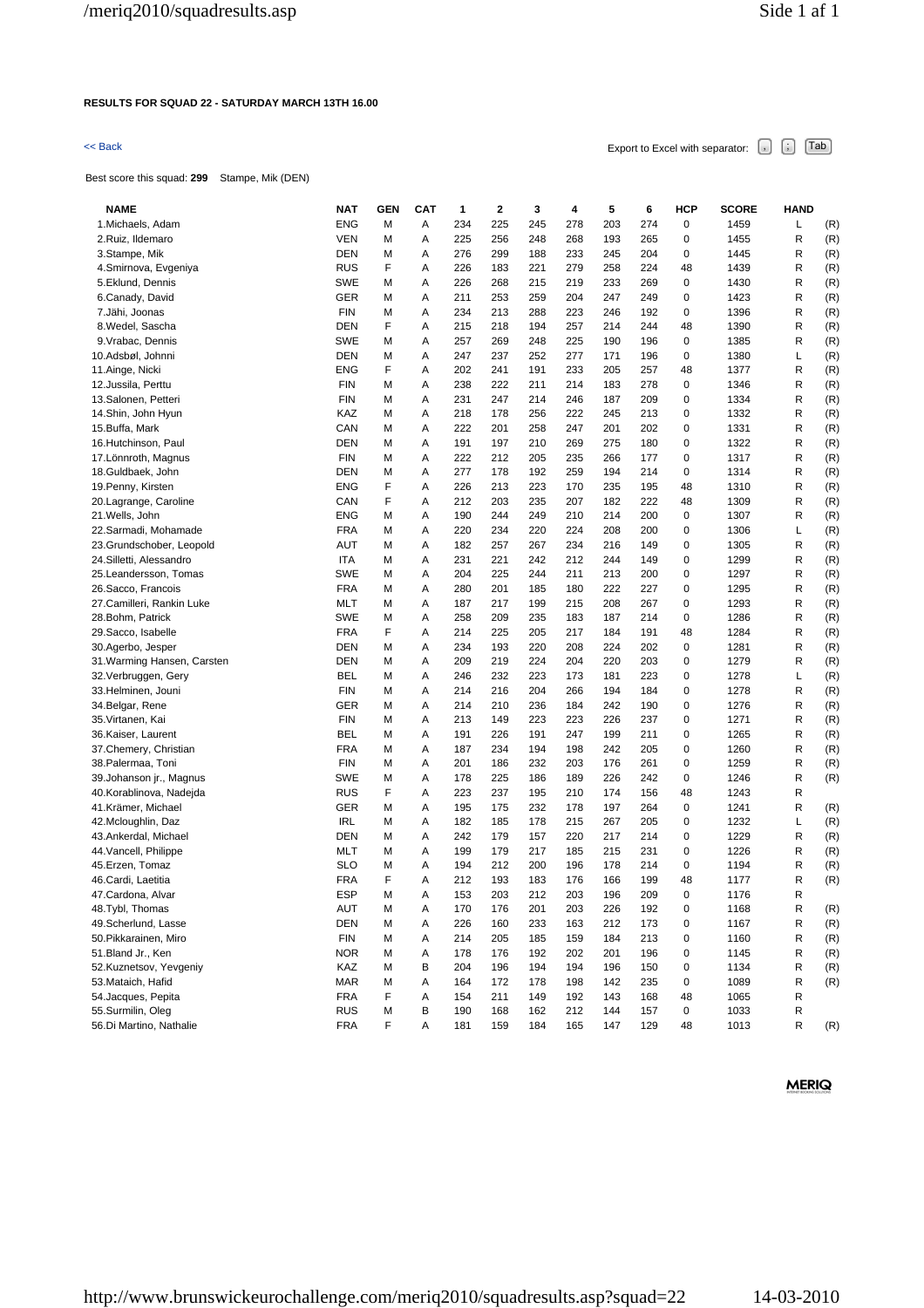**RESULTS FOR SQUAD 22 - SATURDAY MARCH 13TH 16.00**

<< Back

Export to Excel with separator: , ; Tab

Best score this squad: **299** Stampe, Mik (DEN)

| NAME | NAT | GEN | CAT | 1 | 2 | 3 | 4 | 5 | 6 | HCP | SCORE | HAND | |
|---|---|---|---|---|---|---|---|---|---|---|---|---|---|
| 1.Michaels, Adam | ENG | M | A | 234 | 225 | 245 | 278 | 203 | 274 | 0 | 1459 | L | (R) |
| 2.Ruiz, Ildemaro | VEN | M | A | 225 | 256 | 248 | 268 | 193 | 265 | 0 | 1455 | R | (R) |
| 3.Stampe, Mik | DEN | M | A | 276 | 299 | 188 | 233 | 245 | 204 | 0 | 1445 | R | (R) |
| 4.Smirnova, Evgeniya | RUS | F | A | 226 | 183 | 221 | 279 | 258 | 224 | 48 | 1439 | R | (R) |
| 5.Eklund, Dennis | SWE | M | A | 226 | 268 | 215 | 219 | 233 | 269 | 0 | 1430 | R | (R) |
| 6.Canady, David | GER | M | A | 211 | 253 | 259 | 204 | 247 | 249 | 0 | 1423 | R | (R) |
| 7.Jähi, Joonas | FIN | M | A | 234 | 213 | 288 | 223 | 246 | 192 | 0 | 1396 | R | (R) |
| 8.Wedel, Sascha | DEN | F | A | 215 | 218 | 194 | 257 | 214 | 244 | 48 | 1390 | R | (R) |
| 9.Vrabac, Dennis | SWE | M | A | 257 | 269 | 248 | 225 | 190 | 196 | 0 | 1385 | R | (R) |
| 10.Adsbøl, Johnni | DEN | M | A | 247 | 237 | 252 | 277 | 171 | 196 | 0 | 1380 | L | (R) |
| 11.Ainge, Nicki | ENG | F | A | 202 | 241 | 191 | 233 | 205 | 257 | 48 | 1377 | R | (R) |
| 12.Jussila, Perttu | FIN | M | A | 238 | 222 | 211 | 214 | 183 | 278 | 0 | 1346 | R | (R) |
| 13.Salonen, Petteri | FIN | M | A | 231 | 247 | 214 | 246 | 187 | 209 | 0 | 1334 | R | (R) |
| 14.Shin, John Hyun | KAZ | M | A | 218 | 178 | 256 | 222 | 245 | 213 | 0 | 1332 | R | (R) |
| 15.Buffa, Mark | CAN | M | A | 222 | 201 | 258 | 247 | 201 | 202 | 0 | 1331 | R | (R) |
| 16.Hutchinson, Paul | DEN | M | A | 191 | 197 | 210 | 269 | 275 | 180 | 0 | 1322 | R | (R) |
| 17.Lönnroth, Magnus | FIN | M | A | 222 | 212 | 205 | 235 | 266 | 177 | 0 | 1317 | R | (R) |
| 18.Guldbaek, John | DEN | M | A | 277 | 178 | 192 | 259 | 194 | 214 | 0 | 1314 | R | (R) |
| 19.Penny, Kirsten | ENG | F | A | 226 | 213 | 223 | 170 | 235 | 195 | 48 | 1310 | R | (R) |
| 20.Lagrange, Caroline | CAN | F | A | 212 | 203 | 235 | 207 | 182 | 222 | 48 | 1309 | R | (R) |
| 21.Wells, John | ENG | M | A | 190 | 244 | 249 | 210 | 214 | 200 | 0 | 1307 | R | (R) |
| 22.Sarmadi, Mohamade | FRA | M | A | 220 | 234 | 220 | 224 | 208 | 200 | 0 | 1306 | L | (R) |
| 23.Grundschober, Leopold | AUT | M | A | 182 | 257 | 267 | 234 | 216 | 149 | 0 | 1305 | R | (R) |
| 24.Silletti, Alessandro | ITA | M | A | 231 | 221 | 242 | 212 | 244 | 149 | 0 | 1299 | R | (R) |
| 25.Leandersson, Tomas | SWE | M | A | 204 | 225 | 244 | 211 | 213 | 200 | 0 | 1297 | R | (R) |
| 26.Sacco, Francois | FRA | M | A | 280 | 201 | 185 | 180 | 222 | 227 | 0 | 1295 | R | (R) |
| 27.Camilleri, Rankin Luke | MLT | M | A | 187 | 217 | 199 | 215 | 208 | 267 | 0 | 1293 | R | (R) |
| 28.Bohm, Patrick | SWE | M | A | 258 | 209 | 235 | 183 | 187 | 214 | 0 | 1286 | R | (R) |
| 29.Sacco, Isabelle | FRA | F | A | 214 | 225 | 205 | 217 | 184 | 191 | 48 | 1284 | R | (R) |
| 30.Agerbo, Jesper | DEN | M | A | 234 | 193 | 220 | 208 | 224 | 202 | 0 | 1281 | R | (R) |
| 31.Warming Hansen, Carsten | DEN | M | A | 209 | 219 | 224 | 204 | 220 | 203 | 0 | 1279 | R | (R) |
| 32.Verbruggen, Gery | BEL | M | A | 246 | 232 | 223 | 173 | 181 | 223 | 0 | 1278 | L | (R) |
| 33.Helminen, Jouni | FIN | M | A | 214 | 216 | 204 | 266 | 194 | 184 | 0 | 1278 | R | (R) |
| 34.Belgar, Rene | GER | M | A | 214 | 210 | 236 | 184 | 242 | 190 | 0 | 1276 | R | (R) |
| 35.Virtanen, Kai | FIN | M | A | 213 | 149 | 223 | 223 | 226 | 237 | 0 | 1271 | R | (R) |
| 36.Kaiser, Laurent | BEL | M | A | 191 | 226 | 191 | 247 | 199 | 211 | 0 | 1265 | R | (R) |
| 37.Chemery, Christian | FRA | M | A | 187 | 234 | 194 | 198 | 242 | 205 | 0 | 1260 | R | (R) |
| 38.Palermaa, Toni | FIN | M | A | 201 | 186 | 232 | 203 | 176 | 261 | 0 | 1259 | R | (R) |
| 39.Johanson jr., Magnus | SWE | M | A | 178 | 225 | 186 | 189 | 226 | 242 | 0 | 1246 | R | (R) |
| 40.Korablinova, Nadejda | RUS | F | A | 223 | 237 | 195 | 210 | 174 | 156 | 48 | 1243 | R | |
| 41.Krämer, Michael | GER | M | A | 195 | 175 | 232 | 178 | 197 | 264 | 0 | 1241 | R | (R) |
| 42.Mcloughlin, Daz | IRL | M | A | 182 | 185 | 178 | 215 | 267 | 205 | 0 | 1232 | L | (R) |
| 43.Ankerdal, Michael | DEN | M | A | 242 | 179 | 157 | 220 | 217 | 214 | 0 | 1229 | R | (R) |
| 44.Vancell, Philippe | MLT | M | A | 199 | 179 | 217 | 185 | 215 | 231 | 0 | 1226 | R | (R) |
| 45.Erzen, Tomaz | SLO | M | A | 194 | 212 | 200 | 196 | 178 | 214 | 0 | 1194 | R | (R) |
| 46.Cardi, Laetitia | FRA | F | A | 212 | 193 | 183 | 176 | 166 | 199 | 48 | 1177 | R | (R) |
| 47.Cardona, Alvar | ESP | M | A | 153 | 203 | 212 | 203 | 196 | 209 | 0 | 1176 | R | |
| 48.Tybl, Thomas | AUT | M | A | 170 | 176 | 201 | 203 | 226 | 192 | 0 | 1168 | R | (R) |
| 49.Scherlund, Lasse | DEN | M | A | 226 | 160 | 233 | 163 | 212 | 173 | 0 | 1167 | R | (R) |
| 50.Pikkarainen, Miro | FIN | M | A | 214 | 205 | 185 | 159 | 184 | 213 | 0 | 1160 | R | (R) |
| 51.Bland Jr., Ken | NOR | M | A | 178 | 176 | 192 | 202 | 201 | 196 | 0 | 1145 | R | (R) |
| 52.Kuznetsov, Yevgeniy | KAZ | M | B | 204 | 196 | 194 | 194 | 196 | 150 | 0 | 1134 | R | (R) |
| 53.Mataich, Hafid | MAR | M | A | 164 | 172 | 178 | 198 | 142 | 235 | 0 | 1089 | R | (R) |
| 54.Jacques, Pepita | FRA | F | A | 154 | 211 | 149 | 192 | 143 | 168 | 48 | 1065 | R | |
| 55.Surmilin, Oleg | RUS | M | B | 190 | 168 | 162 | 212 | 144 | 157 | 0 | 1033 | R | |
| 56.Di Martino, Nathalie | FRA | F | A | 181 | 159 | 184 | 165 | 147 | 129 | 48 | 1013 | R | (R) |

MERIQ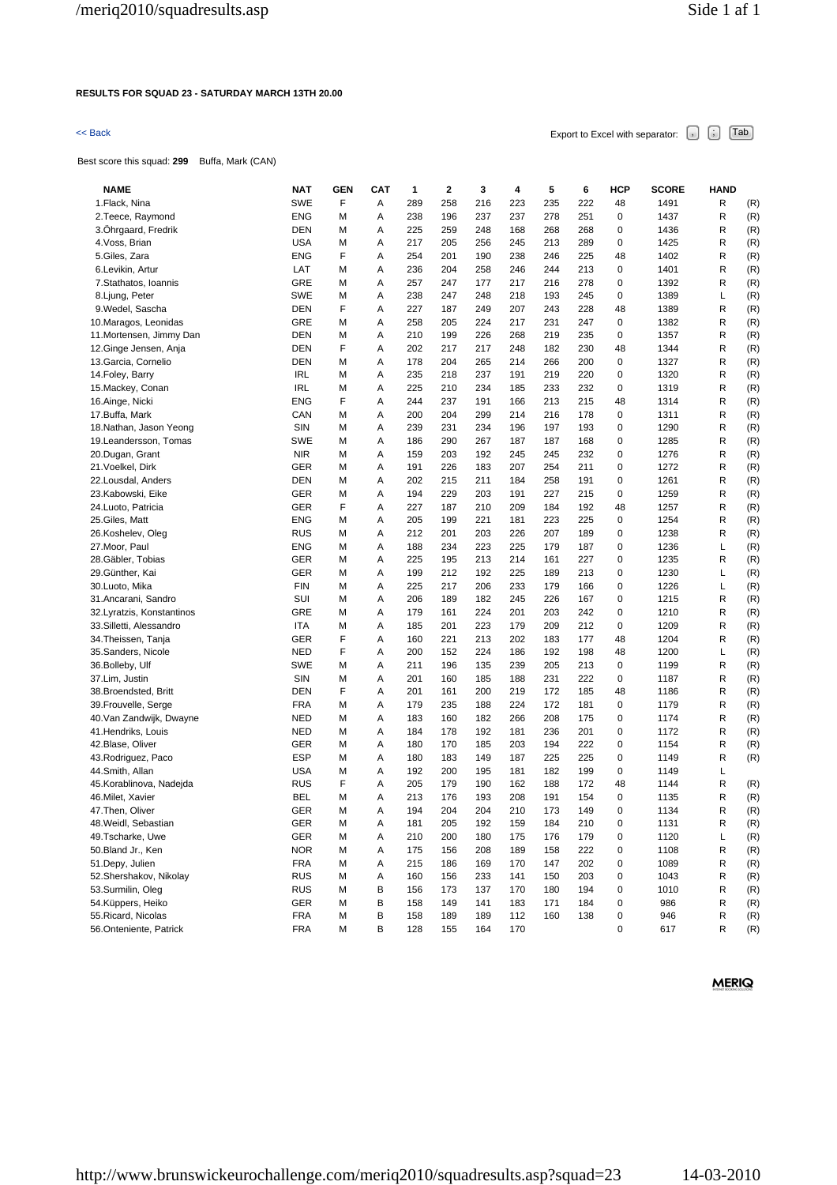**RESULTS FOR SQUAD 23 - SATURDAY MARCH 13TH 20.00**

<< Back

Export to Excel with separator: , ; Tab

Best score this squad: **299** Buffa, Mark (CAN)

| NAME | NAT | GEN | CAT | 1 | 2 | 3 | 4 | 5 | 6 | HCP | SCORE | HAND | |
|---|---|---|---|---|---|---|---|---|---|---|---|---|---|
| 1.Flack, Nina | SWE | F | A | 289 | 258 | 216 | 223 | 235 | 222 | 48 | 1491 | R | (R) |
| 2.Teece, Raymond | ENG | M | A | 238 | 196 | 237 | 237 | 278 | 251 | 0 | 1437 | R | (R) |
| 3.Öhrgaard, Fredrik | DEN | M | A | 225 | 259 | 248 | 168 | 268 | 268 | 0 | 1436 | R | (R) |
| 4.Voss, Brian | USA | M | A | 217 | 205 | 256 | 245 | 213 | 289 | 0 | 1425 | R | (R) |
| 5.Giles, Zara | ENG | F | A | 254 | 201 | 190 | 238 | 246 | 225 | 48 | 1402 | R | (R) |
| 6.Levikin, Artur | LAT | M | A | 236 | 204 | 258 | 246 | 244 | 213 | 0 | 1401 | R | (R) |
| 7.Stathatos, Ioannis | GRE | M | A | 257 | 247 | 177 | 217 | 216 | 278 | 0 | 1392 | R | (R) |
| 8.Ljung, Peter | SWE | M | A | 238 | 247 | 248 | 218 | 193 | 245 | 0 | 1389 | L | (R) |
| 9.Wedel, Sascha | DEN | F | A | 227 | 187 | 249 | 207 | 243 | 228 | 48 | 1389 | R | (R) |
| 10.Maragos, Leonidas | GRE | M | A | 258 | 205 | 224 | 217 | 231 | 247 | 0 | 1382 | R | (R) |
| 11.Mortensen, Jimmy Dan | DEN | M | A | 210 | 199 | 226 | 268 | 219 | 235 | 0 | 1357 | R | (R) |
| 12.Ginge Jensen, Anja | DEN | F | A | 202 | 217 | 217 | 248 | 182 | 230 | 48 | 1344 | R | (R) |
| 13.Garcia, Cornelio | DEN | M | A | 178 | 204 | 265 | 214 | 266 | 200 | 0 | 1327 | R | (R) |
| 14.Foley, Barry | IRL | M | A | 235 | 218 | 237 | 191 | 219 | 220 | 0 | 1320 | R | (R) |
| 15.Mackey, Conan | IRL | M | A | 225 | 210 | 234 | 185 | 233 | 232 | 0 | 1319 | R | (R) |
| 16.Ainge, Nicki | ENG | F | A | 244 | 237 | 191 | 166 | 213 | 215 | 48 | 1314 | R | (R) |
| 17.Buffa, Mark | CAN | M | A | 200 | 204 | 299 | 214 | 216 | 178 | 0 | 1311 | R | (R) |
| 18.Nathan, Jason Yeong | SIN | M | A | 239 | 231 | 234 | 196 | 197 | 193 | 0 | 1290 | R | (R) |
| 19.Leandersson, Tomas | SWE | M | A | 186 | 290 | 267 | 187 | 187 | 168 | 0 | 1285 | R | (R) |
| 20.Dugan, Grant | NIR | M | A | 159 | 203 | 192 | 245 | 245 | 232 | 0 | 1276 | R | (R) |
| 21.Voelkel, Dirk | GER | M | A | 191 | 226 | 183 | 207 | 254 | 211 | 0 | 1272 | R | (R) |
| 22.Lousdal, Anders | DEN | M | A | 202 | 215 | 211 | 184 | 258 | 191 | 0 | 1261 | R | (R) |
| 23.Kabowski, Eike | GER | M | A | 194 | 229 | 203 | 191 | 227 | 215 | 0 | 1259 | R | (R) |
| 24.Luoto, Patricia | GER | F | A | 227 | 187 | 210 | 209 | 184 | 192 | 48 | 1257 | R | (R) |
| 25.Giles, Matt | ENG | M | A | 205 | 199 | 221 | 181 | 223 | 225 | 0 | 1254 | R | (R) |
| 26.Koshelev, Oleg | RUS | M | A | 212 | 201 | 203 | 226 | 207 | 189 | 0 | 1238 | R | (R) |
| 27.Moor, Paul | ENG | M | A | 188 | 234 | 223 | 225 | 179 | 187 | 0 | 1236 | L | (R) |
| 28.Gäbler, Tobias | GER | M | A | 225 | 195 | 213 | 214 | 161 | 227 | 0 | 1235 | R | (R) |
| 29.Günther, Kai | GER | M | A | 199 | 212 | 192 | 225 | 189 | 213 | 0 | 1230 | L | (R) |
| 30.Luoto, Mika | FIN | M | A | 225 | 217 | 206 | 233 | 179 | 166 | 0 | 1226 | L | (R) |
| 31.Ancarani, Sandro | SUI | M | A | 206 | 189 | 182 | 245 | 226 | 167 | 0 | 1215 | R | (R) |
| 32.Lyratzis, Konstantinos | GRE | M | A | 179 | 161 | 224 | 201 | 203 | 242 | 0 | 1210 | R | (R) |
| 33.Silletti, Alessandro | ITA | M | A | 185 | 201 | 223 | 179 | 209 | 212 | 0 | 1209 | R | (R) |
| 34.Theissen, Tanja | GER | F | A | 160 | 221 | 213 | 202 | 183 | 177 | 48 | 1204 | R | (R) |
| 35.Sanders, Nicole | NED | F | A | 200 | 152 | 224 | 186 | 192 | 198 | 48 | 1200 | L | (R) |
| 36.Bolleby, Ulf | SWE | M | A | 211 | 196 | 135 | 239 | 205 | 213 | 0 | 1199 | R | (R) |
| 37.Lim, Justin | SIN | M | A | 201 | 160 | 185 | 188 | 231 | 222 | 0 | 1187 | R | (R) |
| 38.Broendsted, Britt | DEN | F | A | 201 | 161 | 200 | 219 | 172 | 185 | 48 | 1186 | R | (R) |
| 39.Frouvelle, Serge | FRA | M | A | 179 | 235 | 188 | 224 | 172 | 181 | 0 | 1179 | R | (R) |
| 40.Van Zandwijk, Dwayne | NED | M | A | 183 | 160 | 182 | 266 | 208 | 175 | 0 | 1174 | R | (R) |
| 41.Hendriks, Louis | NED | M | A | 184 | 178 | 192 | 181 | 236 | 201 | 0 | 1172 | R | (R) |
| 42.Blase, Oliver | GER | M | A | 180 | 170 | 185 | 203 | 194 | 222 | 0 | 1154 | R | (R) |
| 43.Rodriguez, Paco | ESP | M | A | 180 | 183 | 149 | 187 | 225 | 225 | 0 | 1149 | R | (R) |
| 44.Smith, Allan | USA | M | A | 192 | 200 | 195 | 181 | 182 | 199 | 0 | 1149 | L | |
| 45.Korablinova, Nadejda | RUS | F | A | 205 | 179 | 190 | 162 | 188 | 172 | 48 | 1144 | R | (R) |
| 46.Milet, Xavier | BEL | M | A | 213 | 176 | 193 | 208 | 191 | 154 | 0 | 1135 | R | (R) |
| 47.Then, Oliver | GER | M | A | 194 | 204 | 204 | 210 | 173 | 149 | 0 | 1134 | R | (R) |
| 48.Weidl, Sebastian | GER | M | A | 181 | 205 | 192 | 159 | 184 | 210 | 0 | 1131 | R | (R) |
| 49.Tscharke, Uwe | GER | M | A | 210 | 200 | 180 | 175 | 176 | 179 | 0 | 1120 | L | (R) |
| 50.Bland Jr., Ken | NOR | M | A | 175 | 156 | 208 | 189 | 158 | 222 | 0 | 1108 | R | (R) |
| 51.Depy, Julien | FRA | M | A | 215 | 186 | 169 | 170 | 147 | 202 | 0 | 1089 | R | (R) |
| 52.Shershakov, Nikolay | RUS | M | A | 160 | 156 | 233 | 141 | 150 | 203 | 0 | 1043 | R | (R) |
| 53.Surmilin, Oleg | RUS | M | B | 156 | 173 | 137 | 170 | 180 | 194 | 0 | 1010 | R | (R) |
| 54.Küppers, Heiko | GER | M | B | 158 | 149 | 141 | 183 | 171 | 184 | 0 | 986 | R | (R) |
| 55.Ricard, Nicolas | FRA | M | B | 158 | 189 | 189 | 112 | 160 | 138 | 0 | 946 | R | (R) |
| 56.Onteniente, Patrick | FRA | M | B | 128 | 155 | 164 | 170 | | | 0 | 617 | R | (R) |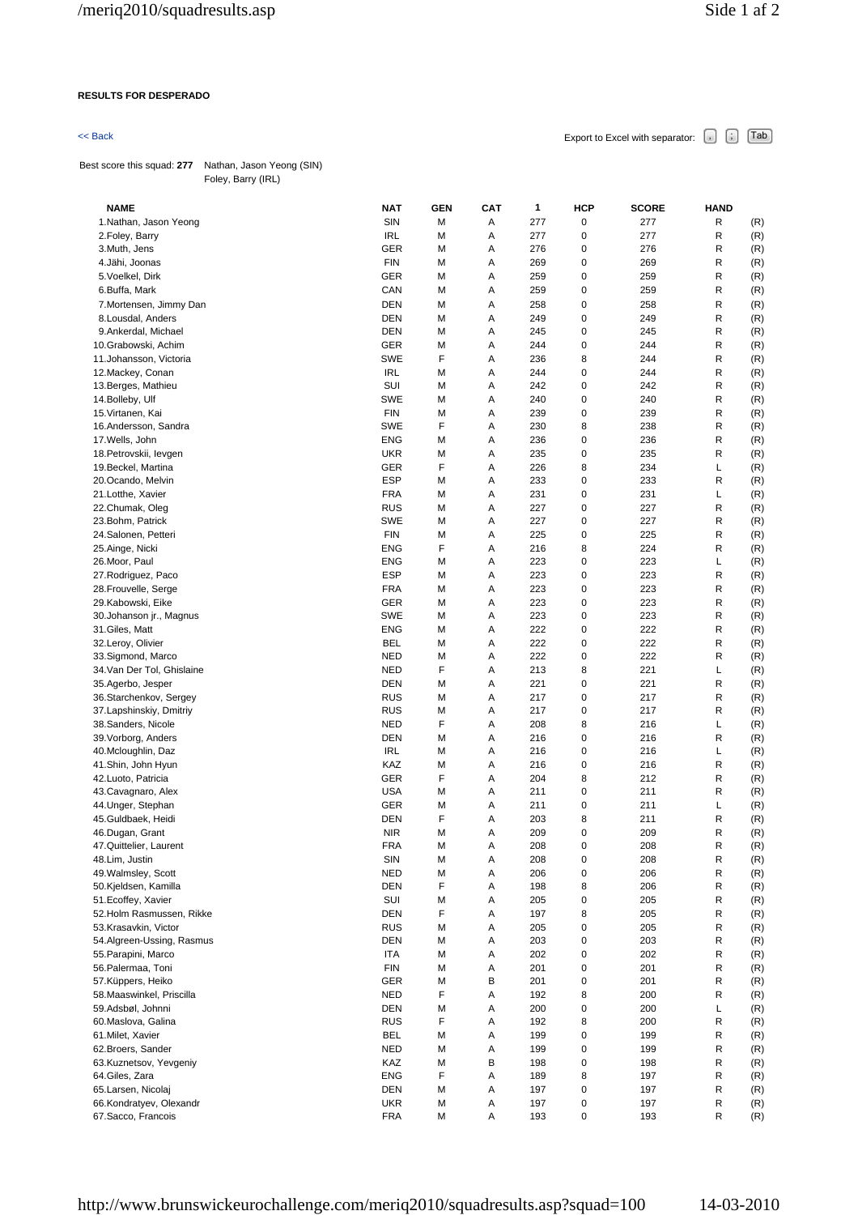**RESULTS FOR DESPERADO**

<< Back

Export to Excel with separator: , ; Tab

Best score this squad: **277** Nathan, Jason Yeong (SIN)
Foley, Barry (IRL)

| NAME | NAT | GEN | CAT | 1 | HCP | SCORE | HAND | |
|---|---|---|---|---|---|---|---|---|
| 1.Nathan, Jason Yeong | SIN | M | A | 277 | 0 | 277 | R | (R) |
| 2.Foley, Barry | IRL | M | A | 277 | 0 | 277 | R | (R) |
| 3.Muth, Jens | GER | M | A | 276 | 0 | 276 | R | (R) |
| 4.Jähi, Joonas | FIN | M | A | 269 | 0 | 269 | R | (R) |
| 5.Voelkel, Dirk | GER | M | A | 259 | 0 | 259 | R | (R) |
| 6.Buffa, Mark | CAN | M | A | 259 | 0 | 259 | R | (R) |
| 7.Mortensen, Jimmy Dan | DEN | M | A | 258 | 0 | 258 | R | (R) |
| 8.Lousdal, Anders | DEN | M | A | 249 | 0 | 249 | R | (R) |
| 9.Ankerdal, Michael | DEN | M | A | 245 | 0 | 245 | R | (R) |
| 10.Grabowski, Achim | GER | M | A | 244 | 0 | 244 | R | (R) |
| 11.Johansson, Victoria | SWE | F | A | 236 | 8 | 244 | R | (R) |
| 12.Mackey, Conan | IRL | M | A | 244 | 0 | 244 | R | (R) |
| 13.Berges, Mathieu | SUI | M | A | 242 | 0 | 242 | R | (R) |
| 14.Bolleby, Ulf | SWE | M | A | 240 | 0 | 240 | R | (R) |
| 15.Virtanen, Kai | FIN | M | A | 239 | 0 | 239 | R | (R) |
| 16.Andersson, Sandra | SWE | F | A | 230 | 8 | 238 | R | (R) |
| 17.Wells, John | ENG | M | A | 236 | 0 | 236 | R | (R) |
| 18.Petrovskii, Ievgen | UKR | M | A | 235 | 0 | 235 | R | (R) |
| 19.Beckel, Martina | GER | F | A | 226 | 8 | 234 | L | (R) |
| 20.Ocando, Melvin | ESP | M | A | 233 | 0 | 233 | R | (R) |
| 21.Lotthe, Xavier | FRA | M | A | 231 | 0 | 231 | L | (R) |
| 22.Chumak, Oleg | RUS | M | A | 227 | 0 | 227 | R | (R) |
| 23.Bohm, Patrick | SWE | M | A | 227 | 0 | 227 | R | (R) |
| 24.Salonen, Petteri | FIN | M | A | 225 | 0 | 225 | R | (R) |
| 25.Ainge, Nicki | ENG | F | A | 216 | 8 | 224 | R | (R) |
| 26.Moor, Paul | ENG | M | A | 223 | 0 | 223 | L | (R) |
| 27.Rodriguez, Paco | ESP | M | A | 223 | 0 | 223 | R | (R) |
| 28.Frouvelle, Serge | FRA | M | A | 223 | 0 | 223 | R | (R) |
| 29.Kabowski, Eike | GER | M | A | 223 | 0 | 223 | R | (R) |
| 30.Johanson jr., Magnus | SWE | M | A | 223 | 0 | 223 | R | (R) |
| 31.Giles, Matt | ENG | M | A | 222 | 0 | 222 | R | (R) |
| 32.Leroy, Olivier | BEL | M | A | 222 | 0 | 222 | R | (R) |
| 33.Sigmond, Marco | NED | M | A | 222 | 0 | 222 | R | (R) |
| 34.Van Der Tol, Ghislaine | NED | F | A | 213 | 8 | 221 | L | (R) |
| 35.Agerbo, Jesper | DEN | M | A | 221 | 0 | 221 | R | (R) |
| 36.Starchenkov, Sergey | RUS | M | A | 217 | 0 | 217 | R | (R) |
| 37.Lapshinskiy, Dmitriy | RUS | M | A | 217 | 0 | 217 | R | (R) |
| 38.Sanders, Nicole | NED | F | A | 208 | 8 | 216 | L | (R) |
| 39.Vorborg, Anders | DEN | M | A | 216 | 0 | 216 | R | (R) |
| 40.Mcloughlin, Daz | IRL | M | A | 216 | 0 | 216 | L | (R) |
| 41.Shin, John Hyun | KAZ | M | A | 216 | 0 | 216 | R | (R) |
| 42.Luoto, Patricia | GER | F | A | 204 | 8 | 212 | R | (R) |
| 43.Cavagnaro, Alex | USA | M | A | 211 | 0 | 211 | R | (R) |
| 44.Unger, Stephan | GER | M | A | 211 | 0 | 211 | L | (R) |
| 45.Guldbaek, Heidi | DEN | F | A | 203 | 8 | 211 | R | (R) |
| 46.Dugan, Grant | NIR | M | A | 209 | 0 | 209 | R | (R) |
| 47.Quittelier, Laurent | FRA | M | A | 208 | 0 | 208 | R | (R) |
| 48.Lim, Justin | SIN | M | A | 208 | 0 | 208 | R | (R) |
| 49.Walmsley, Scott | NED | M | A | 206 | 0 | 206 | R | (R) |
| 50.Kjeldsen, Kamilla | DEN | F | A | 198 | 8 | 206 | R | (R) |
| 51.Ecoffey, Xavier | SUI | M | A | 205 | 0 | 205 | R | (R) |
| 52.Holm Rasmussen, Rikke | DEN | F | A | 197 | 8 | 205 | R | (R) |
| 53.Krasavkin, Victor | RUS | M | A | 205 | 0 | 205 | R | (R) |
| 54.Algreen-Ussing, Rasmus | DEN | M | A | 203 | 0 | 203 | R | (R) |
| 55.Parapini, Marco | ITA | M | A | 202 | 0 | 202 | R | (R) |
| 56.Palermaa, Toni | FIN | M | A | 201 | 0 | 201 | R | (R) |
| 57.Küppers, Heiko | GER | M | B | 201 | 0 | 201 | R | (R) |
| 58.Maaswinkel, Priscilla | NED | F | A | 192 | 8 | 200 | R | (R) |
| 59.Adsbøl, Johnni | DEN | M | A | 200 | 0 | 200 | L | (R) |
| 60.Maslova, Galina | RUS | F | A | 192 | 8 | 200 | R | (R) |
| 61.Milet, Xavier | BEL | M | A | 199 | 0 | 199 | R | (R) |
| 62.Broers, Sander | NED | M | A | 199 | 0 | 199 | R | (R) |
| 63.Kuznetsov, Yevgeniy | KAZ | M | B | 198 | 0 | 198 | R | (R) |
| 64.Giles, Zara | ENG | F | A | 189 | 8 | 197 | R | (R) |
| 65.Larsen, Nicolaj | DEN | M | A | 197 | 0 | 197 | R | (R) |
| 66.Kondratyev, Olexandr | UKR | M | A | 197 | 0 | 197 | R | (R) |
| 67.Sacco, Francois | FRA | M | A | 193 | 0 | 193 | R | (R) |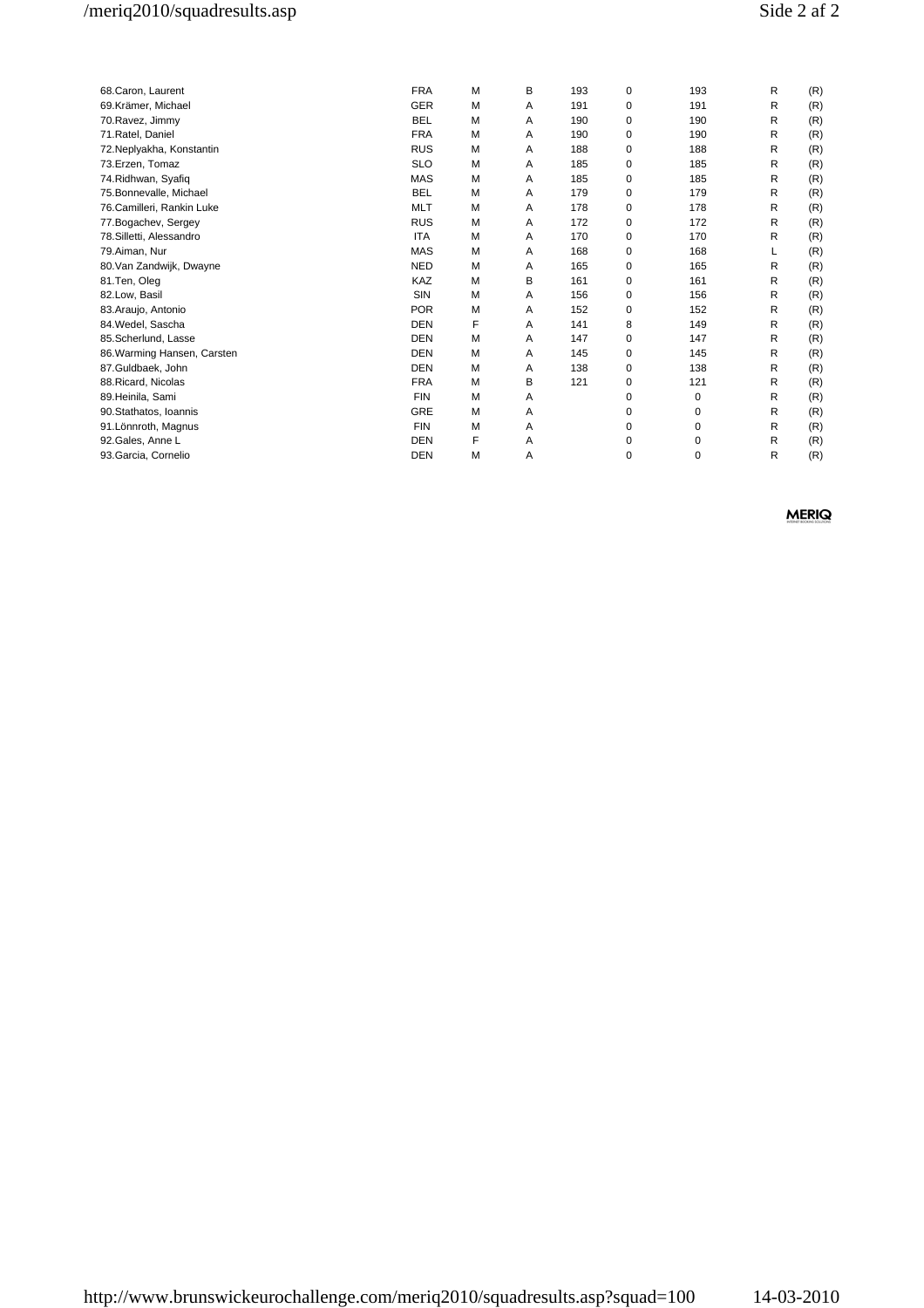| | | | | | | | | |
|---|---|---|---|---|---|---|---|---|
| 68.Caron, Laurent | FRA | M | B | 193 | 0 | 193 | R | (R) |
| 69.Krämer, Michael | GER | M | A | 191 | 0 | 191 | R | (R) |
| 70.Ravez, Jimmy | BEL | M | A | 190 | 0 | 190 | R | (R) |
| 71.Ratel, Daniel | FRA | M | A | 190 | 0 | 190 | R | (R) |
| 72.Neplyakha, Konstantin | RUS | M | A | 188 | 0 | 188 | R | (R) |
| 73.Erzen, Tomaz | SLO | M | A | 185 | 0 | 185 | R | (R) |
| 74.Ridhwan, Syafiq | MAS | M | A | 185 | 0 | 185 | R | (R) |
| 75.Bonnevalle, Michael | BEL | M | A | 179 | 0 | 179 | R | (R) |
| 76.Camilleri, Rankin Luke | MLT | M | A | 178 | 0 | 178 | R | (R) |
| 77.Bogachev, Sergey | RUS | M | A | 172 | 0 | 172 | R | (R) |
| 78.Silletti, Alessandro | ITA | M | A | 170 | 0 | 170 | R | (R) |
| 79.Aiman, Nur | MAS | M | A | 168 | 0 | 168 | L | (R) |
| 80.Van Zandwijk, Dwayne | NED | M | A | 165 | 0 | 165 | R | (R) |
| 81.Ten, Oleg | KAZ | M | B | 161 | 0 | 161 | R | (R) |
| 82.Low, Basil | SIN | M | A | 156 | 0 | 156 | R | (R) |
| 83.Araujo, Antonio | POR | M | A | 152 | 0 | 152 | R | (R) |
| 84.Wedel, Sascha | DEN | F | A | 141 | 8 | 149 | R | (R) |
| 85.Scherlund, Lasse | DEN | M | A | 147 | 0 | 147 | R | (R) |
| 86.Warming Hansen, Carsten | DEN | M | A | 145 | 0 | 145 | R | (R) |
| 87.Guldbaek, John | DEN | M | A | 138 | 0 | 138 | R | (R) |
| 88.Ricard, Nicolas | FRA | M | B | 121 | 0 | 121 | R | (R) |
| 89.Heinila, Sami | FIN | M | A | | 0 | 0 | R | (R) |
| 90.Stathatos, Ioannis | GRE | M | A | | 0 | 0 | R | (R) |
| 91.Lönnroth, Magnus | FIN | M | A | | 0 | 0 | R | (R) |
| 92.Gales, Anne L | DEN | F | A | | 0 | 0 | R | (R) |
| 93.Garcia, Cornelio | DEN | M | A | | 0 | 0 | R | (R) |

MERIQ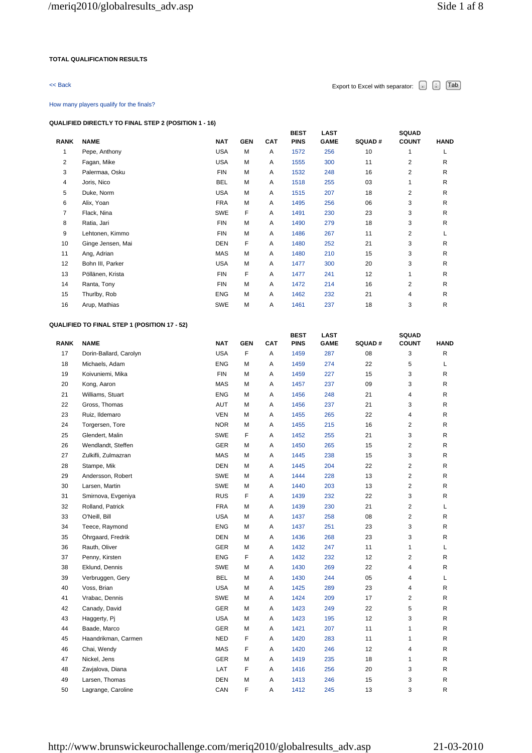**TOTAL QUALIFICATION RESULTS**

<< Back

Export to Excel with separator: , ; Tab

How many players qualify for the finals?

**QUALIFIED DIRECTLY TO FINAL STEP 2 (POSITION 1 - 16)**

| RANK | NAME | NAT | GEN | CAT | BEST PINS | LAST GAME | SQUAD # | SQUAD COUNT | HAND |
|---|---|---|---|---|---|---|---|---|---|
| 1 | Pepe, Anthony | USA | M | A | 1572 | 256 | 10 | 1 | L |
| 2 | Fagan, Mike | USA | M | A | 1555 | 300 | 11 | 2 | R |
| 3 | Palermaa, Osku | FIN | M | A | 1532 | 248 | 16 | 2 | R |
| 4 | Joris, Nico | BEL | M | A | 1518 | 255 | 03 | 1 | R |
| 5 | Duke, Norm | USA | M | A | 1515 | 207 | 18 | 2 | R |
| 6 | Alix, Yoan | FRA | M | A | 1495 | 256 | 06 | 3 | R |
| 7 | Flack, Nina | SWE | F | A | 1491 | 230 | 23 | 3 | R |
| 8 | Ratia, Jari | FIN | M | A | 1490 | 279 | 18 | 3 | R |
| 9 | Lehtonen, Kimmo | FIN | M | A | 1486 | 267 | 11 | 2 | L |
| 10 | Ginge Jensen, Mai | DEN | F | A | 1480 | 252 | 21 | 3 | R |
| 11 | Ang, Adrian | MAS | M | A | 1480 | 210 | 15 | 3 | R |
| 12 | Bohn III, Parker | USA | M | A | 1477 | 300 | 20 | 3 | R |
| 13 | Pöllänen, Krista | FIN | F | A | 1477 | 241 | 12 | 1 | R |
| 14 | Ranta, Tony | FIN | M | A | 1472 | 214 | 16 | 2 | R |
| 15 | Thurlby, Rob | ENG | M | A | 1462 | 232 | 21 | 4 | R |
| 16 | Arup, Mathias | SWE | M | A | 1461 | 237 | 18 | 3 | R |

**QUALIFIED TO FINAL STEP 1 (POSITION 17 - 52)**

| RANK | NAME | NAT | GEN | CAT | BEST PINS | LAST GAME | SQUAD # | SQUAD COUNT | HAND |
|---|---|---|---|---|---|---|---|---|---|
| 17 | Dorin-Ballard, Carolyn | USA | F | A | 1459 | 287 | 08 | 3 | R |
| 18 | Michaels, Adam | ENG | M | A | 1459 | 274 | 22 | 5 | L |
| 19 | Koivuniemi, Mika | FIN | M | A | 1459 | 227 | 15 | 3 | R |
| 20 | Kong, Aaron | MAS | M | A | 1457 | 237 | 09 | 3 | R |
| 21 | Williams, Stuart | ENG | M | A | 1456 | 248 | 21 | 4 | R |
| 22 | Gross, Thomas | AUT | M | A | 1456 | 237 | 21 | 3 | R |
| 23 | Ruiz, Ildemaro | VEN | M | A | 1455 | 265 | 22 | 4 | R |
| 24 | Torgersen, Tore | NOR | M | A | 1455 | 215 | 16 | 2 | R |
| 25 | Glendert, Malin | SWE | F | A | 1452 | 255 | 21 | 3 | R |
| 26 | Wendlandt, Steffen | GER | M | A | 1450 | 265 | 15 | 2 | R |
| 27 | Zulkifli, Zulmazran | MAS | M | A | 1445 | 238 | 15 | 3 | R |
| 28 | Stampe, Mik | DEN | M | A | 1445 | 204 | 22 | 2 | R |
| 29 | Andersson, Robert | SWE | M | A | 1444 | 228 | 13 | 2 | R |
| 30 | Larsen, Martin | SWE | M | A | 1440 | 203 | 13 | 2 | R |
| 31 | Smirnova, Evgeniya | RUS | F | A | 1439 | 232 | 22 | 3 | R |
| 32 | Rolland, Patrick | FRA | M | A | 1439 | 230 | 21 | 2 | L |
| 33 | O'Neill, Bill | USA | M | A | 1437 | 258 | 08 | 2 | R |
| 34 | Teece, Raymond | ENG | M | A | 1437 | 251 | 23 | 3 | R |
| 35 | Öhrgaard, Fredrik | DEN | M | A | 1436 | 268 | 23 | 3 | R |
| 36 | Rauth, Oliver | GER | M | A | 1432 | 247 | 11 | 1 | L |
| 37 | Penny, Kirsten | ENG | F | A | 1432 | 232 | 12 | 2 | R |
| 38 | Eklund, Dennis | SWE | M | A | 1430 | 269 | 22 | 4 | R |
| 39 | Verbruggen, Gery | BEL | M | A | 1430 | 244 | 05 | 4 | L |
| 40 | Voss, Brian | USA | M | A | 1425 | 289 | 23 | 4 | R |
| 41 | Vrabac, Dennis | SWE | M | A | 1424 | 209 | 17 | 2 | R |
| 42 | Canady, David | GER | M | A | 1423 | 249 | 22 | 5 | R |
| 43 | Haggerty, Pj | USA | M | A | 1423 | 195 | 12 | 3 | R |
| 44 | Baade, Marco | GER | M | A | 1421 | 207 | 11 | 1 | R |
| 45 | Haandrikman, Carmen | NED | F | A | 1420 | 283 | 11 | 1 | R |
| 46 | Chai, Wendy | MAS | F | A | 1420 | 246 | 12 | 4 | R |
| 47 | Nickel, Jens | GER | M | A | 1419 | 235 | 18 | 1 | R |
| 48 | Zavjalova, Diana | LAT | F | A | 1416 | 256 | 20 | 3 | R |
| 49 | Larsen, Thomas | DEN | M | A | 1413 | 246 | 15 | 3 | R |
| 50 | Lagrange, Caroline | CAN | F | A | 1412 | 245 | 13 | 3 | R |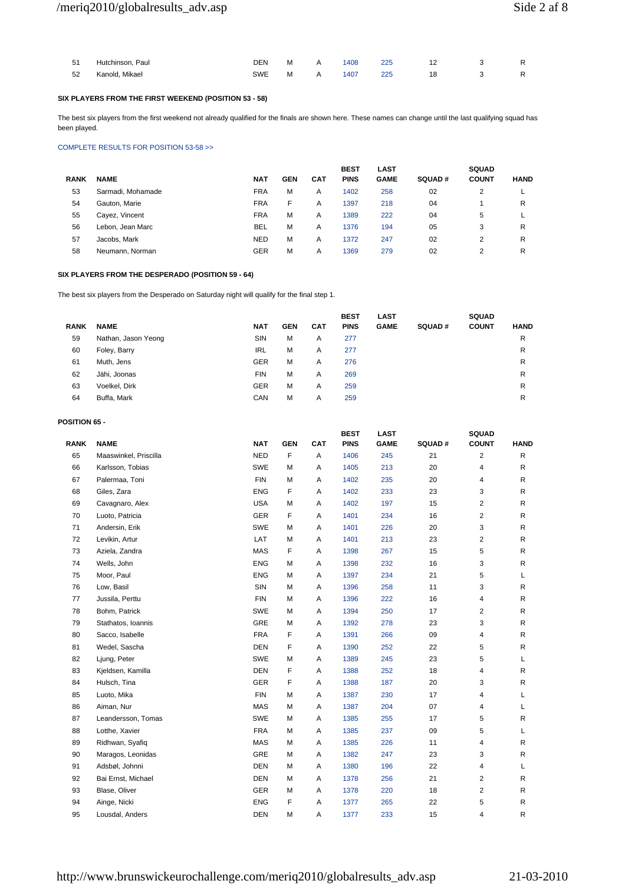| RANK | NAME | NAT | GEN | CAT | BEST PINS | LAST GAME | SQUAD # | SQUAD COUNT | HAND |
|---|---|---|---|---|---|---|---|---|---|
| 51 | Hutchinson, Paul | DEN | M | A | 1408 | 225 | 12 | 3 | R |
| 52 | Kanold, Mikael | SWE | M | A | 1407 | 225 | 18 | 3 | R |

**SIX PLAYERS FROM THE FIRST WEEKEND (POSITION 53 - 58)**

The best six players from the first weekend not already qualified for the finals are shown here. These names can change until the last qualifying squad has been played.

COMPLETE RESULTS FOR POSITION 53-58 >>

| RANK | NAME | NAT | GEN | CAT | BEST PINS | LAST GAME | SQUAD # | SQUAD COUNT | HAND |
|---|---|---|---|---|---|---|---|---|---|
| 53 | Sarmadi, Mohamade | FRA | M | A | 1402 | 258 | 02 | 2 | L |
| 54 | Gauton, Marie | FRA | F | A | 1397 | 218 | 04 | 1 | R |
| 55 | Cayez, Vincent | FRA | M | A | 1389 | 222 | 04 | 5 | L |
| 56 | Lebon, Jean Marc | BEL | M | A | 1376 | 194 | 05 | 3 | R |
| 57 | Jacobs, Mark | NED | M | A | 1372 | 247 | 02 | 2 | R |
| 58 | Neumann, Norman | GER | M | A | 1369 | 279 | 02 | 2 | R |

**SIX PLAYERS FROM THE DESPERADO (POSITION 59 - 64)**

The best six players from the Desperado on Saturday night will qualify for the final step 1.

| RANK | NAME | NAT | GEN | CAT | BEST PINS | LAST GAME | SQUAD # | SQUAD COUNT | HAND |
|---|---|---|---|---|---|---|---|---|---|
| 59 | Nathan, Jason Yeong | SIN | M | A | 277 | | | | R |
| 60 | Foley, Barry | IRL | M | A | 277 | | | | R |
| 61 | Muth, Jens | GER | M | A | 276 | | | | R |
| 62 | Jähi, Joonas | FIN | M | A | 269 | | | | R |
| 63 | Voelkel, Dirk | GER | M | A | 259 | | | | R |
| 64 | Buffa, Mark | CAN | M | A | 259 | | | | R |

**POSITION 65 -**

| RANK | NAME | NAT | GEN | CAT | BEST PINS | LAST GAME | SQUAD # | SQUAD COUNT | HAND |
|---|---|---|---|---|---|---|---|---|---|
| 65 | Maaswinkel, Priscilla | NED | F | A | 1406 | 245 | 21 | 2 | R |
| 66 | Karlsson, Tobias | SWE | M | A | 1405 | 213 | 20 | 4 | R |
| 67 | Palermaa, Toni | FIN | M | A | 1402 | 235 | 20 | 4 | R |
| 68 | Giles, Zara | ENG | F | A | 1402 | 233 | 23 | 3 | R |
| 69 | Cavagnaro, Alex | USA | M | A | 1402 | 197 | 15 | 2 | R |
| 70 | Luoto, Patricia | GER | F | A | 1401 | 234 | 16 | 2 | R |
| 71 | Andersin, Erik | SWE | M | A | 1401 | 226 | 20 | 3 | R |
| 72 | Levikin, Artur | LAT | M | A | 1401 | 213 | 23 | 2 | R |
| 73 | Aziela, Zandra | MAS | F | A | 1398 | 267 | 15 | 5 | R |
| 74 | Wells, John | ENG | M | A | 1398 | 232 | 16 | 3 | R |
| 75 | Moor, Paul | ENG | M | A | 1397 | 234 | 21 | 5 | L |
| 76 | Low, Basil | SIN | M | A | 1396 | 258 | 11 | 3 | R |
| 77 | Jussila, Perttu | FIN | M | A | 1396 | 222 | 16 | 4 | R |
| 78 | Bohm, Patrick | SWE | M | A | 1394 | 250 | 17 | 2 | R |
| 79 | Stathatos, Ioannis | GRE | M | A | 1392 | 278 | 23 | 3 | R |
| 80 | Sacco, Isabelle | FRA | F | A | 1391 | 266 | 09 | 4 | R |
| 81 | Wedel, Sascha | DEN | F | A | 1390 | 252 | 22 | 5 | R |
| 82 | Ljung, Peter | SWE | M | A | 1389 | 245 | 23 | 5 | L |
| 83 | Kjeldsen, Kamilla | DEN | F | A | 1388 | 252 | 18 | 4 | R |
| 84 | Hulsch, Tina | GER | F | A | 1388 | 187 | 20 | 3 | R |
| 85 | Luoto, Mika | FIN | M | A | 1387 | 230 | 17 | 4 | L |
| 86 | Aiman, Nur | MAS | M | A | 1387 | 204 | 07 | 4 | L |
| 87 | Leandersson, Tomas | SWE | M | A | 1385 | 255 | 17 | 5 | R |
| 88 | Lotthe, Xavier | FRA | M | A | 1385 | 237 | 09 | 5 | L |
| 89 | Ridhwan, Syafiq | MAS | M | A | 1385 | 226 | 11 | 4 | R |
| 90 | Maragos, Leonidas | GRE | M | A | 1382 | 247 | 23 | 3 | R |
| 91 | Adsbøl, Johnni | DEN | M | A | 1380 | 196 | 22 | 4 | L |
| 92 | Bai Ernst, Michael | DEN | M | A | 1378 | 256 | 21 | 2 | R |
| 93 | Blase, Oliver | GER | M | A | 1378 | 220 | 18 | 2 | R |
| 94 | Ainge, Nicki | ENG | F | A | 1377 | 265 | 22 | 5 | R |
| 95 | Lousdal, Anders | DEN | M | A | 1377 | 233 | 15 | 4 | R |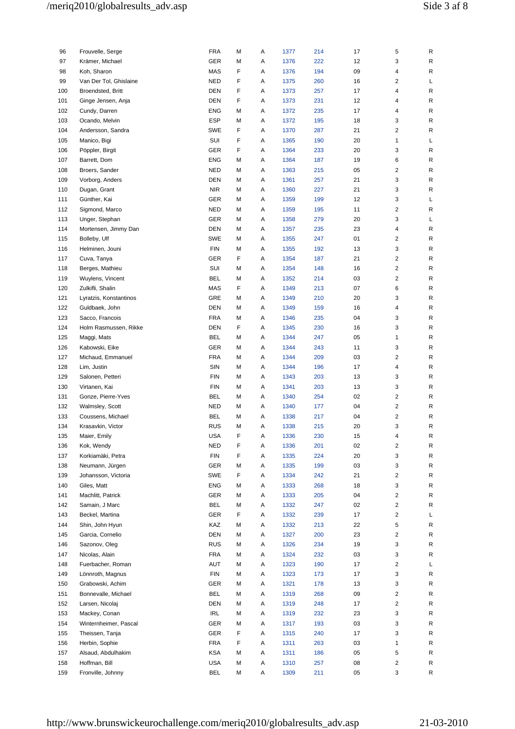| | | | | | | | | | |
|---|---|---|---|---|---|---|---|---|---|
| 96 | Frouvelle, Serge | FRA | M | A | 1377 | 214 | 17 | 5 | R |
| 97 | Krämer, Michael | GER | M | A | 1376 | 222 | 12 | 3 | R |
| 98 | Koh, Sharon | MAS | F | A | 1376 | 194 | 09 | 4 | R |
| 99 | Van Der Tol, Ghislaine | NED | F | A | 1375 | 260 | 16 | 2 | L |
| 100 | Broendsted, Britt | DEN | F | A | 1373 | 257 | 17 | 4 | R |
| 101 | Ginge Jensen, Anja | DEN | F | A | 1373 | 231 | 12 | 4 | R |
| 102 | Cundy, Darren | ENG | M | A | 1372 | 235 | 17 | 4 | R |
| 103 | Ocando, Melvin | ESP | M | A | 1372 | 195 | 18 | 3 | R |
| 104 | Andersson, Sandra | SWE | F | A | 1370 | 287 | 21 | 2 | R |
| 105 | Manico, Bigi | SUI | F | A | 1365 | 190 | 20 | 1 | L |
| 106 | Pöppler, Birgit | GER | F | A | 1364 | 233 | 20 | 3 | R |
| 107 | Barrett, Dom | ENG | M | A | 1364 | 187 | 19 | 6 | R |
| 108 | Broers, Sander | NED | M | A | 1363 | 215 | 05 | 2 | R |
| 109 | Vorborg, Anders | DEN | M | A | 1361 | 257 | 21 | 3 | R |
| 110 | Dugan, Grant | NIR | M | A | 1360 | 227 | 21 | 3 | R |
| 111 | Günther, Kai | GER | M | A | 1359 | 199 | 12 | 3 | L |
| 112 | Sigmond, Marco | NED | M | A | 1359 | 195 | 11 | 2 | R |
| 113 | Unger, Stephan | GER | M | A | 1358 | 279 | 20 | 3 | L |
| 114 | Mortensen, Jimmy Dan | DEN | M | A | 1357 | 235 | 23 | 4 | R |
| 115 | Bolleby, Ulf | SWE | M | A | 1355 | 247 | 01 | 2 | R |
| 116 | Helminen, Jouni | FIN | M | A | 1355 | 192 | 13 | 3 | R |
| 117 | Cuva, Tanya | GER | F | A | 1354 | 187 | 21 | 2 | R |
| 118 | Berges, Mathieu | SUI | M | A | 1354 | 148 | 16 | 2 | R |
| 119 | Wuylens, Vincent | BEL | M | A | 1352 | 214 | 03 | 2 | R |
| 120 | Zulkifli, Shalin | MAS | F | A | 1349 | 213 | 07 | 6 | R |
| 121 | Lyratzis, Konstantinos | GRE | M | A | 1349 | 210 | 20 | 3 | R |
| 122 | Guldbaek, John | DEN | M | A | 1349 | 159 | 16 | 4 | R |
| 123 | Sacco, Francois | FRA | M | A | 1346 | 235 | 04 | 3 | R |
| 124 | Holm Rasmussen, Rikke | DEN | F | A | 1345 | 230 | 16 | 3 | R |
| 125 | Maggi, Mats | BEL | M | A | 1344 | 247 | 05 | 1 | R |
| 126 | Kabowski, Eike | GER | M | A | 1344 | 243 | 11 | 3 | R |
| 127 | Michaud, Emmanuel | FRA | M | A | 1344 | 209 | 03 | 2 | R |
| 128 | Lim, Justin | SIN | M | A | 1344 | 196 | 17 | 4 | R |
| 129 | Salonen, Petteri | FIN | M | A | 1343 | 203 | 13 | 3 | R |
| 130 | Virtanen, Kai | FIN | M | A | 1341 | 203 | 13 | 3 | R |
| 131 | Gonze, Pierre-Yves | BEL | M | A | 1340 | 254 | 02 | 2 | R |
| 132 | Walmsley, Scott | NED | M | A | 1340 | 177 | 04 | 2 | R |
| 133 | Coussens, Michael | BEL | M | A | 1338 | 217 | 04 | 2 | R |
| 134 | Krasavkin, Victor | RUS | M | A | 1338 | 215 | 20 | 3 | R |
| 135 | Maier, Emily | USA | F | A | 1336 | 230 | 15 | 4 | R |
| 136 | Kok, Wendy | NED | F | A | 1336 | 201 | 02 | 2 | R |
| 137 | Korkiamäki, Petra | FIN | F | A | 1335 | 224 | 20 | 3 | R |
| 138 | Neumann, Jürgen | GER | M | A | 1335 | 199 | 03 | 3 | R |
| 139 | Johansson, Victoria | SWE | F | A | 1334 | 242 | 21 | 2 | R |
| 140 | Giles, Matt | ENG | M | A | 1333 | 268 | 18 | 3 | R |
| 141 | Machlitt, Patrick | GER | M | A | 1333 | 205 | 04 | 2 | R |
| 142 | Samain, J Marc | BEL | M | A | 1332 | 247 | 02 | 2 | R |
| 143 | Beckel, Martina | GER | F | A | 1332 | 239 | 17 | 2 | L |
| 144 | Shin, John Hyun | KAZ | M | A | 1332 | 213 | 22 | 5 | R |
| 145 | Garcia, Cornelio | DEN | M | A | 1327 | 200 | 23 | 2 | R |
| 146 | Sazonov, Oleg | RUS | M | A | 1326 | 234 | 19 | 3 | R |
| 147 | Nicolas, Alain | FRA | M | A | 1324 | 232 | 03 | 3 | R |
| 148 | Fuerbacher, Roman | AUT | M | A | 1323 | 190 | 17 | 2 | L |
| 149 | Lönnroth, Magnus | FIN | M | A | 1323 | 173 | 17 | 3 | R |
| 150 | Grabowski, Achim | GER | M | A | 1321 | 178 | 13 | 3 | R |
| 151 | Bonnevalle, Michael | BEL | M | A | 1319 | 268 | 09 | 2 | R |
| 152 | Larsen, Nicolaj | DEN | M | A | 1319 | 248 | 17 | 2 | R |
| 153 | Mackey, Conan | IRL | M | A | 1319 | 232 | 23 | 3 | R |
| 154 | Winternheimer, Pascal | GER | M | A | 1317 | 193 | 03 | 3 | R |
| 155 | Theissen, Tanja | GER | F | A | 1315 | 240 | 17 | 3 | R |
| 156 | Herbin, Sophie | FRA | F | A | 1311 | 263 | 03 | 1 | R |
| 157 | Alsaud, Abdulhakim | KSA | M | A | 1311 | 186 | 05 | 5 | R |
| 158 | Hoffman, Bill | USA | M | A | 1310 | 257 | 08 | 2 | R |
| 159 | Fronville, Johnny | BEL | M | A | 1309 | 211 | 05 | 3 | R |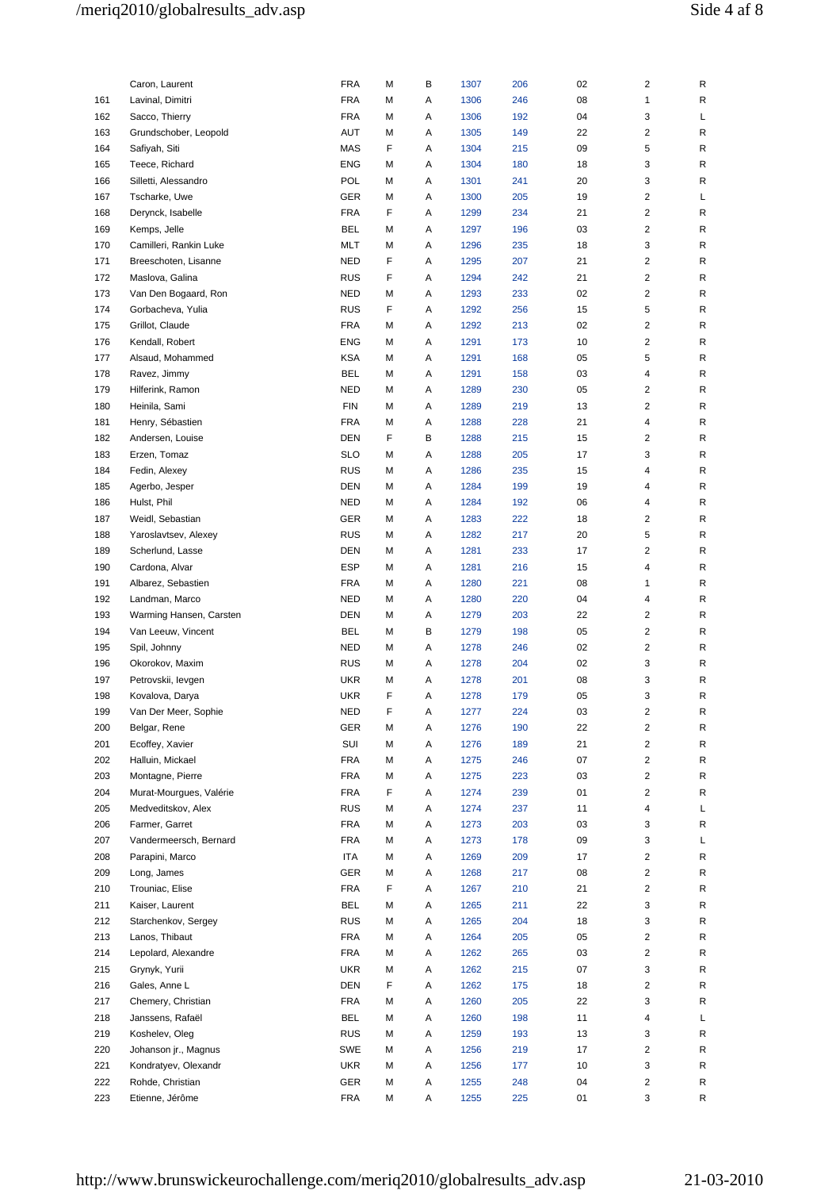| | | | | | | | | | |
|---|---|---|---|---|---|---|---|---|---|
| | Caron, Laurent | FRA | M | B | 1307 | 206 | 02 | 2 | R |
| 161 | Lavinal, Dimitri | FRA | M | A | 1306 | 246 | 08 | 1 | R |
| 162 | Sacco, Thierry | FRA | M | A | 1306 | 192 | 04 | 3 | L |
| 163 | Grundschober, Leopold | AUT | M | A | 1305 | 149 | 22 | 2 | R |
| 164 | Safiyah, Siti | MAS | F | A | 1304 | 215 | 09 | 5 | R |
| 165 | Teece, Richard | ENG | M | A | 1304 | 180 | 18 | 3 | R |
| 166 | Silletti, Alessandro | POL | M | A | 1301 | 241 | 20 | 3 | R |
| 167 | Tscharke, Uwe | GER | M | A | 1300 | 205 | 19 | 2 | L |
| 168 | Derynck, Isabelle | FRA | F | A | 1299 | 234 | 21 | 2 | R |
| 169 | Kemps, Jelle | BEL | M | A | 1297 | 196 | 03 | 2 | R |
| 170 | Camilleri, Rankin Luke | MLT | M | A | 1296 | 235 | 18 | 3 | R |
| 171 | Breeschoten, Lisanne | NED | F | A | 1295 | 207 | 21 | 2 | R |
| 172 | Maslova, Galina | RUS | F | A | 1294 | 242 | 21 | 2 | R |
| 173 | Van Den Bogaard, Ron | NED | M | A | 1293 | 233 | 02 | 2 | R |
| 174 | Gorbacheva, Yulia | RUS | F | A | 1292 | 256 | 15 | 5 | R |
| 175 | Grillot, Claude | FRA | M | A | 1292 | 213 | 02 | 2 | R |
| 176 | Kendall, Robert | ENG | M | A | 1291 | 173 | 10 | 2 | R |
| 177 | Alsaud, Mohammed | KSA | M | A | 1291 | 168 | 05 | 5 | R |
| 178 | Ravez, Jimmy | BEL | M | A | 1291 | 158 | 03 | 4 | R |
| 179 | Hilferink, Ramon | NED | M | A | 1289 | 230 | 05 | 2 | R |
| 180 | Heinila, Sami | FIN | M | A | 1289 | 219 | 13 | 2 | R |
| 181 | Henry, Sébastien | FRA | M | A | 1288 | 228 | 21 | 4 | R |
| 182 | Andersen, Louise | DEN | F | B | 1288 | 215 | 15 | 2 | R |
| 183 | Erzen, Tomaz | SLO | M | A | 1288 | 205 | 17 | 3 | R |
| 184 | Fedin, Alexey | RUS | M | A | 1286 | 235 | 15 | 4 | R |
| 185 | Agerbo, Jesper | DEN | M | A | 1284 | 199 | 19 | 4 | R |
| 186 | Hulst, Phil | NED | M | A | 1284 | 192 | 06 | 4 | R |
| 187 | Weidl, Sebastian | GER | M | A | 1283 | 222 | 18 | 2 | R |
| 188 | Yaroslavtsev, Alexey | RUS | M | A | 1282 | 217 | 20 | 5 | R |
| 189 | Scherlund, Lasse | DEN | M | A | 1281 | 233 | 17 | 2 | R |
| 190 | Cardona, Alvar | ESP | M | A | 1281 | 216 | 15 | 4 | R |
| 191 | Albarez, Sebastien | FRA | M | A | 1280 | 221 | 08 | 1 | R |
| 192 | Landman, Marco | NED | M | A | 1280 | 220 | 04 | 4 | R |
| 193 | Warming Hansen, Carsten | DEN | M | A | 1279 | 203 | 22 | 2 | R |
| 194 | Van Leeuw, Vincent | BEL | M | B | 1279 | 198 | 05 | 2 | R |
| 195 | Spil, Johnny | NED | M | A | 1278 | 246 | 02 | 2 | R |
| 196 | Okorokov, Maxim | RUS | M | A | 1278 | 204 | 02 | 3 | R |
| 197 | Petrovskii, Ievgen | UKR | M | A | 1278 | 201 | 08 | 3 | R |
| 198 | Kovalova, Darya | UKR | F | A | 1278 | 179 | 05 | 3 | R |
| 199 | Van Der Meer, Sophie | NED | F | A | 1277 | 224 | 03 | 2 | R |
| 200 | Belgar, Rene | GER | M | A | 1276 | 190 | 22 | 2 | R |
| 201 | Ecoffey, Xavier | SUI | M | A | 1276 | 189 | 21 | 2 | R |
| 202 | Halluin, Mickael | FRA | M | A | 1275 | 246 | 07 | 2 | R |
| 203 | Montagne, Pierre | FRA | M | A | 1275 | 223 | 03 | 2 | R |
| 204 | Murat-Mourgues, Valérie | FRA | F | A | 1274 | 239 | 01 | 2 | R |
| 205 | Medveditskov, Alex | RUS | M | A | 1274 | 237 | 11 | 4 | L |
| 206 | Farmer, Garret | FRA | M | A | 1273 | 203 | 03 | 3 | R |
| 207 | Vandermeersch, Bernard | FRA | M | A | 1273 | 178 | 09 | 3 | L |
| 208 | Parapini, Marco | ITA | M | A | 1269 | 209 | 17 | 2 | R |
| 209 | Long, James | GER | M | A | 1268 | 217 | 08 | 2 | R |
| 210 | Trouniac, Elise | FRA | F | A | 1267 | 210 | 21 | 2 | R |
| 211 | Kaiser, Laurent | BEL | M | A | 1265 | 211 | 22 | 3 | R |
| 212 | Starchenkov, Sergey | RUS | M | A | 1265 | 204 | 18 | 3 | R |
| 213 | Lanos, Thibaut | FRA | M | A | 1264 | 205 | 05 | 2 | R |
| 214 | Lepolard, Alexandre | FRA | M | A | 1262 | 265 | 03 | 2 | R |
| 215 | Grynyk, Yurii | UKR | M | A | 1262 | 215 | 07 | 3 | R |
| 216 | Gales, Anne L | DEN | F | A | 1262 | 175 | 18 | 2 | R |
| 217 | Chemery, Christian | FRA | M | A | 1260 | 205 | 22 | 3 | R |
| 218 | Janssens, Rafaël | BEL | M | A | 1260 | 198 | 11 | 4 | L |
| 219 | Koshelev, Oleg | RUS | M | A | 1259 | 193 | 13 | 3 | R |
| 220 | Johanson jr., Magnus | SWE | M | A | 1256 | 219 | 17 | 2 | R |
| 221 | Kondratyev, Olexandr | UKR | M | A | 1256 | 177 | 10 | 3 | R |
| 222 | Rohde, Christian | GER | M | A | 1255 | 248 | 04 | 2 | R |
| 223 | Etienne, Jérôme | FRA | M | A | 1255 | 225 | 01 | 3 | R |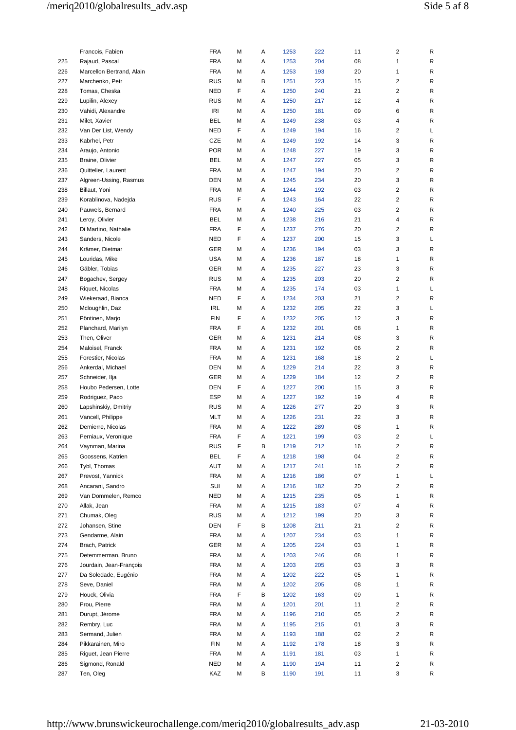| | | | | | | | | | |
|---|---|---|---|---|---|---|---|---|---|
| | Francois, Fabien | FRA | M | A | 1253 | 222 | 11 | 2 | R |
| 225 | Rajaud, Pascal | FRA | M | A | 1253 | 204 | 08 | 1 | R |
| 226 | Marcellon Bertrand, Alain | FRA | M | A | 1253 | 193 | 20 | 1 | R |
| 227 | Marchenko, Petr | RUS | M | B | 1251 | 223 | 15 | 2 | R |
| 228 | Tomas, Cheska | NED | F | A | 1250 | 240 | 21 | 2 | R |
| 229 | Lupilin, Alexey | RUS | M | A | 1250 | 217 | 12 | 4 | R |
| 230 | Vahidi, Alexandre | IRI | M | A | 1250 | 181 | 09 | 6 | R |
| 231 | Milet, Xavier | BEL | M | A | 1249 | 238 | 03 | 4 | R |
| 232 | Van Der List, Wendy | NED | F | A | 1249 | 194 | 16 | 2 | L |
| 233 | Kabrhel, Petr | CZE | M | A | 1249 | 192 | 14 | 3 | R |
| 234 | Araujo, Antonio | POR | M | A | 1248 | 227 | 19 | 3 | R |
| 235 | Braine, Olivier | BEL | M | A | 1247 | 227 | 05 | 3 | R |
| 236 | Quittelier, Laurent | FRA | M | A | 1247 | 194 | 20 | 2 | R |
| 237 | Algreen-Ussing, Rasmus | DEN | M | A | 1245 | 234 | 20 | 3 | R |
| 238 | Billaut, Yoni | FRA | M | A | 1244 | 192 | 03 | 2 | R |
| 239 | Korablinova, Nadejda | RUS | F | A | 1243 | 164 | 22 | 2 | R |
| 240 | Pauwels, Bernard | FRA | M | A | 1240 | 225 | 03 | 2 | R |
| 241 | Leroy, Olivier | BEL | M | A | 1238 | 216 | 21 | 4 | R |
| 242 | Di Martino, Nathalie | FRA | F | A | 1237 | 276 | 20 | 2 | R |
| 243 | Sanders, Nicole | NED | F | A | 1237 | 200 | 15 | 3 | L |
| 244 | Krämer, Dietmar | GER | M | A | 1236 | 194 | 03 | 3 | R |
| 245 | Louridas, Mike | USA | M | A | 1236 | 187 | 18 | 1 | R |
| 246 | Gäbler, Tobias | GER | M | A | 1235 | 227 | 23 | 3 | R |
| 247 | Bogachev, Sergey | RUS | M | A | 1235 | 203 | 20 | 2 | R |
| 248 | Riquet, Nicolas | FRA | M | A | 1235 | 174 | 03 | 1 | L |
| 249 | Wiekeraad, Bianca | NED | F | A | 1234 | 203 | 21 | 2 | R |
| 250 | Mcloughlin, Daz | IRL | M | A | 1232 | 205 | 22 | 3 | L |
| 251 | Pöntinen, Marjo | FIN | F | A | 1232 | 205 | 12 | 3 | R |
| 252 | Planchard, Marilyn | FRA | F | A | 1232 | 201 | 08 | 1 | R |
| 253 | Then, Oliver | GER | M | A | 1231 | 214 | 08 | 3 | R |
| 254 | Maloisel, Franck | FRA | M | A | 1231 | 192 | 06 | 2 | R |
| 255 | Forestier, Nicolas | FRA | M | A | 1231 | 168 | 18 | 2 | L |
| 256 | Ankerdal, Michael | DEN | M | A | 1229 | 214 | 22 | 3 | R |
| 257 | Schneider, Ilja | GER | M | A | 1229 | 184 | 12 | 2 | R |
| 258 | Houbo Pedersen, Lotte | DEN | F | A | 1227 | 200 | 15 | 3 | R |
| 259 | Rodriguez, Paco | ESP | M | A | 1227 | 192 | 19 | 4 | R |
| 260 | Lapshinskiy, Dmitriy | RUS | M | A | 1226 | 277 | 20 | 3 | R |
| 261 | Vancell, Philippe | MLT | M | A | 1226 | 231 | 22 | 3 | R |
| 262 | Demierre, Nicolas | FRA | M | A | 1222 | 289 | 08 | 1 | R |
| 263 | Perniaux, Veronique | FRA | F | A | 1221 | 199 | 03 | 2 | L |
| 264 | Vaynman, Marina | RUS | F | B | 1219 | 212 | 16 | 2 | R |
| 265 | Goossens, Katrien | BEL | F | A | 1218 | 198 | 04 | 2 | R |
| 266 | Tybl, Thomas | AUT | M | A | 1217 | 241 | 16 | 2 | R |
| 267 | Prevost, Yannick | FRA | M | A | 1216 | 186 | 07 | 1 | L |
| 268 | Ancarani, Sandro | SUI | M | A | 1216 | 182 | 20 | 2 | R |
| 269 | Van Dommelen, Remco | NED | M | A | 1215 | 235 | 05 | 1 | R |
| 270 | Allak, Jean | FRA | M | A | 1215 | 183 | 07 | 4 | R |
| 271 | Chumak, Oleg | RUS | M | A | 1212 | 199 | 20 | 3 | R |
| 272 | Johansen, Stine | DEN | F | B | 1208 | 211 | 21 | 2 | R |
| 273 | Gendarme, Alain | FRA | M | A | 1207 | 234 | 03 | 1 | R |
| 274 | Brach, Patrick | GER | M | A | 1205 | 224 | 03 | 1 | R |
| 275 | Detemmerman, Bruno | FRA | M | A | 1203 | 246 | 08 | 1 | R |
| 276 | Jourdain, Jean-François | FRA | M | A | 1203 | 205 | 03 | 3 | R |
| 277 | Da Soledade, Eugénio | FRA | M | A | 1202 | 222 | 05 | 1 | R |
| 278 | Seve, Daniel | FRA | M | A | 1202 | 205 | 08 | 1 | R |
| 279 | Houck, Olivia | FRA | F | B | 1202 | 163 | 09 | 1 | R |
| 280 | Prou, Pierre | FRA | M | A | 1201 | 201 | 11 | 2 | R |
| 281 | Durupt, Jérome | FRA | M | A | 1196 | 210 | 05 | 2 | R |
| 282 | Rembry, Luc | FRA | M | A | 1195 | 215 | 01 | 3 | R |
| 283 | Sermand, Julien | FRA | M | A | 1193 | 188 | 02 | 2 | R |
| 284 | Pikkarainen, Miro | FIN | M | A | 1192 | 178 | 18 | 3 | R |
| 285 | Riguet, Jean Pierre | FRA | M | A | 1191 | 181 | 03 | 1 | R |
| 286 | Sigmond, Ronald | NED | M | A | 1190 | 194 | 11 | 2 | R |
| 287 | Ten, Oleg | KAZ | M | B | 1190 | 191 | 11 | 3 | R |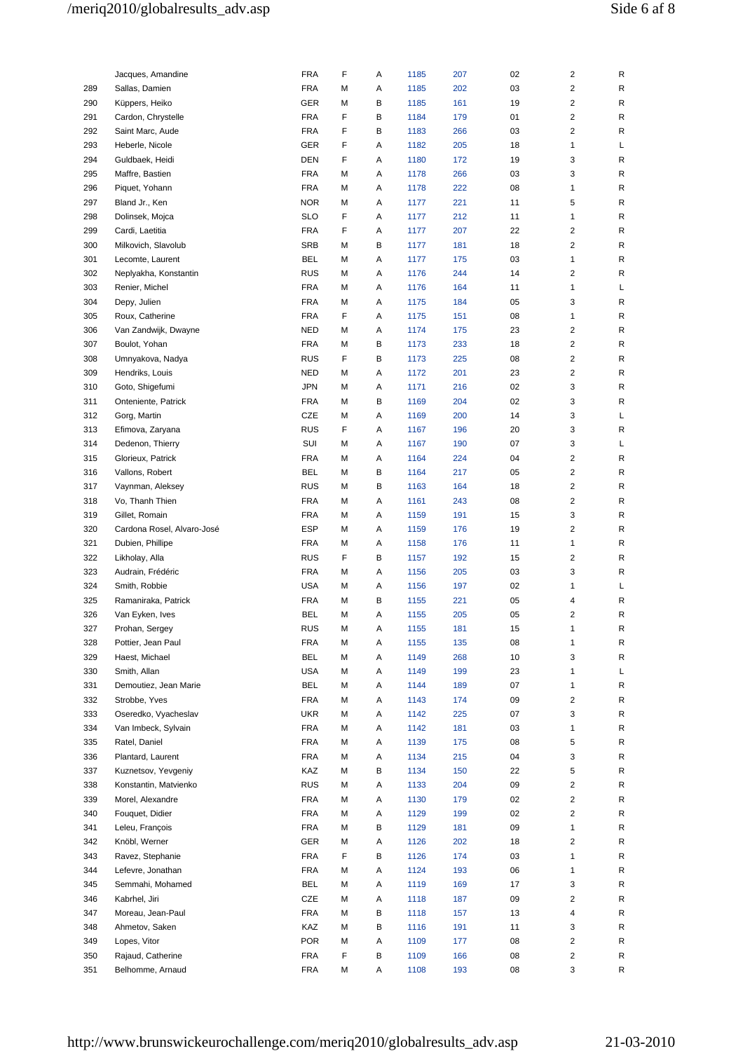|  |  |  |  |  |  |  |  |  |  |
|---|---|---|---|---|---|---|---|---|---|
|  | Jacques, Amandine | FRA | F | A | 1185 | 207 | 02 | 2 | R |
| 289 | Sallas, Damien | FRA | M | A | 1185 | 202 | 03 | 2 | R |
| 290 | Küppers, Heiko | GER | M | B | 1185 | 161 | 19 | 2 | R |
| 291 | Cardon, Chrystelle | FRA | F | B | 1184 | 179 | 01 | 2 | R |
| 292 | Saint Marc, Aude | FRA | F | B | 1183 | 266 | 03 | 2 | R |
| 293 | Heberle, Nicole | GER | F | A | 1182 | 205 | 18 | 1 | L |
| 294 | Guldbaek, Heidi | DEN | F | A | 1180 | 172 | 19 | 3 | R |
| 295 | Maffre, Bastien | FRA | M | A | 1178 | 266 | 03 | 3 | R |
| 296 | Piquet, Yohann | FRA | M | A | 1178 | 222 | 08 | 1 | R |
| 297 | Bland Jr., Ken | NOR | M | A | 1177 | 221 | 11 | 5 | R |
| 298 | Dolinsek, Mojca | SLO | F | A | 1177 | 212 | 11 | 1 | R |
| 299 | Cardi, Laetitia | FRA | F | A | 1177 | 207 | 22 | 2 | R |
| 300 | Milkovich, Slavolub | SRB | M | B | 1177 | 181 | 18 | 2 | R |
| 301 | Lecomte, Laurent | BEL | M | A | 1177 | 175 | 03 | 1 | R |
| 302 | Neplyakha, Konstantin | RUS | M | A | 1176 | 244 | 14 | 2 | R |
| 303 | Renier, Michel | FRA | M | A | 1176 | 164 | 11 | 1 | L |
| 304 | Depy, Julien | FRA | M | A | 1175 | 184 | 05 | 3 | R |
| 305 | Roux, Catherine | FRA | F | A | 1175 | 151 | 08 | 1 | R |
| 306 | Van Zandwijk, Dwayne | NED | M | A | 1174 | 175 | 23 | 2 | R |
| 307 | Boulot, Yohan | FRA | M | B | 1173 | 233 | 18 | 2 | R |
| 308 | Umnyakova, Nadya | RUS | F | B | 1173 | 225 | 08 | 2 | R |
| 309 | Hendriks, Louis | NED | M | A | 1172 | 201 | 23 | 2 | R |
| 310 | Goto, Shigefumi | JPN | M | A | 1171 | 216 | 02 | 3 | R |
| 311 | Onteniente, Patrick | FRA | M | B | 1169 | 204 | 02 | 3 | R |
| 312 | Gorg, Martin | CZE | M | A | 1169 | 200 | 14 | 3 | L |
| 313 | Efimova, Zaryana | RUS | F | A | 1167 | 196 | 20 | 3 | R |
| 314 | Dedenon, Thierry | SUI | M | A | 1167 | 190 | 07 | 3 | L |
| 315 | Glorieux, Patrick | FRA | M | A | 1164 | 224 | 04 | 2 | R |
| 316 | Vallons, Robert | BEL | M | B | 1164 | 217 | 05 | 2 | R |
| 317 | Vaynman, Aleksey | RUS | M | B | 1163 | 164 | 18 | 2 | R |
| 318 | Vo, Thanh Thien | FRA | M | A | 1161 | 243 | 08 | 2 | R |
| 319 | Gillet, Romain | FRA | M | A | 1159 | 191 | 15 | 3 | R |
| 320 | Cardona Rosel, Alvaro-José | ESP | M | A | 1159 | 176 | 19 | 2 | R |
| 321 | Dubien, Phillipe | FRA | M | A | 1158 | 176 | 11 | 1 | R |
| 322 | Likholay, Alla | RUS | F | B | 1157 | 192 | 15 | 2 | R |
| 323 | Audrain, Frédéric | FRA | M | A | 1156 | 205 | 03 | 3 | R |
| 324 | Smith, Robbie | USA | M | A | 1156 | 197 | 02 | 1 | L |
| 325 | Ramaniraka, Patrick | FRA | M | B | 1155 | 221 | 05 | 4 | R |
| 326 | Van Eyken, Ives | BEL | M | A | 1155 | 205 | 05 | 2 | R |
| 327 | Prohan, Sergey | RUS | M | A | 1155 | 181 | 15 | 1 | R |
| 328 | Pottier, Jean Paul | FRA | M | A | 1155 | 135 | 08 | 1 | R |
| 329 | Haest, Michael | BEL | M | A | 1149 | 268 | 10 | 3 | R |
| 330 | Smith, Allan | USA | M | A | 1149 | 199 | 23 | 1 | L |
| 331 | Demoutiez, Jean Marie | BEL | M | A | 1144 | 189 | 07 | 1 | R |
| 332 | Strobbe, Yves | FRA | M | A | 1143 | 174 | 09 | 2 | R |
| 333 | Oseredko, Vyacheslav | UKR | M | A | 1142 | 225 | 07 | 3 | R |
| 334 | Van Imbeck, Sylvain | FRA | M | A | 1142 | 181 | 03 | 1 | R |
| 335 | Ratel, Daniel | FRA | M | A | 1139 | 175 | 08 | 5 | R |
| 336 | Plantard, Laurent | FRA | M | A | 1134 | 215 | 04 | 3 | R |
| 337 | Kuznetsov, Yevgeniy | KAZ | M | B | 1134 | 150 | 22 | 5 | R |
| 338 | Konstantin, Matvienko | RUS | M | A | 1133 | 204 | 09 | 2 | R |
| 339 | Morel, Alexandre | FRA | M | A | 1130 | 179 | 02 | 2 | R |
| 340 | Fouquet, Didier | FRA | M | A | 1129 | 199 | 02 | 2 | R |
| 341 | Leleu, François | FRA | M | B | 1129 | 181 | 09 | 1 | R |
| 342 | Knöbl, Werner | GER | M | A | 1126 | 202 | 18 | 2 | R |
| 343 | Ravez, Stephanie | FRA | F | B | 1126 | 174 | 03 | 1 | R |
| 344 | Lefevre, Jonathan | FRA | M | A | 1124 | 193 | 06 | 1 | R |
| 345 | Semmahi, Mohamed | BEL | M | A | 1119 | 169 | 17 | 3 | R |
| 346 | Kabrhel, Jiri | CZE | M | A | 1118 | 187 | 09 | 2 | R |
| 347 | Moreau, Jean-Paul | FRA | M | B | 1118 | 157 | 13 | 4 | R |
| 348 | Ahmetov, Saken | KAZ | M | B | 1116 | 191 | 11 | 3 | R |
| 349 | Lopes, Vitor | POR | M | A | 1109 | 177 | 08 | 2 | R |
| 350 | Rajaud, Catherine | FRA | F | B | 1109 | 166 | 08 | 2 | R |
| 351 | Belhomme, Arnaud | FRA | M | A | 1108 | 193 | 08 | 3 | R |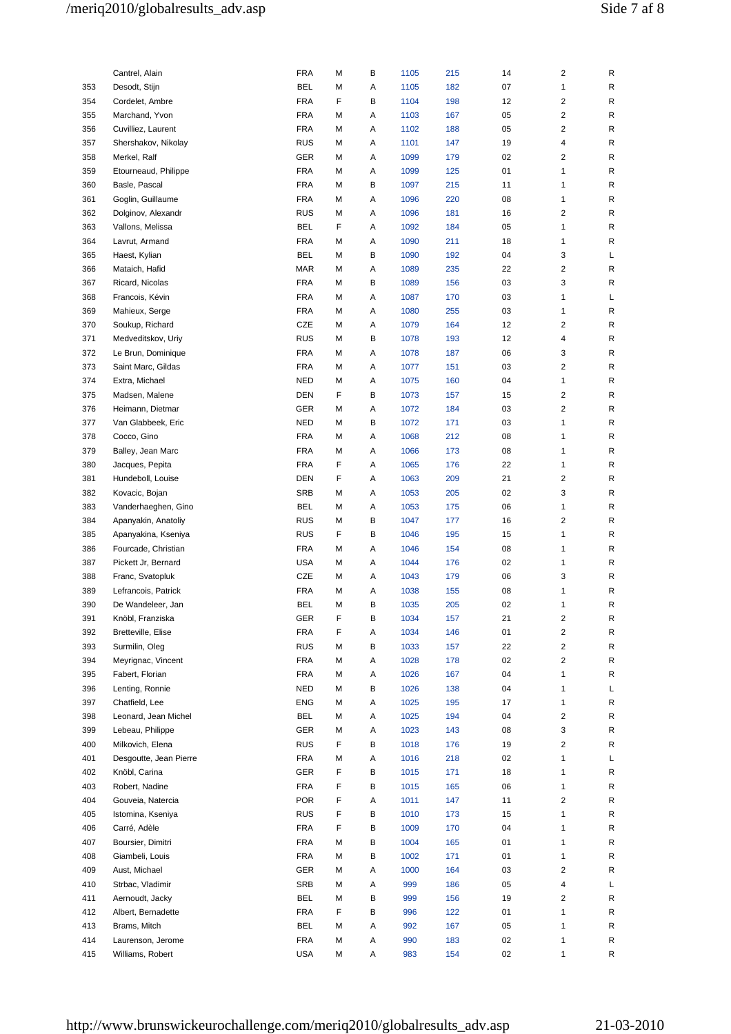|  |  |  |  |  |  |  |  |  |  |
|---|---|---|---|---|---|---|---|---|---|
|  | Cantrel, Alain | FRA | M | B | 1105 | 215 | 14 | 2 | R |
| 353 | Desodt, Stijn | BEL | M | A | 1105 | 182 | 07 | 1 | R |
| 354 | Cordelet, Ambre | FRA | F | B | 1104 | 198 | 12 | 2 | R |
| 355 | Marchand, Yvon | FRA | M | A | 1103 | 167 | 05 | 2 | R |
| 356 | Cuvilliez, Laurent | FRA | M | A | 1102 | 188 | 05 | 2 | R |
| 357 | Shershakov, Nikolay | RUS | M | A | 1101 | 147 | 19 | 4 | R |
| 358 | Merkel, Ralf | GER | M | A | 1099 | 179 | 02 | 2 | R |
| 359 | Etourneaud, Philippe | FRA | M | A | 1099 | 125 | 01 | 1 | R |
| 360 | Basle, Pascal | FRA | M | B | 1097 | 215 | 11 | 1 | R |
| 361 | Goglin, Guillaume | FRA | M | A | 1096 | 220 | 08 | 1 | R |
| 362 | Dolginov, Alexandr | RUS | M | A | 1096 | 181 | 16 | 2 | R |
| 363 | Vallons, Melissa | BEL | F | A | 1092 | 184 | 05 | 1 | R |
| 364 | Lavrut, Armand | FRA | M | A | 1090 | 211 | 18 | 1 | R |
| 365 | Haest, Kylian | BEL | M | B | 1090 | 192 | 04 | 3 | L |
| 366 | Mataich, Hafid | MAR | M | A | 1089 | 235 | 22 | 2 | R |
| 367 | Ricard, Nicolas | FRA | M | B | 1089 | 156 | 03 | 3 | R |
| 368 | Francois, Kévin | FRA | M | A | 1087 | 170 | 03 | 1 | L |
| 369 | Mahieux, Serge | FRA | M | A | 1080 | 255 | 03 | 1 | R |
| 370 | Soukup, Richard | CZE | M | A | 1079 | 164 | 12 | 2 | R |
| 371 | Medveditskov, Uriy | RUS | M | B | 1078 | 193 | 12 | 4 | R |
| 372 | Le Brun, Dominique | FRA | M | A | 1078 | 187 | 06 | 3 | R |
| 373 | Saint Marc, Gildas | FRA | M | A | 1077 | 151 | 03 | 2 | R |
| 374 | Extra, Michael | NED | M | A | 1075 | 160 | 04 | 1 | R |
| 375 | Madsen, Malene | DEN | F | B | 1073 | 157 | 15 | 2 | R |
| 376 | Heimann, Dietmar | GER | M | A | 1072 | 184 | 03 | 2 | R |
| 377 | Van Glabbeek, Eric | NED | M | B | 1072 | 171 | 03 | 1 | R |
| 378 | Cocco, Gino | FRA | M | A | 1068 | 212 | 08 | 1 | R |
| 379 | Balley, Jean Marc | FRA | M | A | 1066 | 173 | 08 | 1 | R |
| 380 | Jacques, Pepita | FRA | F | A | 1065 | 176 | 22 | 1 | R |
| 381 | Hundeboll, Louise | DEN | F | A | 1063 | 209 | 21 | 2 | R |
| 382 | Kovacic, Bojan | SRB | M | A | 1053 | 205 | 02 | 3 | R |
| 383 | Vanderhaeghen, Gino | BEL | M | A | 1053 | 175 | 06 | 1 | R |
| 384 | Apanyakin, Anatoliy | RUS | M | B | 1047 | 177 | 16 | 2 | R |
| 385 | Apanyakina, Kseniya | RUS | F | B | 1046 | 195 | 15 | 1 | R |
| 386 | Fourcade, Christian | FRA | M | A | 1046 | 154 | 08 | 1 | R |
| 387 | Pickett Jr, Bernard | USA | M | A | 1044 | 176 | 02 | 1 | R |
| 388 | Franc, Svatopluk | CZE | M | A | 1043 | 179 | 06 | 3 | R |
| 389 | Lefrancois, Patrick | FRA | M | A | 1038 | 155 | 08 | 1 | R |
| 390 | De Wandeleer, Jan | BEL | M | B | 1035 | 205 | 02 | 1 | R |
| 391 | Knöbl, Franziska | GER | F | B | 1034 | 157 | 21 | 2 | R |
| 392 | Bretteville, Elise | FRA | F | A | 1034 | 146 | 01 | 2 | R |
| 393 | Surmilin, Oleg | RUS | M | B | 1033 | 157 | 22 | 2 | R |
| 394 | Meyrignac, Vincent | FRA | M | A | 1028 | 178 | 02 | 2 | R |
| 395 | Fabert, Florian | FRA | M | A | 1026 | 167 | 04 | 1 | R |
| 396 | Lenting, Ronnie | NED | M | B | 1026 | 138 | 04 | 1 | L |
| 397 | Chatfield, Lee | ENG | M | A | 1025 | 195 | 17 | 1 | R |
| 398 | Leonard, Jean Michel | BEL | M | A | 1025 | 194 | 04 | 2 | R |
| 399 | Lebeau, Philippe | GER | M | A | 1023 | 143 | 08 | 3 | R |
| 400 | Milkovich, Elena | RUS | F | B | 1018 | 176 | 19 | 2 | R |
| 401 | Desgoutte, Jean Pierre | FRA | M | A | 1016 | 218 | 02 | 1 | L |
| 402 | Knöbl, Carina | GER | F | B | 1015 | 171 | 18 | 1 | R |
| 403 | Robert, Nadine | FRA | F | B | 1015 | 165 | 06 | 1 | R |
| 404 | Gouveia, Natercia | POR | F | A | 1011 | 147 | 11 | 2 | R |
| 405 | Istomina, Kseniya | RUS | F | B | 1010 | 173 | 15 | 1 | R |
| 406 | Carré, Adèle | FRA | F | B | 1009 | 170 | 04 | 1 | R |
| 407 | Boursier, Dimitri | FRA | M | B | 1004 | 165 | 01 | 1 | R |
| 408 | Giambeli, Louis | FRA | M | B | 1002 | 171 | 01 | 1 | R |
| 409 | Aust, Michael | GER | M | A | 1000 | 164 | 03 | 2 | R |
| 410 | Strbac, Vladimir | SRB | M | A | 999 | 186 | 05 | 4 | L |
| 411 | Aernoudt, Jacky | BEL | M | B | 999 | 156 | 19 | 2 | R |
| 412 | Albert, Bernadette | FRA | F | B | 996 | 122 | 01 | 1 | R |
| 413 | Brams, Mitch | BEL | M | A | 992 | 167 | 05 | 1 | R |
| 414 | Laurenson, Jerome | FRA | M | A | 990 | 183 | 02 | 1 | R |
| 415 | Williams, Robert | USA | M | A | 983 | 154 | 02 | 1 | R |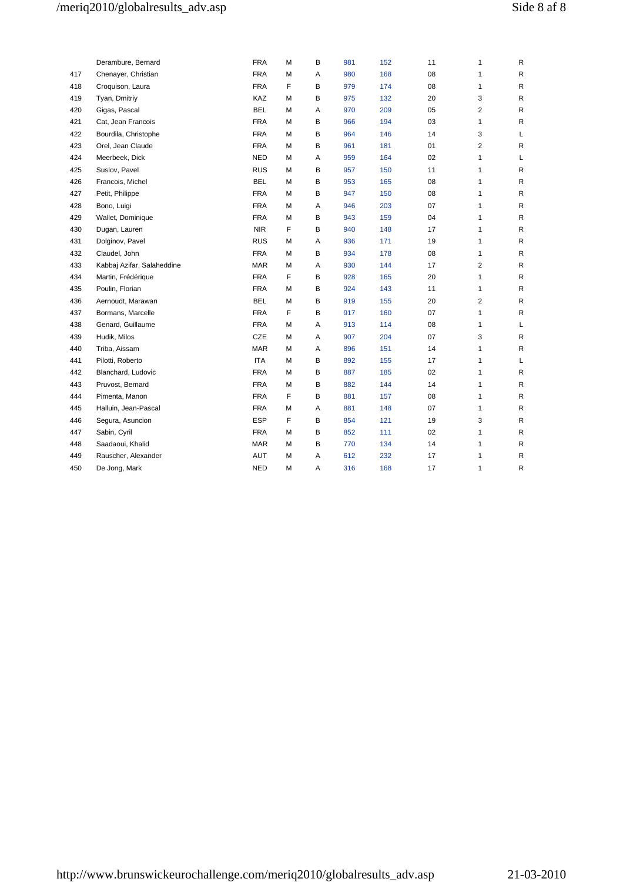|  |  |  |  |  |  |  |  |  |  |
|---|---|---|---|---|---|---|---|---|---|
|  | Derambure, Bernard | FRA | M | B | 981 | 152 | 11 | 1 | R |
| 417 | Chenayer, Christian | FRA | M | A | 980 | 168 | 08 | 1 | R |
| 418 | Croquison, Laura | FRA | F | B | 979 | 174 | 08 | 1 | R |
| 419 | Tyan, Dmitriy | KAZ | M | B | 975 | 132 | 20 | 3 | R |
| 420 | Gigas, Pascal | BEL | M | A | 970 | 209 | 05 | 2 | R |
| 421 | Cat, Jean Francois | FRA | M | B | 966 | 194 | 03 | 1 | R |
| 422 | Bourdila, Christophe | FRA | M | B | 964 | 146 | 14 | 3 | L |
| 423 | Orel, Jean Claude | FRA | M | B | 961 | 181 | 01 | 2 | R |
| 424 | Meerbeek, Dick | NED | M | A | 959 | 164 | 02 | 1 | L |
| 425 | Suslov, Pavel | RUS | M | B | 957 | 150 | 11 | 1 | R |
| 426 | Francois, Michel | BEL | M | B | 953 | 165 | 08 | 1 | R |
| 427 | Petit, Philippe | FRA | M | B | 947 | 150 | 08 | 1 | R |
| 428 | Bono, Luigi | FRA | M | A | 946 | 203 | 07 | 1 | R |
| 429 | Wallet, Dominique | FRA | M | B | 943 | 159 | 04 | 1 | R |
| 430 | Dugan, Lauren | NIR | F | B | 940 | 148 | 17 | 1 | R |
| 431 | Dolginov, Pavel | RUS | M | A | 936 | 171 | 19 | 1 | R |
| 432 | Claudel, John | FRA | M | B | 934 | 178 | 08 | 1 | R |
| 433 | Kabbaj Azifar, Salaheddine | MAR | M | A | 930 | 144 | 17 | 2 | R |
| 434 | Martin, Frédérique | FRA | F | B | 928 | 165 | 20 | 1 | R |
| 435 | Poulin, Florian | FRA | M | B | 924 | 143 | 11 | 1 | R |
| 436 | Aernoudt, Marawan | BEL | M | B | 919 | 155 | 20 | 2 | R |
| 437 | Bormans, Marcelle | FRA | F | B | 917 | 160 | 07 | 1 | R |
| 438 | Genard, Guillaume | FRA | M | A | 913 | 114 | 08 | 1 | L |
| 439 | Hudik, Milos | CZE | M | A | 907 | 204 | 07 | 3 | R |
| 440 | Triba, Aissam | MAR | M | A | 896 | 151 | 14 | 1 | R |
| 441 | Pilotti, Roberto | ITA | M | B | 892 | 155 | 17 | 1 | L |
| 442 | Blanchard, Ludovic | FRA | M | B | 887 | 185 | 02 | 1 | R |
| 443 | Pruvost, Bernard | FRA | M | B | 882 | 144 | 14 | 1 | R |
| 444 | Pimenta, Manon | FRA | F | B | 881 | 157 | 08 | 1 | R |
| 445 | Halluin, Jean-Pascal | FRA | M | A | 881 | 148 | 07 | 1 | R |
| 446 | Segura, Asuncion | ESP | F | B | 854 | 121 | 19 | 3 | R |
| 447 | Sabin, Cyril | FRA | M | B | 852 | 111 | 02 | 1 | R |
| 448 | Saadaoui, Khalid | MAR | M | B | 770 | 134 | 14 | 1 | R |
| 449 | Rauscher, Alexander | AUT | M | A | 612 | 232 | 17 | 1 | R |
| 450 | De Jong, Mark | NED | M | A | 316 | 168 | 17 | 1 | R |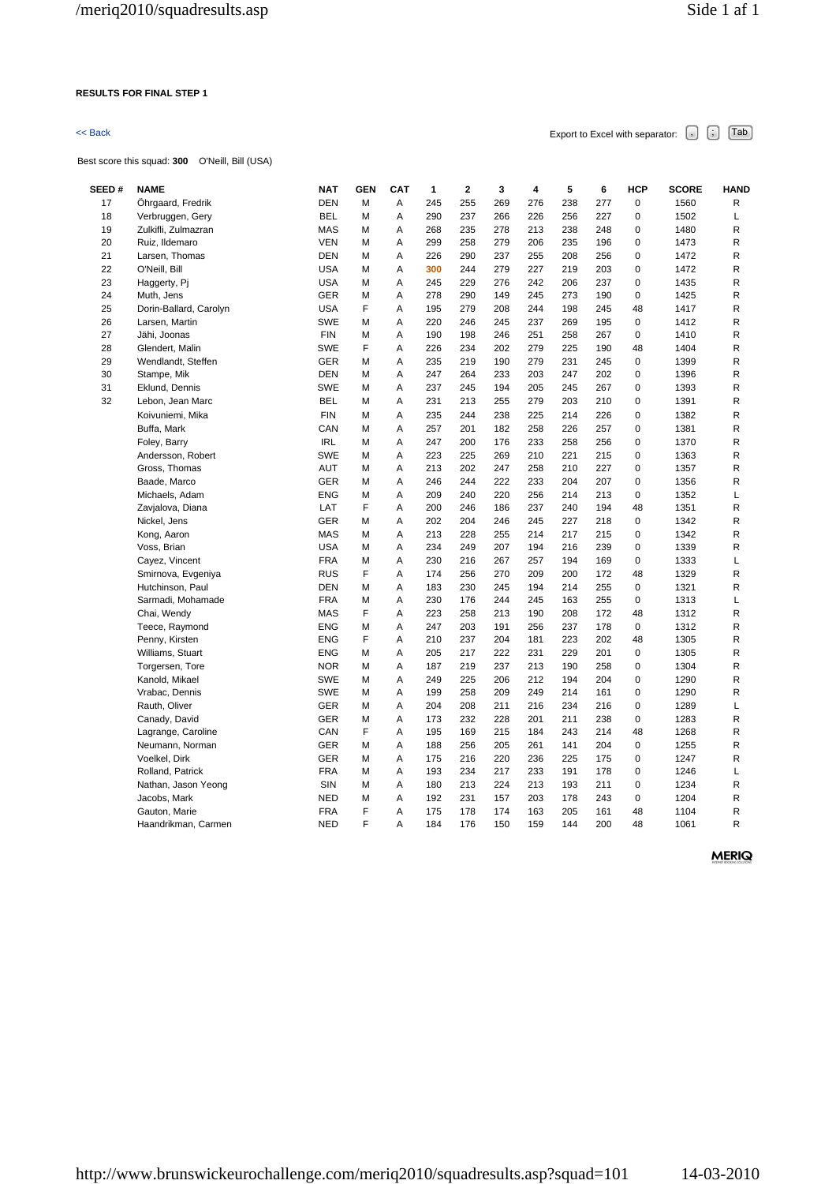**RESULTS FOR FINAL STEP 1**

<< Back

Export to Excel with separator: , ; Tab

Best score this squad: **300** O'Neill, Bill (USA)

| SEED # | NAME | NAT | GEN | CAT | 1 | 2 | 3 | 4 | 5 | 6 | HCP | SCORE | HAND |
|---|---|---|---|---|---|---|---|---|---|---|---|---|---|
| 17 | Öhrgaard, Fredrik | DEN | M | A | 245 | 255 | 269 | 276 | 238 | 277 | 0 | 1560 | R |
| 18 | Verbruggen, Gery | BEL | M | A | 290 | 237 | 266 | 226 | 256 | 227 | 0 | 1502 | L |
| 19 | Zulkifli, Zulmazran | MAS | M | A | 268 | 235 | 278 | 213 | 238 | 248 | 0 | 1480 | R |
| 20 | Ruiz, Ildemaro | VEN | M | A | 299 | 258 | 279 | 206 | 235 | 196 | 0 | 1473 | R |
| 21 | Larsen, Thomas | DEN | M | A | 226 | 290 | 237 | 255 | 208 | 256 | 0 | 1472 | R |
| 22 | O'Neill, Bill | USA | M | A | 300 | 244 | 279 | 227 | 219 | 203 | 0 | 1472 | R |
| 23 | Haggerty, Pj | USA | M | A | 245 | 229 | 276 | 242 | 206 | 237 | 0 | 1435 | R |
| 24 | Muth, Jens | GER | M | A | 278 | 290 | 149 | 245 | 273 | 190 | 0 | 1425 | R |
| 25 | Dorin-Ballard, Carolyn | USA | F | A | 195 | 279 | 208 | 244 | 198 | 245 | 48 | 1417 | R |
| 26 | Larsen, Martin | SWE | M | A | 220 | 246 | 245 | 237 | 269 | 195 | 0 | 1412 | R |
| 27 | Jähi, Joonas | FIN | M | A | 190 | 198 | 246 | 251 | 258 | 267 | 0 | 1410 | R |
| 28 | Glendert, Malin | SWE | F | A | 226 | 234 | 202 | 279 | 225 | 190 | 48 | 1404 | R |
| 29 | Wendlandt, Steffen | GER | M | A | 235 | 219 | 190 | 279 | 231 | 245 | 0 | 1399 | R |
| 30 | Stampe, Mik | DEN | M | A | 247 | 264 | 233 | 203 | 247 | 202 | 0 | 1396 | R |
| 31 | Eklund, Dennis | SWE | M | A | 237 | 245 | 194 | 205 | 245 | 267 | 0 | 1393 | R |
| 32 | Lebon, Jean Marc | BEL | M | A | 231 | 213 | 255 | 279 | 203 | 210 | 0 | 1391 | R |
| | Koivuniemi, Mika | FIN | M | A | 235 | 244 | 238 | 225 | 214 | 226 | 0 | 1382 | R |
| | Buffa, Mark | CAN | M | A | 257 | 201 | 182 | 258 | 226 | 257 | 0 | 1381 | R |
| | Foley, Barry | IRL | M | A | 247 | 200 | 176 | 233 | 258 | 256 | 0 | 1370 | R |
| | Andersson, Robert | SWE | M | A | 223 | 225 | 269 | 210 | 221 | 215 | 0 | 1363 | R |
| | Gross, Thomas | AUT | M | A | 213 | 202 | 247 | 258 | 210 | 227 | 0 | 1357 | R |
| | Baade, Marco | GER | M | A | 246 | 244 | 222 | 233 | 204 | 207 | 0 | 1356 | R |
| | Michaels, Adam | ENG | M | A | 209 | 240 | 220 | 256 | 214 | 213 | 0 | 1352 | L |
| | Zavjalova, Diana | LAT | F | A | 200 | 246 | 186 | 237 | 240 | 194 | 48 | 1351 | R |
| | Nickel, Jens | GER | M | A | 202 | 204 | 246 | 245 | 227 | 218 | 0 | 1342 | R |
| | Kong, Aaron | MAS | M | A | 213 | 228 | 255 | 214 | 217 | 215 | 0 | 1342 | R |
| | Voss, Brian | USA | M | A | 234 | 249 | 207 | 194 | 216 | 239 | 0 | 1339 | R |
| | Cayez, Vincent | FRA | M | A | 230 | 216 | 267 | 257 | 194 | 169 | 0 | 1333 | L |
| | Smirnova, Evgeniya | RUS | F | A | 174 | 256 | 270 | 209 | 200 | 172 | 48 | 1329 | R |
| | Hutchinson, Paul | DEN | M | A | 183 | 230 | 245 | 194 | 214 | 255 | 0 | 1321 | R |
| | Sarmadi, Mohamade | FRA | M | A | 230 | 176 | 244 | 245 | 163 | 255 | 0 | 1313 | L |
| | Chai, Wendy | MAS | F | A | 223 | 258 | 213 | 190 | 208 | 172 | 48 | 1312 | R |
| | Teece, Raymond | ENG | M | A | 247 | 203 | 191 | 256 | 237 | 178 | 0 | 1312 | R |
| | Penny, Kirsten | ENG | F | A | 210 | 237 | 204 | 181 | 223 | 202 | 48 | 1305 | R |
| | Williams, Stuart | ENG | M | A | 205 | 217 | 222 | 231 | 229 | 201 | 0 | 1305 | R |
| | Torgersen, Tore | NOR | M | A | 187 | 219 | 237 | 213 | 190 | 258 | 0 | 1304 | R |
| | Kanold, Mikael | SWE | M | A | 249 | 225 | 206 | 212 | 194 | 204 | 0 | 1290 | R |
| | Vrabac, Dennis | SWE | M | A | 199 | 258 | 209 | 249 | 214 | 161 | 0 | 1290 | R |
| | Rauth, Oliver | GER | M | A | 204 | 208 | 211 | 216 | 234 | 216 | 0 | 1289 | L |
| | Canady, David | GER | M | A | 173 | 232 | 228 | 201 | 211 | 238 | 0 | 1283 | R |
| | Lagrange, Caroline | CAN | F | A | 195 | 169 | 215 | 184 | 243 | 214 | 48 | 1268 | R |
| | Neumann, Norman | GER | M | A | 188 | 256 | 205 | 261 | 141 | 204 | 0 | 1255 | R |
| | Voelkel, Dirk | GER | M | A | 175 | 216 | 220 | 236 | 225 | 175 | 0 | 1247 | R |
| | Rolland, Patrick | FRA | M | A | 193 | 234 | 217 | 233 | 191 | 178 | 0 | 1246 | L |
| | Nathan, Jason Yeong | SIN | M | A | 180 | 213 | 224 | 213 | 193 | 211 | 0 | 1234 | R |
| | Jacobs, Mark | NED | M | A | 192 | 231 | 157 | 203 | 178 | 243 | 0 | 1204 | R |
| | Gauton, Marie | FRA | F | A | 175 | 178 | 174 | 163 | 205 | 161 | 48 | 1104 | R |
| | Haandrikman, Carmen | NED | F | A | 184 | 176 | 150 | 159 | 144 | 200 | 48 | 1061 | R |

MERIQ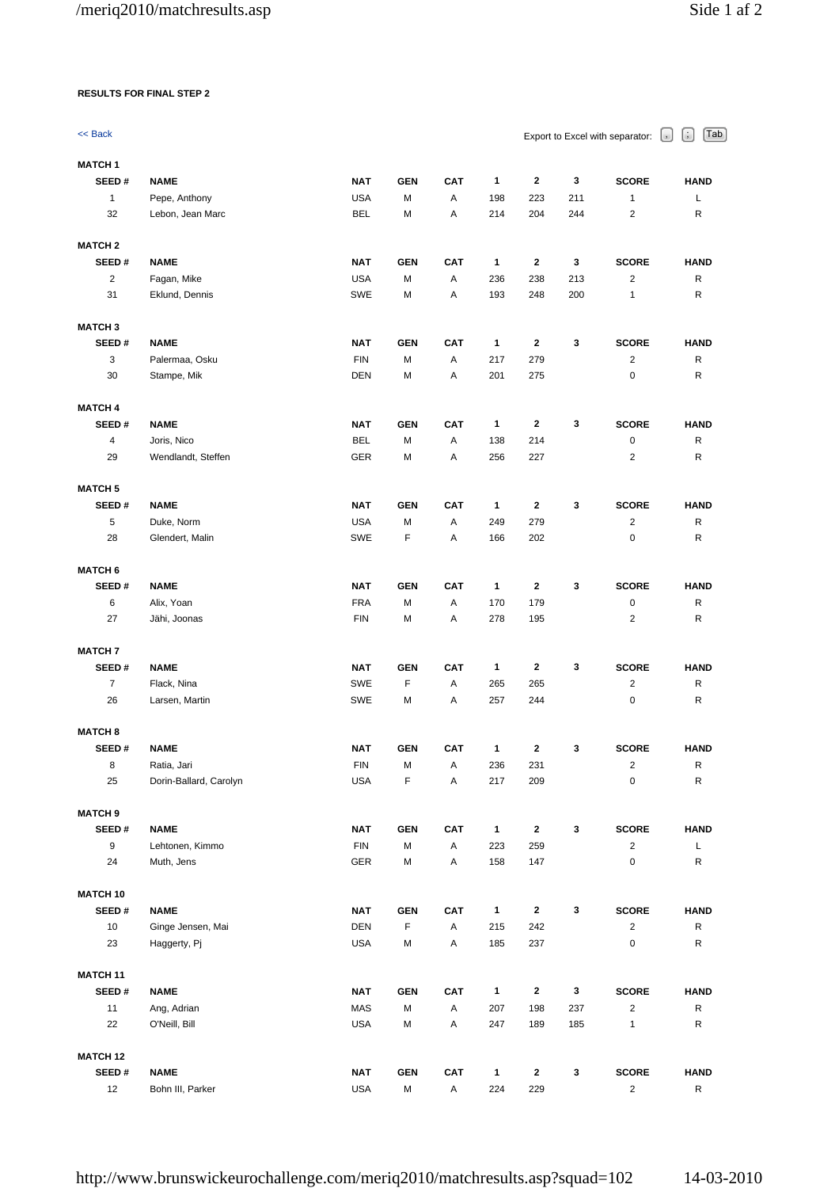**RESULTS FOR FINAL STEP 2**

<< Back

Export to Excel with separator: , ; Tab

**MATCH 1**

| SEED # | NAME | NAT | GEN | CAT | 1 | 2 | 3 | SCORE | HAND |
|---|---|---|---|---|---|---|---|---|---|
| 1 | Pepe, Anthony | USA | M | A | 198 | 223 | 211 | 1 | L |
| 32 | Lebon, Jean Marc | BEL | M | A | 214 | 204 | 244 | 2 | R |

**MATCH 2**

| SEED # | NAME | NAT | GEN | CAT | 1 | 2 | 3 | SCORE | HAND |
|---|---|---|---|---|---|---|---|---|---|
| 2 | Fagan, Mike | USA | M | A | 236 | 238 | 213 | 2 | R |
| 31 | Eklund, Dennis | SWE | M | A | 193 | 248 | 200 | 1 | R |

**MATCH 3**

| SEED # | NAME | NAT | GEN | CAT | 1 | 2 | 3 | SCORE | HAND |
|---|---|---|---|---|---|---|---|---|---|
| 3 | Palermaa, Osku | FIN | M | A | 217 | 279 | | 2 | R |
| 30 | Stampe, Mik | DEN | M | A | 201 | 275 | | 0 | R |

**MATCH 4**

| SEED # | NAME | NAT | GEN | CAT | 1 | 2 | 3 | SCORE | HAND |
|---|---|---|---|---|---|---|---|---|---|
| 4 | Joris, Nico | BEL | M | A | 138 | 214 | | 0 | R |
| 29 | Wendlandt, Steffen | GER | M | A | 256 | 227 | | 2 | R |

**MATCH 5**

| SEED # | NAME | NAT | GEN | CAT | 1 | 2 | 3 | SCORE | HAND |
|---|---|---|---|---|---|---|---|---|---|
| 5 | Duke, Norm | USA | M | A | 249 | 279 | | 2 | R |
| 28 | Glendert, Malin | SWE | F | A | 166 | 202 | | 0 | R |

**MATCH 6**

| SEED # | NAME | NAT | GEN | CAT | 1 | 2 | 3 | SCORE | HAND |
|---|---|---|---|---|---|---|---|---|---|
| 6 | Alix, Yoan | FRA | M | A | 170 | 179 | | 0 | R |
| 27 | Jähi, Joonas | FIN | M | A | 278 | 195 | | 2 | R |

**MATCH 7**

| SEED # | NAME | NAT | GEN | CAT | 1 | 2 | 3 | SCORE | HAND |
|---|---|---|---|---|---|---|---|---|---|
| 7 | Flack, Nina | SWE | F | A | 265 | 265 | | 2 | R |
| 26 | Larsen, Martin | SWE | M | A | 257 | 244 | | 0 | R |

**MATCH 8**

| SEED # | NAME | NAT | GEN | CAT | 1 | 2 | 3 | SCORE | HAND |
|---|---|---|---|---|---|---|---|---|---|
| 8 | Ratia, Jari | FIN | M | A | 236 | 231 | | 2 | R |
| 25 | Dorin-Ballard, Carolyn | USA | F | A | 217 | 209 | | 0 | R |

**MATCH 9**

| SEED # | NAME | NAT | GEN | CAT | 1 | 2 | 3 | SCORE | HAND |
|---|---|---|---|---|---|---|---|---|---|
| 9 | Lehtonen, Kimmo | FIN | M | A | 223 | 259 | | 2 | L |
| 24 | Muth, Jens | GER | M | A | 158 | 147 | | 0 | R |

**MATCH 10**

| SEED # | NAME | NAT | GEN | CAT | 1 | 2 | 3 | SCORE | HAND |
|---|---|---|---|---|---|---|---|---|---|
| 10 | Ginge Jensen, Mai | DEN | F | A | 215 | 242 | | 2 | R |
| 23 | Haggerty, Pj | USA | M | A | 185 | 237 | | 0 | R |

**MATCH 11**

| SEED # | NAME | NAT | GEN | CAT | 1 | 2 | 3 | SCORE | HAND |
|---|---|---|---|---|---|---|---|---|---|
| 11 | Ang, Adrian | MAS | M | A | 207 | 198 | 237 | 2 | R |
| 22 | O'Neill, Bill | USA | M | A | 247 | 189 | 185 | 1 | R |

**MATCH 12**

| SEED # | NAME | NAT | GEN | CAT | 1 | 2 | 3 | SCORE | HAND |
|---|---|---|---|---|---|---|---|---|---|
| 12 | Bohn III, Parker | USA | M | A | 224 | 229 | | 2 | R |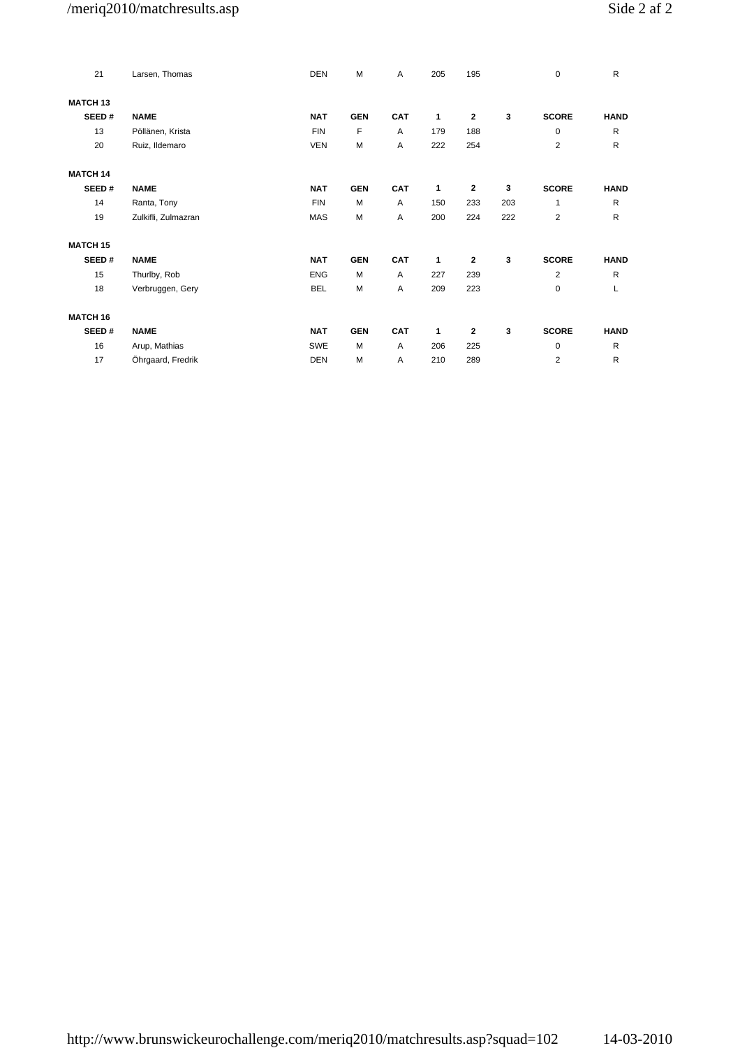| 21 | Larsen, Thomas | DEN | M | A | 205 | 195 | | 0 | R |
|---|---|---|---|---|---|---|---|---|---|

**MATCH 13**

| SEED # | NAME | NAT | GEN | CAT | 1 | 2 | 3 | SCORE | HAND |
|---|---|---|---|---|---|---|---|---|---|
| 13 | Pöllänen, Krista | FIN | F | A | 179 | 188 | | 0 | R |
| 20 | Ruiz, Ildemaro | VEN | M | A | 222 | 254 | | 2 | R |

**MATCH 14**

| SEED # | NAME | NAT | GEN | CAT | 1 | 2 | 3 | SCORE | HAND |
|---|---|---|---|---|---|---|---|---|---|
| 14 | Ranta, Tony | FIN | M | A | 150 | 233 | 203 | 1 | R |
| 19 | Zulkifli, Zulmazran | MAS | M | A | 200 | 224 | 222 | 2 | R |

**MATCH 15**

| SEED # | NAME | NAT | GEN | CAT | 1 | 2 | 3 | SCORE | HAND |
|---|---|---|---|---|---|---|---|---|---|
| 15 | Thurlby, Rob | ENG | M | A | 227 | 239 | | 2 | R |
| 18 | Verbruggen, Gery | BEL | M | A | 209 | 223 | | 0 | L |

**MATCH 16**

| SEED # | NAME | NAT | GEN | CAT | 1 | 2 | 3 | SCORE | HAND |
|---|---|---|---|---|---|---|---|---|---|
| 16 | Arup, Mathias | SWE | M | A | 206 | 225 | | 0 | R |
| 17 | Öhrgaard, Fredrik | DEN | M | A | 210 | 289 | | 2 | R |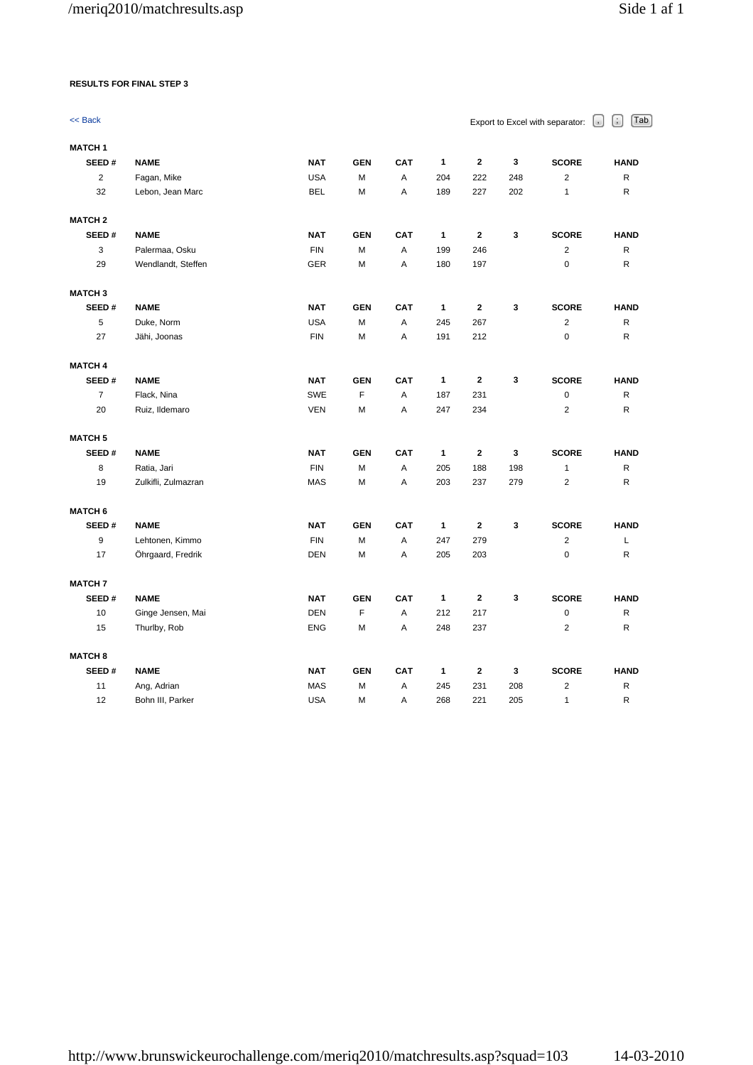**RESULTS FOR FINAL STEP 3**

<< Back

Export to Excel with separator: , ; Tab

**MATCH 1**

| SEED # | NAME | NAT | GEN | CAT | 1 | 2 | 3 | SCORE | HAND |
|---|---|---|---|---|---|---|---|---|---|
| 2 | Fagan, Mike | USA | M | A | 204 | 222 | 248 | 2 | R |
| 32 | Lebon, Jean Marc | BEL | M | A | 189 | 227 | 202 | 1 | R |

**MATCH 2**

| SEED # | NAME | NAT | GEN | CAT | 1 | 2 | 3 | SCORE | HAND |
|---|---|---|---|---|---|---|---|---|---|
| 3 | Palermaa, Osku | FIN | M | A | 199 | 246 | | 2 | R |
| 29 | Wendlandt, Steffen | GER | M | A | 180 | 197 | | 0 | R |

**MATCH 3**

| SEED # | NAME | NAT | GEN | CAT | 1 | 2 | 3 | SCORE | HAND |
|---|---|---|---|---|---|---|---|---|---|
| 5 | Duke, Norm | USA | M | A | 245 | 267 | | 2 | R |
| 27 | Jähi, Joonas | FIN | M | A | 191 | 212 | | 0 | R |

**MATCH 4**

| SEED # | NAME | NAT | GEN | CAT | 1 | 2 | 3 | SCORE | HAND |
|---|---|---|---|---|---|---|---|---|---|
| 7 | Flack, Nina | SWE | F | A | 187 | 231 | | 0 | R |
| 20 | Ruiz, Ildemaro | VEN | M | A | 247 | 234 | | 2 | R |

**MATCH 5**

| SEED # | NAME | NAT | GEN | CAT | 1 | 2 | 3 | SCORE | HAND |
|---|---|---|---|---|---|---|---|---|---|
| 8 | Ratia, Jari | FIN | M | A | 205 | 188 | 198 | 1 | R |
| 19 | Zulkifli, Zulmazran | MAS | M | A | 203 | 237 | 279 | 2 | R |

**MATCH 6**

| SEED # | NAME | NAT | GEN | CAT | 1 | 2 | 3 | SCORE | HAND |
|---|---|---|---|---|---|---|---|---|---|
| 9 | Lehtonen, Kimmo | FIN | M | A | 247 | 279 | | 2 | L |
| 17 | Öhrgaard, Fredrik | DEN | M | A | 205 | 203 | | 0 | R |

**MATCH 7**

| SEED # | NAME | NAT | GEN | CAT | 1 | 2 | 3 | SCORE | HAND |
|---|---|---|---|---|---|---|---|---|---|
| 10 | Ginge Jensen, Mai | DEN | F | A | 212 | 217 | | 0 | R |
| 15 | Thurlby, Rob | ENG | M | A | 248 | 237 | | 2 | R |

**MATCH 8**

| SEED # | NAME | NAT | GEN | CAT | 1 | 2 | 3 | SCORE | HAND |
|---|---|---|---|---|---|---|---|---|---|
| 11 | Ang, Adrian | MAS | M | A | 245 | 231 | 208 | 2 | R |
| 12 | Bohn III, Parker | USA | M | A | 268 | 221 | 205 | 1 | R |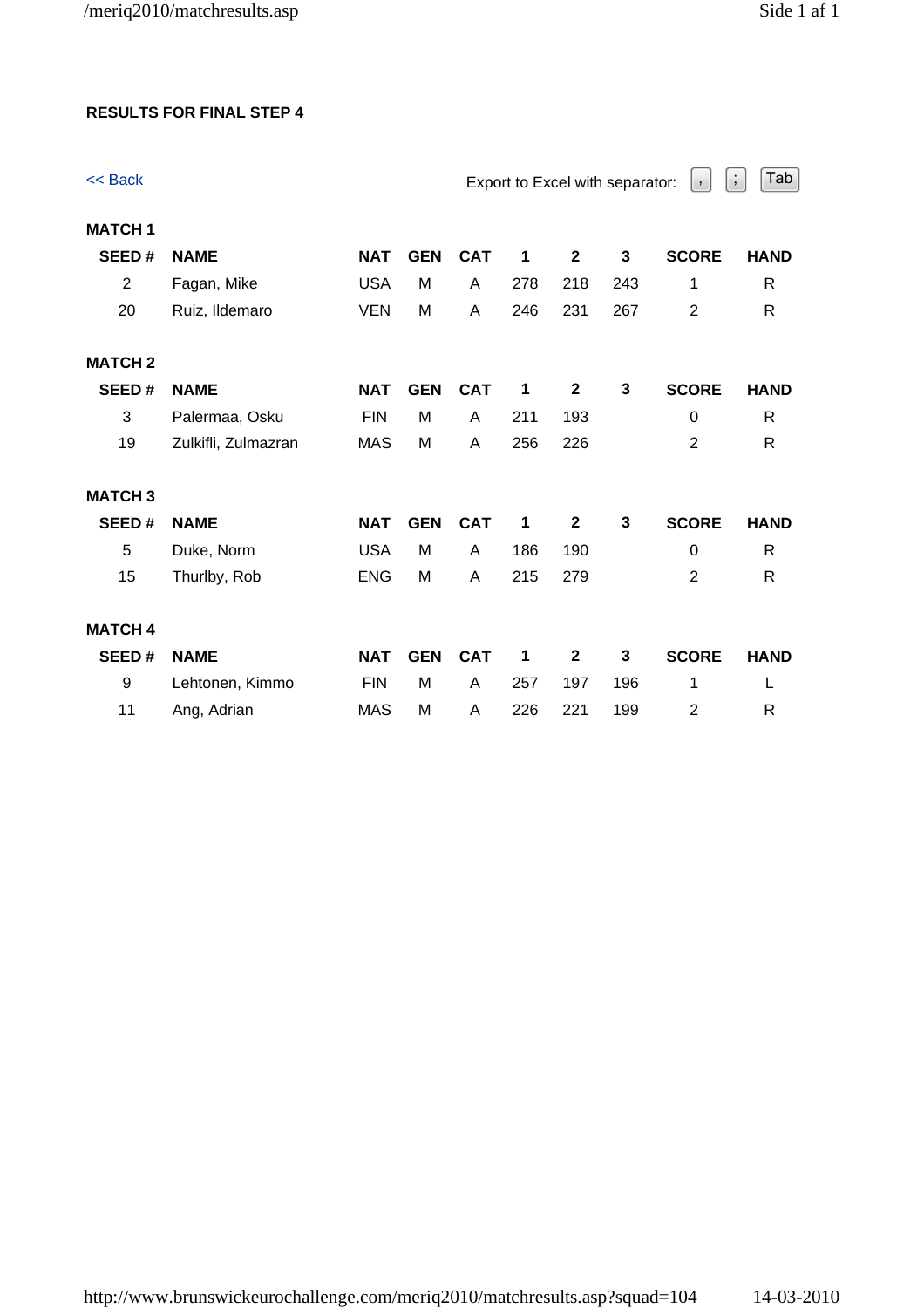**RESULTS FOR FINAL STEP 4**

<< Back

Export to Excel with separator: , ; Tab

**MATCH 1**

| SEED # | NAME | NAT | GEN | CAT | 1 | 2 | 3 | SCORE | HAND |
|---|---|---|---|---|---|---|---|---|---|
| 2 | Fagan, Mike | USA | M | A | 278 | 218 | 243 | 1 | R |
| 20 | Ruiz, Ildemaro | VEN | M | A | 246 | 231 | 267 | 2 | R |

**MATCH 2**

| SEED # | NAME | NAT | GEN | CAT | 1 | 2 | 3 | SCORE | HAND |
|---|---|---|---|---|---|---|---|---|---|
| 3 | Palermaa, Osku | FIN | M | A | 211 | 193 | | 0 | R |
| 19 | Zulkifli, Zulmazran | MAS | M | A | 256 | 226 | | 2 | R |

**MATCH 3**

| SEED # | NAME | NAT | GEN | CAT | 1 | 2 | 3 | SCORE | HAND |
|---|---|---|---|---|---|---|---|---|---|
| 5 | Duke, Norm | USA | M | A | 186 | 190 | | 0 | R |
| 15 | Thurlby, Rob | ENG | M | A | 215 | 279 | | 2 | R |

**MATCH 4**

| SEED # | NAME | NAT | GEN | CAT | 1 | 2 | 3 | SCORE | HAND |
|---|---|---|---|---|---|---|---|---|---|
| 9 | Lehtonen, Kimmo | FIN | M | A | 257 | 197 | 196 | 1 | L |
| 11 | Ang, Adrian | MAS | M | A | 226 | 221 | 199 | 2 | R |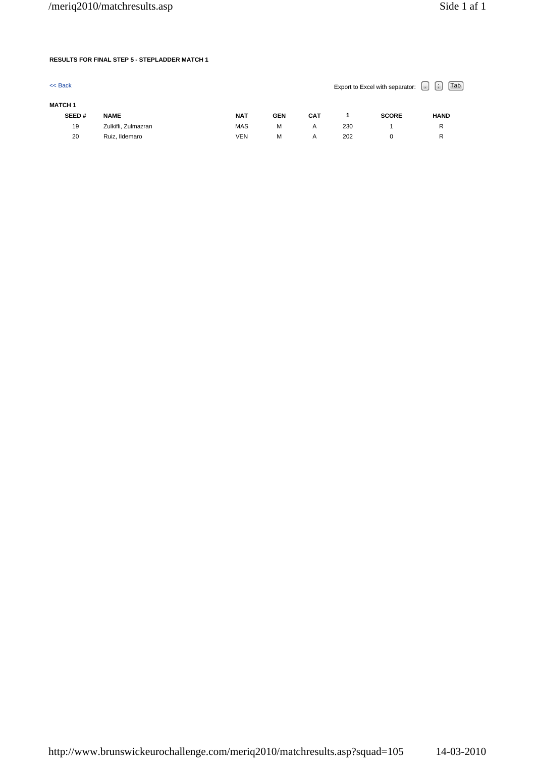**RESULTS FOR FINAL STEP 5 - STEPLADDER MATCH 1**

<< Back

Export to Excel with separator: , ; Tab

**MATCH 1**

| SEED # | NAME | NAT | GEN | CAT | 1 | SCORE | HAND |
|---|---|---|---|---|---|---|---|
| 19 | Zulkifli, Zulmazran | MAS | M | A | 230 | 1 | R |
| 20 | Ruiz, Ildemaro | VEN | M | A | 202 | 0 | R |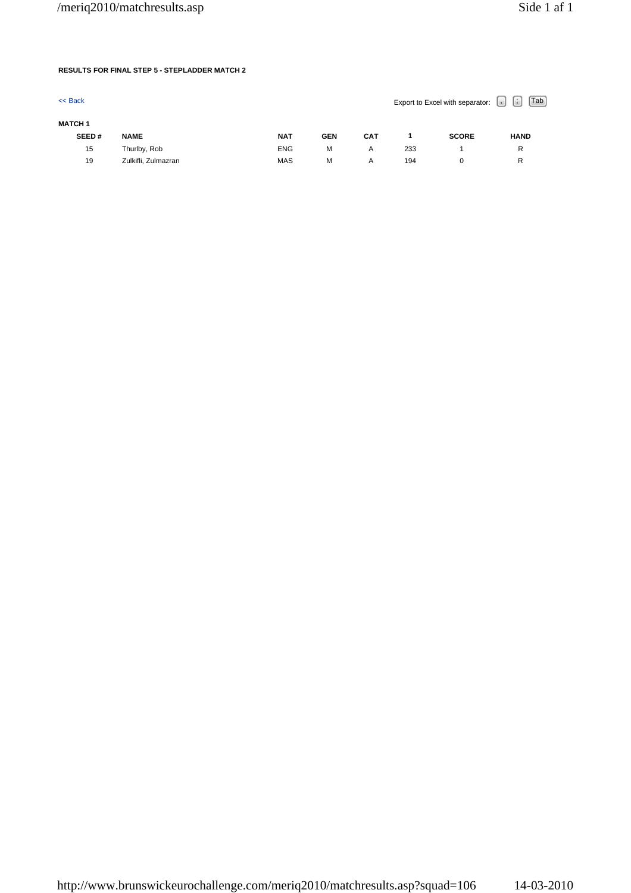**RESULTS FOR FINAL STEP 5 - STEPLADDER MATCH 2**

<< Back

Export to Excel with separator: , ; Tab

**MATCH 1**

| SEED # | NAME | NAT | GEN | CAT | 1 | SCORE | HAND |
|---|---|---|---|---|---|---|---|
| 15 | Thurlby, Rob | ENG | M | A | 233 | 1 | R |
| 19 | Zulkifli, Zulmazran | MAS | M | A | 194 | 0 | R |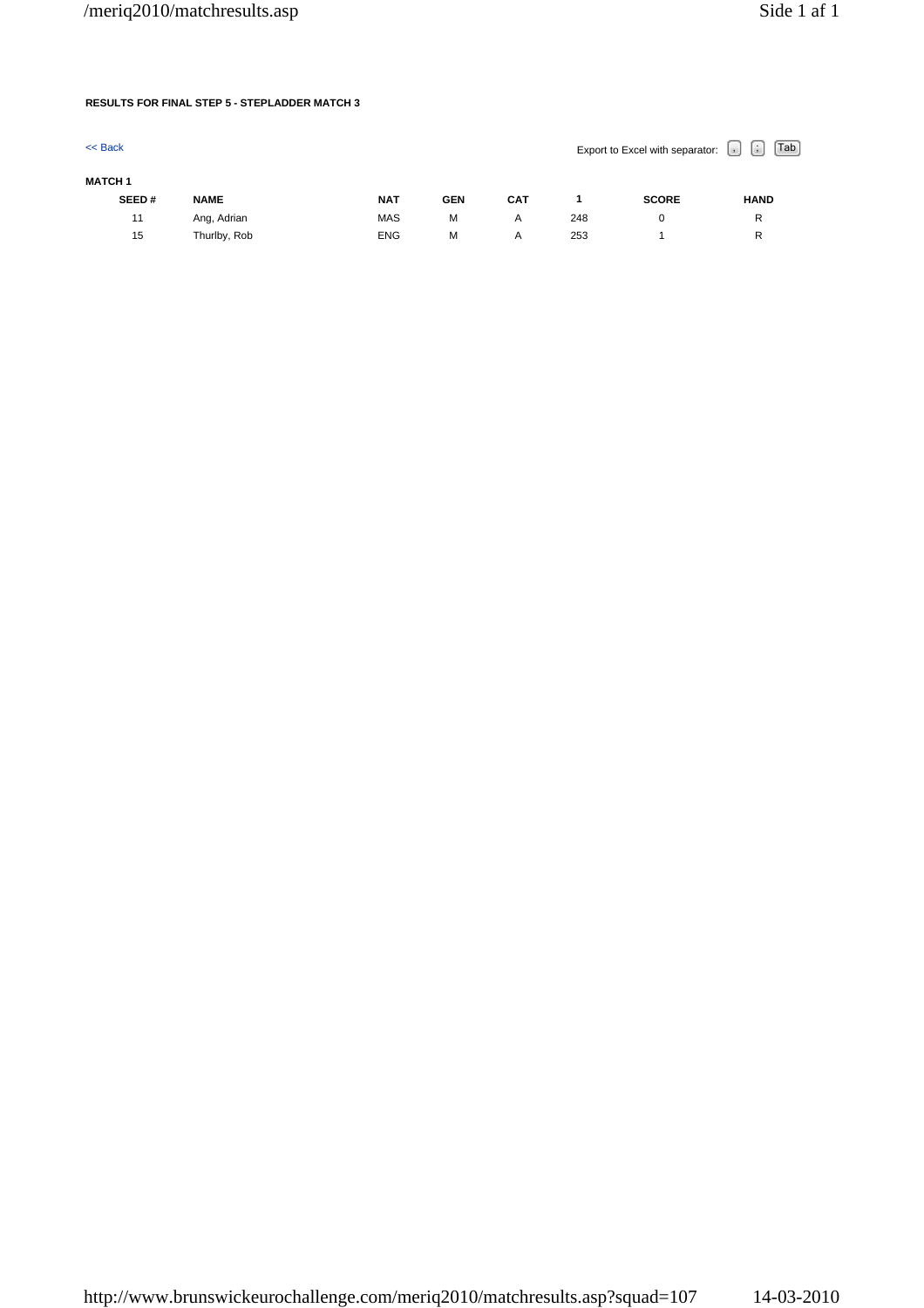**RESULTS FOR FINAL STEP 5 - STEPLADDER MATCH 3**

<< Back

Export to Excel with separator: , ; Tab

**MATCH 1**

| SEED # | NAME | NAT | GEN | CAT | 1 | SCORE | HAND |
|---|---|---|---|---|---|---|---|
| 11 | Ang, Adrian | MAS | M | A | 248 | 0 | R |
| 15 | Thurlby, Rob | ENG | M | A | 253 | 1 | R |